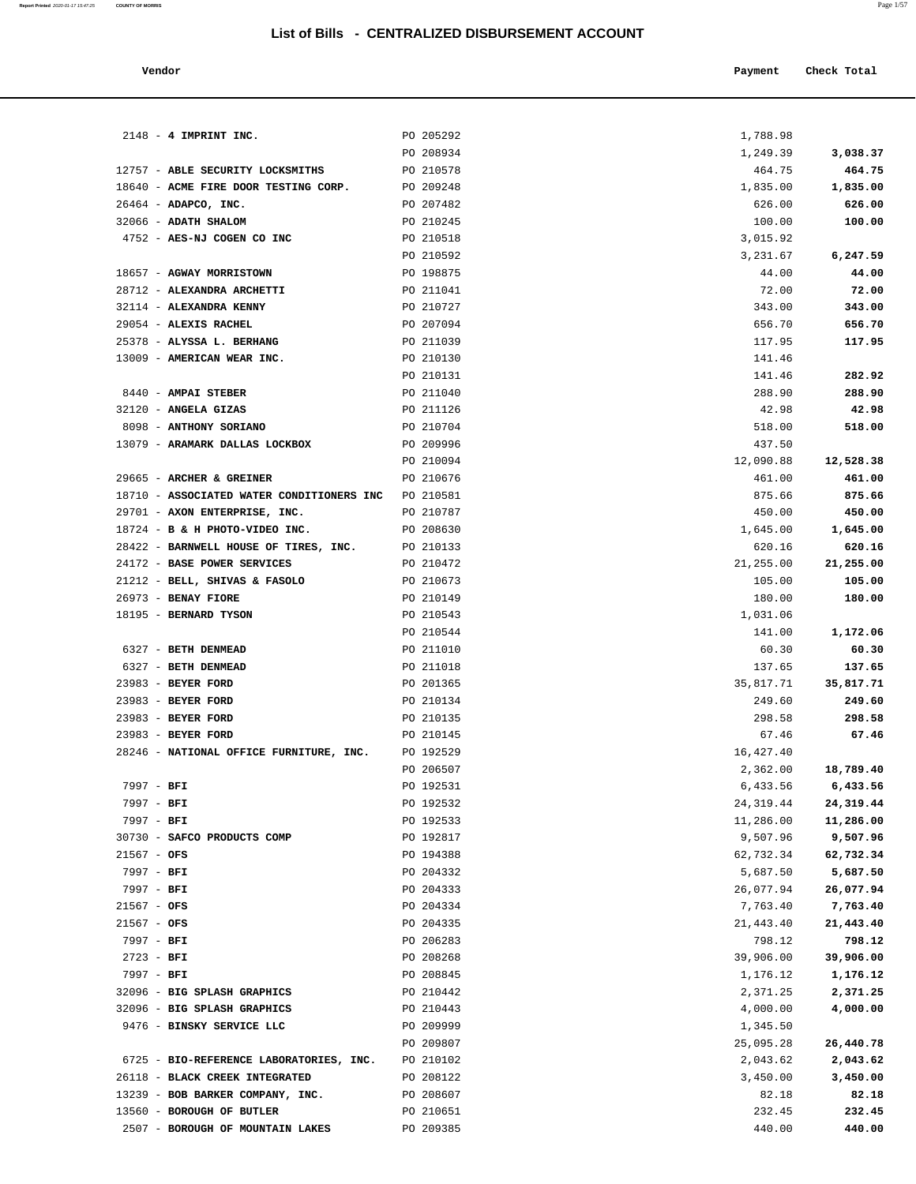# List of Bills - CENTRALIZED DISBURSEMENT ACCOUNT

| Vendor | | Payment | Check Total |
|---|---|---|---|
| 2148 - **4 IMPRINT INC.** | PO 205292 | 1,788.98 | |
| | PO 208934 | 1,249.39 | **3,038.37** |
| 12757 - **ABLE SECURITY LOCKSMITHS** | PO 210578 | 464.75 | **464.75** |
| 18640 - **ACME FIRE DOOR TESTING CORP.** | PO 209248 | 1,835.00 | **1,835.00** |
| 26464 - **ADAPCO, INC.** | PO 207482 | 626.00 | **626.00** |
| 32066 - **ADATH SHALOM** | PO 210245 | 100.00 | **100.00** |
| 4752 - **AES-NJ COGEN CO INC** | PO 210518 | 3,015.92 | |
| | PO 210592 | 3,231.67 | **6,247.59** |
| 18657 - **AGWAY MORRISTOWN** | PO 198875 | 44.00 | **44.00** |
| 28712 - **ALEXANDRA ARCHETTI** | PO 211041 | 72.00 | **72.00** |
| 32114 - **ALEXANDRA KENNY** | PO 210727 | 343.00 | **343.00** |
| 29054 - **ALEXIS RACHEL** | PO 207094 | 656.70 | **656.70** |
| 25378 - **ALYSSA L. BERHANG** | PO 211039 | 117.95 | **117.95** |
| 13009 - **AMERICAN WEAR INC.** | PO 210130 | 141.46 | |
| | PO 210131 | 141.46 | **282.92** |
| 8440 - **AMPAI STEBER** | PO 211040 | 288.90 | **288.90** |
| 32120 - **ANGELA GIZAS** | PO 211126 | 42.98 | **42.98** |
| 8098 - **ANTHONY SORIANO** | PO 210704 | 518.00 | **518.00** |
| 13079 - **ARAMARK DALLAS LOCKBOX** | PO 209996 | 437.50 | |
| | PO 210094 | 12,090.88 | **12,528.38** |
| 29665 - **ARCHER & GREINER** | PO 210676 | 461.00 | **461.00** |
| 18710 - **ASSOCIATED WATER CONDITIONERS INC** | PO 210581 | 875.66 | **875.66** |
| 29701 - **AXON ENTERPRISE, INC.** | PO 210787 | 450.00 | **450.00** |
| 18724 - **B & H PHOTO-VIDEO INC.** | PO 208630 | 1,645.00 | **1,645.00** |
| 28422 - **BARNWELL HOUSE OF TIRES, INC.** | PO 210133 | 620.16 | **620.16** |
| 24172 - **BASE POWER SERVICES** | PO 210472 | 21,255.00 | **21,255.00** |
| 21212 - **BELL, SHIVAS & FASOLO** | PO 210673 | 105.00 | **105.00** |
| 26973 - **BENAY FIORE** | PO 210149 | 180.00 | **180.00** |
| 18195 - **BERNARD TYSON** | PO 210543 | 1,031.06 | |
| | PO 210544 | 141.00 | **1,172.06** |
| 6327 - **BETH DENMEAD** | PO 211010 | 60.30 | **60.30** |
| 6327 - **BETH DENMEAD** | PO 211018 | 137.65 | **137.65** |
| 23983 - **BEYER FORD** | PO 201365 | 35,817.71 | **35,817.71** |
| 23983 - **BEYER FORD** | PO 210134 | 249.60 | **249.60** |
| 23983 - **BEYER FORD** | PO 210135 | 298.58 | **298.58** |
| 23983 - **BEYER FORD** | PO 210145 | 67.46 | **67.46** |
| 28246 - **NATIONAL OFFICE FURNITURE, INC.** | PO 192529 | 16,427.40 | |
| | PO 206507 | 2,362.00 | **18,789.40** |
| 7997 - **BFI** | PO 192531 | 6,433.56 | **6,433.56** |
| 7997 - **BFI** | PO 192532 | 24,319.44 | **24,319.44** |
| 7997 - **BFI** | PO 192533 | 11,286.00 | **11,286.00** |
| 30730 - **SAFCO PRODUCTS COMP** | PO 192817 | 9,507.96 | **9,507.96** |
| 21567 - **OFS** | PO 194388 | 62,732.34 | **62,732.34** |
| 7997 - **BFI** | PO 204332 | 5,687.50 | **5,687.50** |
| 7997 - **BFI** | PO 204333 | 26,077.94 | **26,077.94** |
| 21567 - **OFS** | PO 204334 | 7,763.40 | **7,763.40** |
| 21567 - **OFS** | PO 204335 | 21,443.40 | **21,443.40** |
| 7997 - **BFI** | PO 206283 | 798.12 | **798.12** |
| 2723 - **BFI** | PO 208268 | 39,906.00 | **39,906.00** |
| 7997 - **BFI** | PO 208845 | 1,176.12 | **1,176.12** |
| 32096 - **BIG SPLASH GRAPHICS** | PO 210442 | 2,371.25 | **2,371.25** |
| 32096 - **BIG SPLASH GRAPHICS** | PO 210443 | 4,000.00 | **4,000.00** |
| 9476 - **BINSKY SERVICE LLC** | PO 209999 | 1,345.50 | |
| | PO 209807 | 25,095.28 | **26,440.78** |
| 6725 - **BIO-REFERENCE LABORATORIES, INC.** | PO 210102 | 2,043.62 | **2,043.62** |
| 26118 - **BLACK CREEK INTEGRATED** | PO 208122 | 3,450.00 | **3,450.00** |
| 13239 - **BOB BARKER COMPANY, INC.** | PO 208607 | 82.18 | **82.18** |
| 13560 - **BOROUGH OF BUTLER** | PO 210651 | 232.45 | **232.45** |
| 2507 - **BOROUGH OF MOUNTAIN LAKES** | PO 209385 | 440.00 | **440.00** |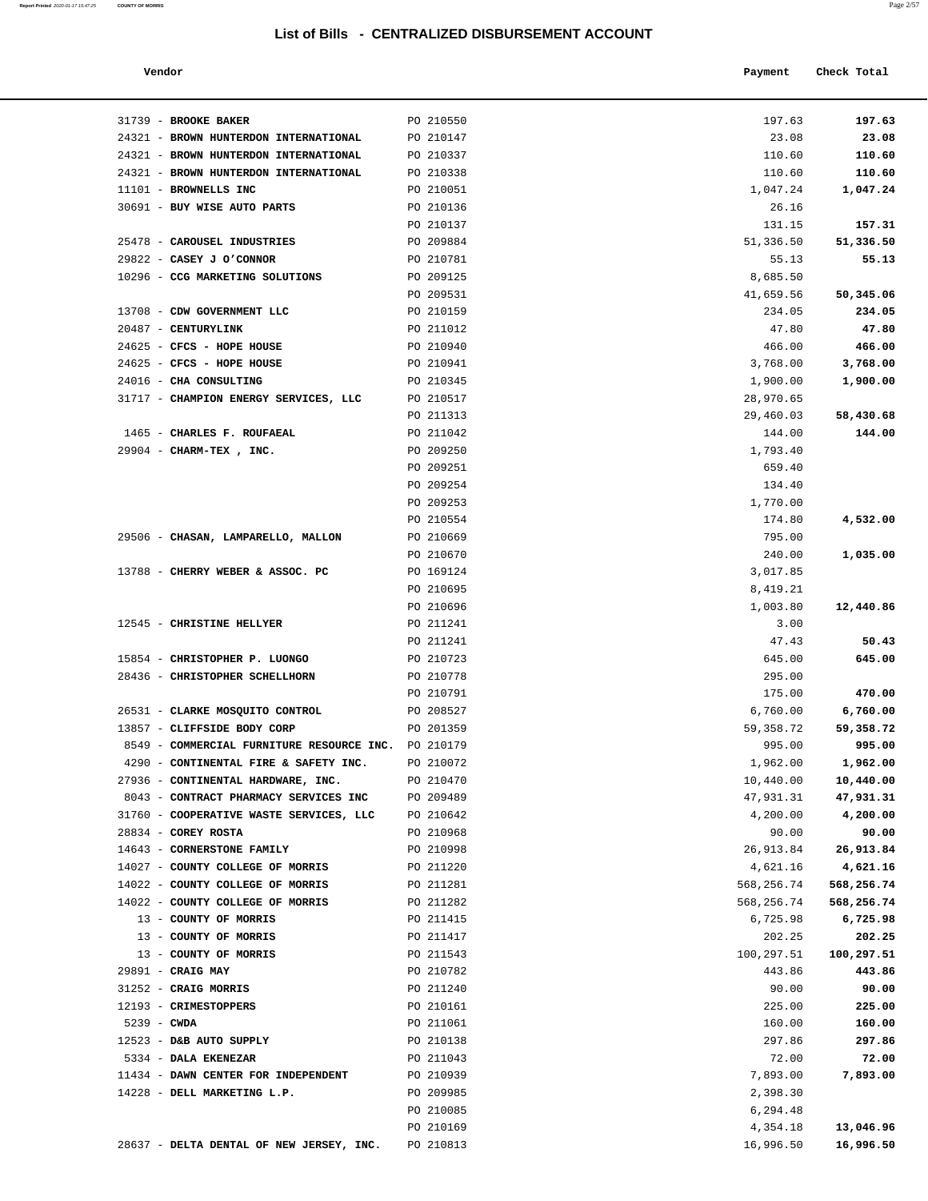## List of Bills - CENTRALIZED DISBURSEMENT ACCOUNT

| Vendor | | Payment | Check Total |
|---|---|---|---|
| 31739 - **BROOKE BAKER** | PO 210550 | 197.63 | **197.63** |
| 24321 - **BROWN HUNTERDON INTERNATIONAL** | PO 210147 | 23.08 | **23.08** |
| 24321 - **BROWN HUNTERDON INTERNATIONAL** | PO 210337 | 110.60 | **110.60** |
| 24321 - **BROWN HUNTERDON INTERNATIONAL** | PO 210338 | 110.60 | **110.60** |
| 11101 - **BROWNELLS INC** | PO 210051 | 1,047.24 | **1,047.24** |
| 30691 - **BUY WISE AUTO PARTS** | PO 210136 | 26.16 | |
| | PO 210137 | 131.15 | **157.31** |
| 25478 - **CAROUSEL INDUSTRIES** | PO 209884 | 51,336.50 | **51,336.50** |
| 29822 - **CASEY J O'CONNOR** | PO 210781 | 55.13 | **55.13** |
| 10296 - **CCG MARKETING SOLUTIONS** | PO 209125 | 8,685.50 | |
| | PO 209531 | 41,659.56 | **50,345.06** |
| 13708 - **CDW GOVERNMENT LLC** | PO 210159 | 234.05 | **234.05** |
| 20487 - **CENTURYLINK** | PO 211012 | 47.80 | **47.80** |
| 24625 - **CFCS - HOPE HOUSE** | PO 210940 | 466.00 | **466.00** |
| 24625 - **CFCS - HOPE HOUSE** | PO 210941 | 3,768.00 | **3,768.00** |
| 24016 - **CHA CONSULTING** | PO 210345 | 1,900.00 | **1,900.00** |
| 31717 - **CHAMPION ENERGY SERVICES, LLC** | PO 210517 | 28,970.65 | |
| | PO 211313 | 29,460.03 | **58,430.68** |
| 1465 - **CHARLES F. ROUFAEAL** | PO 211042 | 144.00 | **144.00** |
| 29904 - **CHARM-TEX , INC.** | PO 209250 | 1,793.40 | |
| | PO 209251 | 659.40 | |
| | PO 209254 | 134.40 | |
| | PO 209253 | 1,770.00 | |
| | PO 210554 | 174.80 | **4,532.00** |
| 29506 - **CHASAN, LAMPARELLO, MALLON** | PO 210669 | 795.00 | |
| | PO 210670 | 240.00 | **1,035.00** |
| 13788 - **CHERRY WEBER & ASSOC. PC** | PO 169124 | 3,017.85 | |
| | PO 210695 | 8,419.21 | |
| | PO 210696 | 1,003.80 | **12,440.86** |
| 12545 - **CHRISTINE HELLYER** | PO 211241 | 3.00 | |
| | PO 211241 | 47.43 | **50.43** |
| 15854 - **CHRISTOPHER P. LUONGO** | PO 210723 | 645.00 | **645.00** |
| 28436 - **CHRISTOPHER SCHELLHORN** | PO 210778 | 295.00 | |
| | PO 210791 | 175.00 | **470.00** |
| 26531 - **CLARKE MOSQUITO CONTROL** | PO 208527 | 6,760.00 | **6,760.00** |
| 13857 - **CLIFFSIDE BODY CORP** | PO 201359 | 59,358.72 | **59,358.72** |
| 8549 - **COMMERCIAL FURNITURE RESOURCE INC.** | PO 210179 | 995.00 | **995.00** |
| 4290 - **CONTINENTAL FIRE & SAFETY INC.** | PO 210072 | 1,962.00 | **1,962.00** |
| 27936 - **CONTINENTAL HARDWARE, INC.** | PO 210470 | 10,440.00 | **10,440.00** |
| 8043 - **CONTRACT PHARMACY SERVICES INC** | PO 209489 | 47,931.31 | **47,931.31** |
| 31760 - **COOPERATIVE WASTE SERVICES, LLC** | PO 210642 | 4,200.00 | **4,200.00** |
| 28834 - **COREY ROSTA** | PO 210968 | 90.00 | **90.00** |
| 14643 - **CORNERSTONE FAMILY** | PO 210998 | 26,913.84 | **26,913.84** |
| 14027 - **COUNTY COLLEGE OF MORRIS** | PO 211220 | 4,621.16 | **4,621.16** |
| 14022 - **COUNTY COLLEGE OF MORRIS** | PO 211281 | 568,256.74 | **568,256.74** |
| 14022 - **COUNTY COLLEGE OF MORRIS** | PO 211282 | 568,256.74 | **568,256.74** |
| 13 - **COUNTY OF MORRIS** | PO 211415 | 6,725.98 | **6,725.98** |
| 13 - **COUNTY OF MORRIS** | PO 211417 | 202.25 | **202.25** |
| 13 - **COUNTY OF MORRIS** | PO 211543 | 100,297.51 | **100,297.51** |
| 29891 - **CRAIG MAY** | PO 210782 | 443.86 | **443.86** |
| 31252 - **CRAIG MORRIS** | PO 211240 | 90.00 | **90.00** |
| 12193 - **CRIMESTOPPERS** | PO 210161 | 225.00 | **225.00** |
| 5239 - **CWDA** | PO 211061 | 160.00 | **160.00** |
| 12523 - **D&B AUTO SUPPLY** | PO 210138 | 297.86 | **297.86** |
| 5334 - **DALA EKENEZAR** | PO 211043 | 72.00 | **72.00** |
| 11434 - **DAWN CENTER FOR INDEPENDENT** | PO 210939 | 7,893.00 | **7,893.00** |
| 14228 - **DELL MARKETING L.P.** | PO 209985 | 2,398.30 | |
| | PO 210085 | 6,294.48 | |
| | PO 210169 | 4,354.18 | **13,046.96** |
| 28637 - **DELTA DENTAL OF NEW JERSEY, INC.** | PO 210813 | 16,996.50 | **16,996.50** |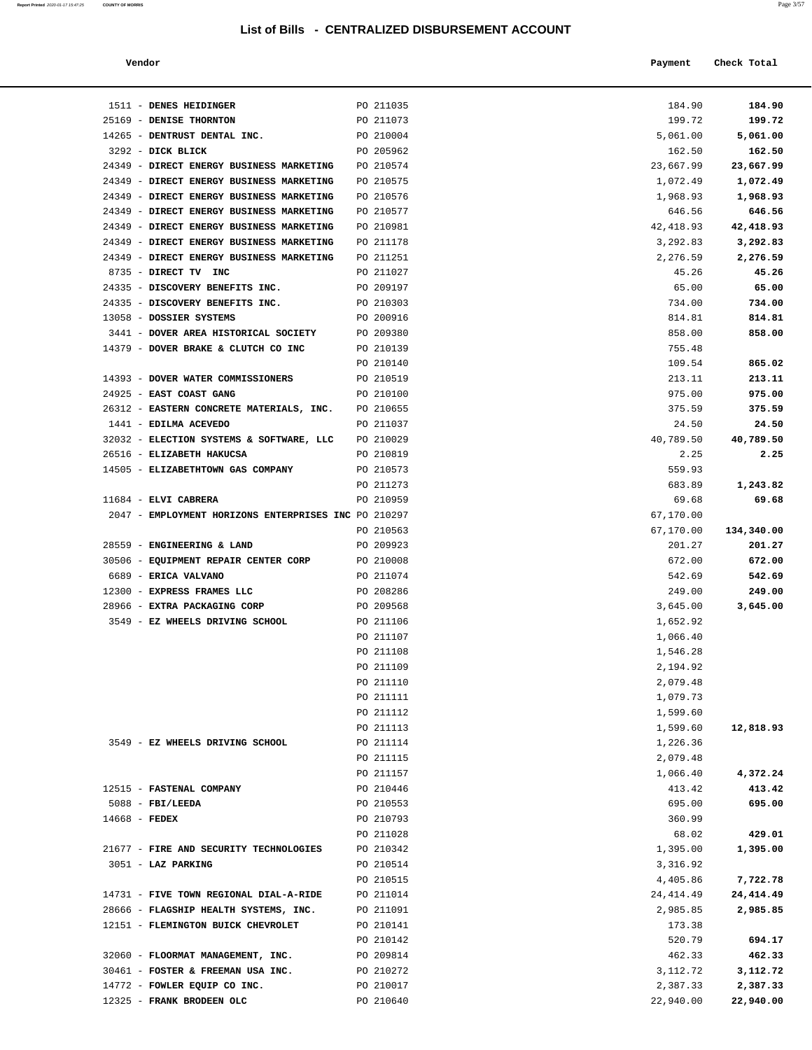# List of Bills - CENTRALIZED DISBURSEMENT ACCOUNT

| Vendor | | Payment | Check Total |
|---|---|---|---|
| 1511 - **DENES HEIDINGER** | PO 211035 | 184.90 | **184.90** |
| 25169 - **DENISE THORNTON** | PO 211073 | 199.72 | **199.72** |
| 14265 - **DENTRUST DENTAL INC.** | PO 210004 | 5,061.00 | **5,061.00** |
| 3292 - **DICK BLICK** | PO 205962 | 162.50 | **162.50** |
| 24349 - **DIRECT ENERGY BUSINESS MARKETING** | PO 210574 | 23,667.99 | **23,667.99** |
| 24349 - **DIRECT ENERGY BUSINESS MARKETING** | PO 210575 | 1,072.49 | **1,072.49** |
| 24349 - **DIRECT ENERGY BUSINESS MARKETING** | PO 210576 | 1,968.93 | **1,968.93** |
| 24349 - **DIRECT ENERGY BUSINESS MARKETING** | PO 210577 | 646.56 | **646.56** |
| 24349 - **DIRECT ENERGY BUSINESS MARKETING** | PO 210981 | 42,418.93 | **42,418.93** |
| 24349 - **DIRECT ENERGY BUSINESS MARKETING** | PO 211178 | 3,292.83 | **3,292.83** |
| 24349 - **DIRECT ENERGY BUSINESS MARKETING** | PO 211251 | 2,276.59 | **2,276.59** |
| 8735 - **DIRECT TV INC** | PO 211027 | 45.26 | **45.26** |
| 24335 - **DISCOVERY BENEFITS INC.** | PO 209197 | 65.00 | **65.00** |
| 24335 - **DISCOVERY BENEFITS INC.** | PO 210303 | 734.00 | **734.00** |
| 13058 - **DOSSIER SYSTEMS** | PO 200916 | 814.81 | **814.81** |
| 3441 - **DOVER AREA HISTORICAL SOCIETY** | PO 209380 | 858.00 | **858.00** |
| 14379 - **DOVER BRAKE & CLUTCH CO INC** | PO 210139 | 755.48 | |
| | PO 210140 | 109.54 | **865.02** |
| 14393 - **DOVER WATER COMMISSIONERS** | PO 210519 | 213.11 | **213.11** |
| 24925 - **EAST COAST GANG** | PO 210100 | 975.00 | **975.00** |
| 26312 - **EASTERN CONCRETE MATERIALS, INC.** | PO 210655 | 375.59 | **375.59** |
| 1441 - **EDILMA ACEVEDO** | PO 211037 | 24.50 | **24.50** |
| 32032 - **ELECTION SYSTEMS & SOFTWARE, LLC** | PO 210029 | 40,789.50 | **40,789.50** |
| 26516 - **ELIZABETH HAKUCSA** | PO 210819 | 2.25 | **2.25** |
| 14505 - **ELIZABETHTOWN GAS COMPANY** | PO 210573 | 559.93 | |
| | PO 211273 | 683.89 | **1,243.82** |
| 11684 - **ELVI CABRERA** | PO 210959 | 69.68 | **69.68** |
| 2047 - **EMPLOYMENT HORIZONS ENTERPRISES INC** | PO 210297 | 67,170.00 | |
| | PO 210563 | 67,170.00 | **134,340.00** |
| 28559 - **ENGINEERING & LAND** | PO 209923 | 201.27 | **201.27** |
| 30506 - **EQUIPMENT REPAIR CENTER CORP** | PO 210008 | 672.00 | **672.00** |
| 6689 - **ERICA VALVANO** | PO 211074 | 542.69 | **542.69** |
| 12300 - **EXPRESS FRAMES LLC** | PO 208286 | 249.00 | **249.00** |
| 28966 - **EXTRA PACKAGING CORP** | PO 209568 | 3,645.00 | **3,645.00** |
| 3549 - **EZ WHEELS DRIVING SCHOOL** | PO 211106 | 1,652.92 | |
| | PO 211107 | 1,066.40 | |
| | PO 211108 | 1,546.28 | |
| | PO 211109 | 2,194.92 | |
| | PO 211110 | 2,079.48 | |
| | PO 211111 | 1,079.73 | |
| | PO 211112 | 1,599.60 | |
| | PO 211113 | 1,599.60 | **12,818.93** |
| 3549 - **EZ WHEELS DRIVING SCHOOL** | PO 211114 | 1,226.36 | |
| | PO 211115 | 2,079.48 | |
| | PO 211157 | 1,066.40 | **4,372.24** |
| 12515 - **FASTENAL COMPANY** | PO 210446 | 413.42 | **413.42** |
| 5088 - **FBI/LEEDA** | PO 210553 | 695.00 | **695.00** |
| 14668 - **FEDEX** | PO 210793 | 360.99 | |
| | PO 211028 | 68.02 | **429.01** |
| 21677 - **FIRE AND SECURITY TECHNOLOGIES** | PO 210342 | 1,395.00 | **1,395.00** |
| 3051 - **LAZ PARKING** | PO 210514 | 3,316.92 | |
| | PO 210515 | 4,405.86 | **7,722.78** |
| 14731 - **FIVE TOWN REGIONAL DIAL-A-RIDE** | PO 211014 | 24,414.49 | **24,414.49** |
| 28666 - **FLAGSHIP HEALTH SYSTEMS, INC.** | PO 211091 | 2,985.85 | **2,985.85** |
| 12151 - **FLEMINGTON BUICK CHEVROLET** | PO 210141 | 173.38 | |
| | PO 210142 | 520.79 | **694.17** |
| 32060 - **FLOORMAT MANAGEMENT, INC.** | PO 209814 | 462.33 | **462.33** |
| 30461 - **FOSTER & FREEMAN USA INC.** | PO 210272 | 3,112.72 | **3,112.72** |
| 14772 - **FOWLER EQUIP CO INC.** | PO 210017 | 2,387.33 | **2,387.33** |
| 12325 - **FRANK BRODEEN OLC** | PO 210640 | 22,940.00 | **22,940.00** |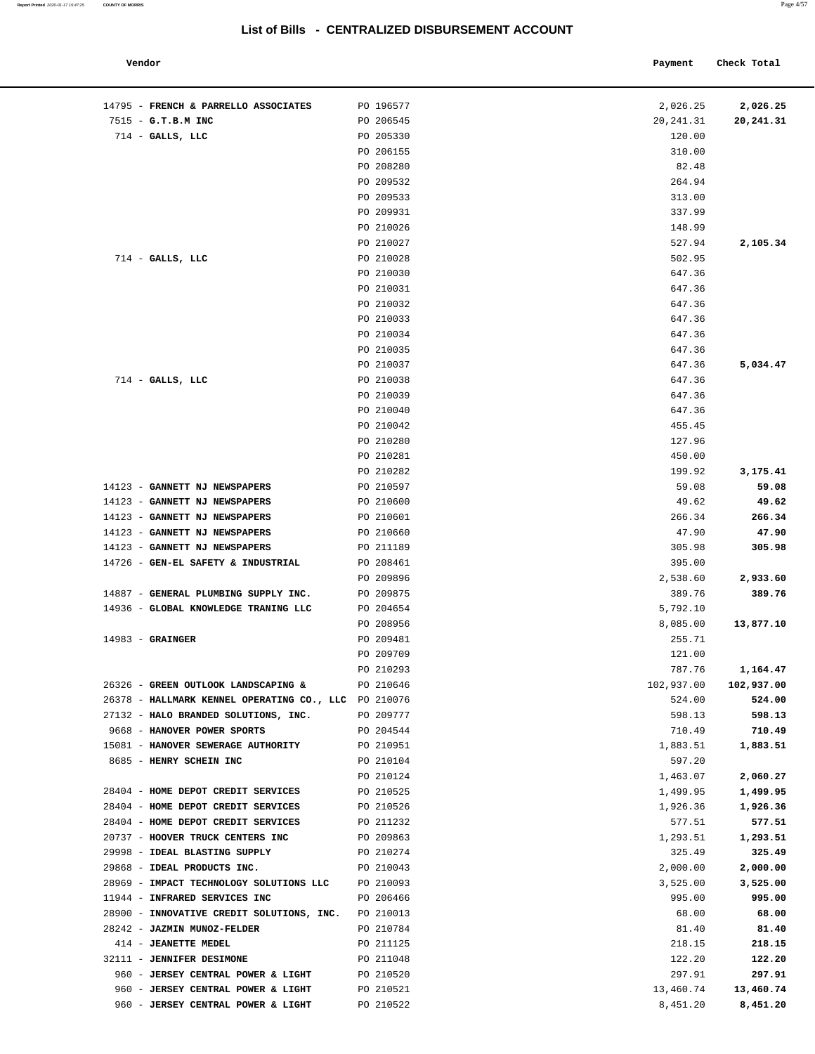# List of Bills - CENTRALIZED DISBURSEMENT ACCOUNT

| Vendor | | Payment | Check Total |
|---|---|---|---|
| 14795 - **FRENCH & PARRELLO ASSOCIATES** | PO 196577 | 2,026.25 | **2,026.25** |
| 7515 - **G.T.B.M INC** | PO 206545 | 20,241.31 | **20,241.31** |
| 714 - **GALLS, LLC** | PO 205330 | 120.00 | |
| | PO 206155 | 310.00 | |
| | PO 208280 | 82.48 | |
| | PO 209532 | 264.94 | |
| | PO 209533 | 313.00 | |
| | PO 209931 | 337.99 | |
| | PO 210026 | 148.99 | |
| | PO 210027 | 527.94 | **2,105.34** |
| 714 - **GALLS, LLC** | PO 210028 | 502.95 | |
| | PO 210030 | 647.36 | |
| | PO 210031 | 647.36 | |
| | PO 210032 | 647.36 | |
| | PO 210033 | 647.36 | |
| | PO 210034 | 647.36 | |
| | PO 210035 | 647.36 | |
| | PO 210037 | 647.36 | **5,034.47** |
| 714 - **GALLS, LLC** | PO 210038 | 647.36 | |
| | PO 210039 | 647.36 | |
| | PO 210040 | 647.36 | |
| | PO 210042 | 455.45 | |
| | PO 210280 | 127.96 | |
| | PO 210281 | 450.00 | |
| | PO 210282 | 199.92 | **3,175.41** |
| 14123 - **GANNETT NJ NEWSPAPERS** | PO 210597 | 59.08 | **59.08** |
| 14123 - **GANNETT NJ NEWSPAPERS** | PO 210600 | 49.62 | **49.62** |
| 14123 - **GANNETT NJ NEWSPAPERS** | PO 210601 | 266.34 | **266.34** |
| 14123 - **GANNETT NJ NEWSPAPERS** | PO 210660 | 47.90 | **47.90** |
| 14123 - **GANNETT NJ NEWSPAPERS** | PO 211189 | 305.98 | **305.98** |
| 14726 - **GEN-EL SAFETY & INDUSTRIAL** | PO 208461 | 395.00 | |
| | PO 209896 | 2,538.60 | **2,933.60** |
| 14887 - **GENERAL PLUMBING SUPPLY INC.** | PO 209875 | 389.76 | **389.76** |
| 14936 - **GLOBAL KNOWLEDGE TRANING LLC** | PO 204654 | 5,792.10 | |
| | PO 208956 | 8,085.00 | **13,877.10** |
| 14983 - **GRAINGER** | PO 209481 | 255.71 | |
| | PO 209709 | 121.00 | |
| | PO 210293 | 787.76 | **1,164.47** |
| 26326 - **GREEN OUTLOOK LANDSCAPING &** | PO 210646 | 102,937.00 | **102,937.00** |
| 26378 - **HALLMARK KENNEL OPERATING CO., LLC** | PO 210076 | 524.00 | **524.00** |
| 27132 - **HALO BRANDED SOLUTIONS, INC.** | PO 209777 | 598.13 | **598.13** |
| 9668 - **HANOVER POWER SPORTS** | PO 204544 | 710.49 | **710.49** |
| 15081 - **HANOVER SEWERAGE AUTHORITY** | PO 210951 | 1,883.51 | **1,883.51** |
| 8685 - **HENRY SCHEIN INC** | PO 210104 | 597.20 | |
| | PO 210124 | 1,463.07 | **2,060.27** |
| 28404 - **HOME DEPOT CREDIT SERVICES** | PO 210525 | 1,499.95 | **1,499.95** |
| 28404 - **HOME DEPOT CREDIT SERVICES** | PO 210526 | 1,926.36 | **1,926.36** |
| 28404 - **HOME DEPOT CREDIT SERVICES** | PO 211232 | 577.51 | **577.51** |
| 20737 - **HOOVER TRUCK CENTERS INC** | PO 209863 | 1,293.51 | **1,293.51** |
| 29998 - **IDEAL BLASTING SUPPLY** | PO 210274 | 325.49 | **325.49** |
| 29868 - **IDEAL PRODUCTS INC.** | PO 210043 | 2,000.00 | **2,000.00** |
| 28969 - **IMPACT TECHNOLOGY SOLUTIONS LLC** | PO 210093 | 3,525.00 | **3,525.00** |
| 11944 - **INFRARED SERVICES INC** | PO 206466 | 995.00 | **995.00** |
| 28900 - **INNOVATIVE CREDIT SOLUTIONS, INC.** | PO 210013 | 68.00 | **68.00** |
| 28242 - **JAZMIN MUNOZ-FELDER** | PO 210784 | 81.40 | **81.40** |
| 414 - **JEANETTE MEDEL** | PO 211125 | 218.15 | **218.15** |
| 32111 - **JENNIFER DESIMONE** | PO 211048 | 122.20 | **122.20** |
| 960 - **JERSEY CENTRAL POWER & LIGHT** | PO 210520 | 297.91 | **297.91** |
| 960 - **JERSEY CENTRAL POWER & LIGHT** | PO 210521 | 13,460.74 | **13,460.74** |
| 960 - **JERSEY CENTRAL POWER & LIGHT** | PO 210522 | 8,451.20 | **8,451.20** |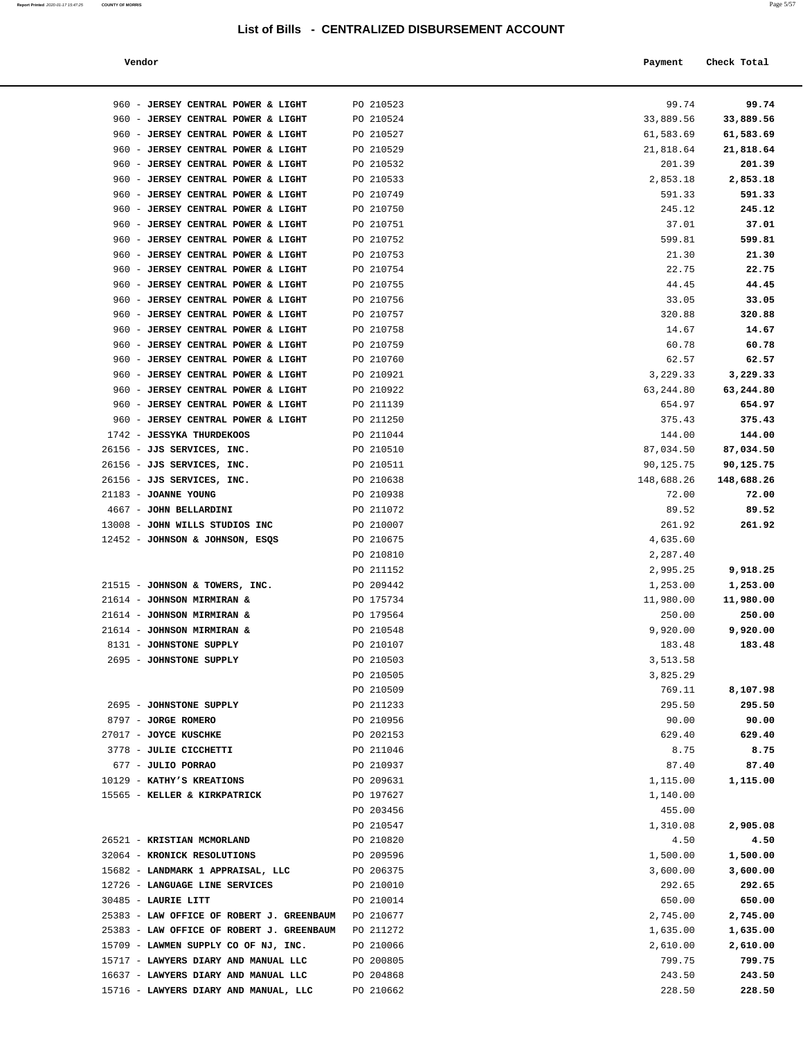## List of Bills - CENTRALIZED DISBURSEMENT ACCOUNT

| Vendor | | Payment | Check Total |
|---|---|---|---|
| 960 - **JERSEY CENTRAL POWER & LIGHT** | PO 210523 | 99.74 | **99.74** |
| 960 - **JERSEY CENTRAL POWER & LIGHT** | PO 210524 | 33,889.56 | **33,889.56** |
| 960 - **JERSEY CENTRAL POWER & LIGHT** | PO 210527 | 61,583.69 | **61,583.69** |
| 960 - **JERSEY CENTRAL POWER & LIGHT** | PO 210529 | 21,818.64 | **21,818.64** |
| 960 - **JERSEY CENTRAL POWER & LIGHT** | PO 210532 | 201.39 | **201.39** |
| 960 - **JERSEY CENTRAL POWER & LIGHT** | PO 210533 | 2,853.18 | **2,853.18** |
| 960 - **JERSEY CENTRAL POWER & LIGHT** | PO 210749 | 591.33 | **591.33** |
| 960 - **JERSEY CENTRAL POWER & LIGHT** | PO 210750 | 245.12 | **245.12** |
| 960 - **JERSEY CENTRAL POWER & LIGHT** | PO 210751 | 37.01 | **37.01** |
| 960 - **JERSEY CENTRAL POWER & LIGHT** | PO 210752 | 599.81 | **599.81** |
| 960 - **JERSEY CENTRAL POWER & LIGHT** | PO 210753 | 21.30 | **21.30** |
| 960 - **JERSEY CENTRAL POWER & LIGHT** | PO 210754 | 22.75 | **22.75** |
| 960 - **JERSEY CENTRAL POWER & LIGHT** | PO 210755 | 44.45 | **44.45** |
| 960 - **JERSEY CENTRAL POWER & LIGHT** | PO 210756 | 33.05 | **33.05** |
| 960 - **JERSEY CENTRAL POWER & LIGHT** | PO 210757 | 320.88 | **320.88** |
| 960 - **JERSEY CENTRAL POWER & LIGHT** | PO 210758 | 14.67 | **14.67** |
| 960 - **JERSEY CENTRAL POWER & LIGHT** | PO 210759 | 60.78 | **60.78** |
| 960 - **JERSEY CENTRAL POWER & LIGHT** | PO 210760 | 62.57 | **62.57** |
| 960 - **JERSEY CENTRAL POWER & LIGHT** | PO 210921 | 3,229.33 | **3,229.33** |
| 960 - **JERSEY CENTRAL POWER & LIGHT** | PO 210922 | 63,244.80 | **63,244.80** |
| 960 - **JERSEY CENTRAL POWER & LIGHT** | PO 211139 | 654.97 | **654.97** |
| 960 - **JERSEY CENTRAL POWER & LIGHT** | PO 211250 | 375.43 | **375.43** |
| 1742 - **JESSYKA THURDEKOOS** | PO 211044 | 144.00 | **144.00** |
| 26156 - **JJS SERVICES, INC.** | PO 210510 | 87,034.50 | **87,034.50** |
| 26156 - **JJS SERVICES, INC.** | PO 210511 | 90,125.75 | **90,125.75** |
| 26156 - **JJS SERVICES, INC.** | PO 210638 | 148,688.26 | **148,688.26** |
| 21183 - **JOANNE YOUNG** | PO 210938 | 72.00 | **72.00** |
| 4667 - **JOHN BELLARDINI** | PO 211072 | 89.52 | **89.52** |
| 13008 - **JOHN WILLS STUDIOS INC** | PO 210007 | 261.92 | **261.92** |
| 12452 - **JOHNSON & JOHNSON, ESQS** | PO 210675 | 4,635.60 | |
| | PO 210810 | 2,287.40 | |
| | PO 211152 | 2,995.25 | **9,918.25** |
| 21515 - **JOHNSON & TOWERS, INC.** | PO 209442 | 1,253.00 | **1,253.00** |
| 21614 - **JOHNSON MIRMIRAN &** | PO 175734 | 11,980.00 | **11,980.00** |
| 21614 - **JOHNSON MIRMIRAN &** | PO 179564 | 250.00 | **250.00** |
| 21614 - **JOHNSON MIRMIRAN &** | PO 210548 | 9,920.00 | **9,920.00** |
| 8131 - **JOHNSTONE SUPPLY** | PO 210107 | 183.48 | **183.48** |
| 2695 - **JOHNSTONE SUPPLY** | PO 210503 | 3,513.58 | |
| | PO 210505 | 3,825.29 | |
| | PO 210509 | 769.11 | **8,107.98** |
| 2695 - **JOHNSTONE SUPPLY** | PO 211233 | 295.50 | **295.50** |
| 8797 - **JORGE ROMERO** | PO 210956 | 90.00 | **90.00** |
| 27017 - **JOYCE KUSCHKE** | PO 202153 | 629.40 | **629.40** |
| 3778 - **JULIE CICCHETTI** | PO 211046 | 8.75 | **8.75** |
| 677 - **JULIO PORRAO** | PO 210937 | 87.40 | **87.40** |
| 10129 - **KATHY'S KREATIONS** | PO 209631 | 1,115.00 | **1,115.00** |
| 15565 - **KELLER & KIRKPATRICK** | PO 197627 | 1,140.00 | |
| | PO 203456 | 455.00 | |
| | PO 210547 | 1,310.08 | **2,905.08** |
| 26521 - **KRISTIAN MCMORLAND** | PO 210820 | 4.50 | **4.50** |
| 32064 - **KRONICK RESOLUTIONS** | PO 209596 | 1,500.00 | **1,500.00** |
| 15682 - **LANDMARK 1 APPRAISAL, LLC** | PO 206375 | 3,600.00 | **3,600.00** |
| 12726 - **LANGUAGE LINE SERVICES** | PO 210010 | 292.65 | **292.65** |
| 30485 - **LAURIE LITT** | PO 210014 | 650.00 | **650.00** |
| 25383 - **LAW OFFICE OF ROBERT J. GREENBAUM** | PO 210677 | 2,745.00 | **2,745.00** |
| 25383 - **LAW OFFICE OF ROBERT J. GREENBAUM** | PO 211272 | 1,635.00 | **1,635.00** |
| 15709 - **LAWMEN SUPPLY CO OF NJ, INC.** | PO 210066 | 2,610.00 | **2,610.00** |
| 15717 - **LAWYERS DIARY AND MANUAL LLC** | PO 200805 | 799.75 | **799.75** |
| 16637 - **LAWYERS DIARY AND MANUAL LLC** | PO 204868 | 243.50 | **243.50** |
| 15716 - **LAWYERS DIARY AND MANUAL, LLC** | PO 210662 | 228.50 | **228.50** |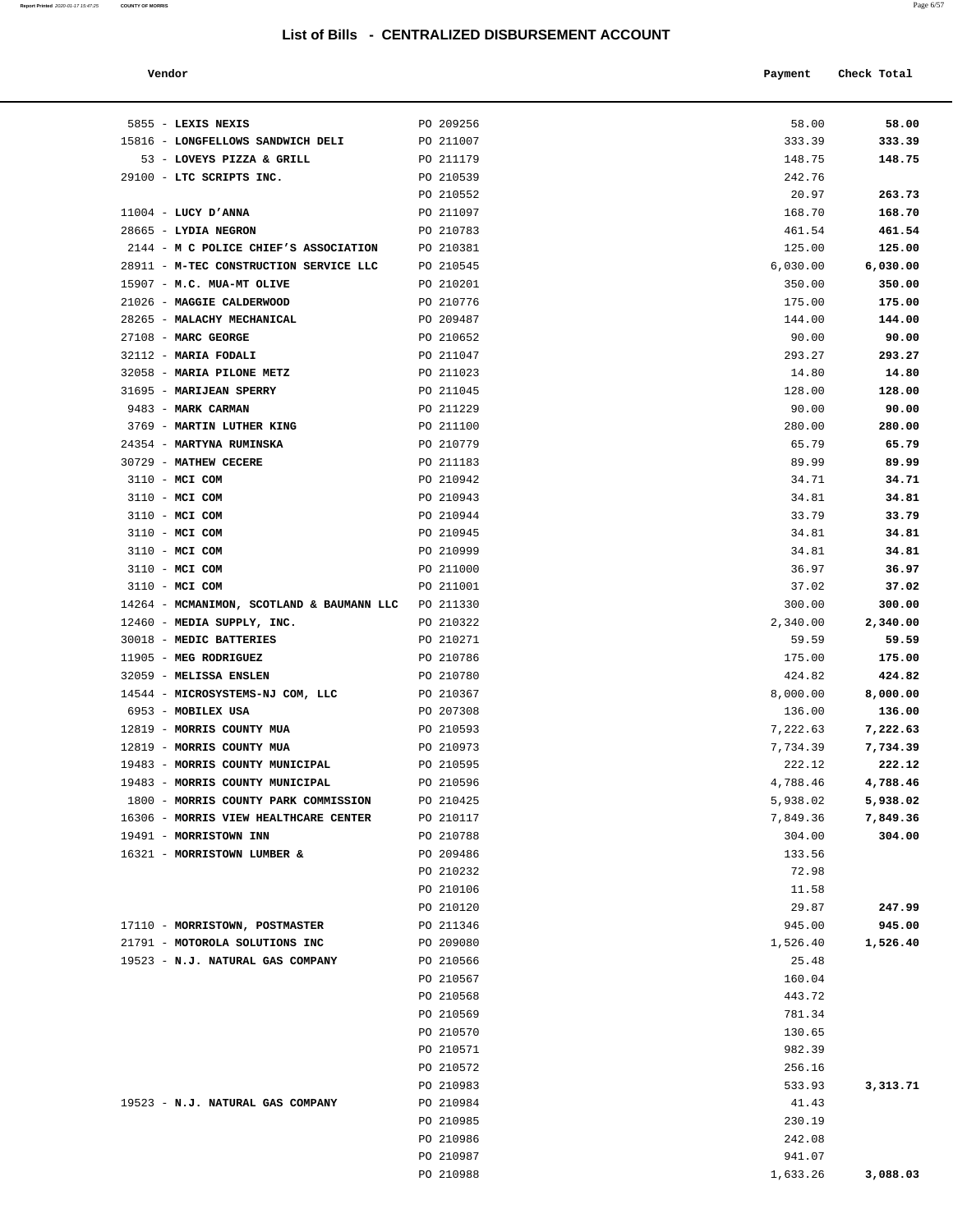# List of Bills - CENTRALIZED DISBURSEMENT ACCOUNT

| Vendor | | Payment | Check Total |
|---|---|---|---|
| 5855 - **LEXIS NEXIS** | PO 209256 | 58.00 | **58.00** |
| 15816 - **LONGFELLOWS SANDWICH DELI** | PO 211007 | 333.39 | **333.39** |
| 53 - **LOVEYS PIZZA & GRILL** | PO 211179 | 148.75 | **148.75** |
| 29100 - **LTC SCRIPTS INC.** | PO 210539 | 242.76 | |
| | PO 210552 | 20.97 | **263.73** |
| 11004 - **LUCY D'ANNA** | PO 211097 | 168.70 | **168.70** |
| 28665 - **LYDIA NEGRON** | PO 210783 | 461.54 | **461.54** |
| 2144 - **M C POLICE CHIEF'S ASSOCIATION** | PO 210381 | 125.00 | **125.00** |
| 28911 - **M-TEC CONSTRUCTION SERVICE LLC** | PO 210545 | 6,030.00 | **6,030.00** |
| 15907 - **M.C. MUA-MT OLIVE** | PO 210201 | 350.00 | **350.00** |
| 21026 - **MAGGIE CALDERWOOD** | PO 210776 | 175.00 | **175.00** |
| 28265 - **MALACHY MECHANICAL** | PO 209487 | 144.00 | **144.00** |
| 27108 - **MARC GEORGE** | PO 210652 | 90.00 | **90.00** |
| 32112 - **MARIA FODALI** | PO 211047 | 293.27 | **293.27** |
| 32058 - **MARIA PILONE METZ** | PO 211023 | 14.80 | **14.80** |
| 31695 - **MARIJEAN SPERRY** | PO 211045 | 128.00 | **128.00** |
| 9483 - **MARK CARMAN** | PO 211229 | 90.00 | **90.00** |
| 3769 - **MARTIN LUTHER KING** | PO 211100 | 280.00 | **280.00** |
| 24354 - **MARTYNA RUMINSKA** | PO 210779 | 65.79 | **65.79** |
| 30729 - **MATHEW CECERE** | PO 211183 | 89.99 | **89.99** |
| 3110 - **MCI COM** | PO 210942 | 34.71 | **34.71** |
| 3110 - **MCI COM** | PO 210943 | 34.81 | **34.81** |
| 3110 - **MCI COM** | PO 210944 | 33.79 | **33.79** |
| 3110 - **MCI COM** | PO 210945 | 34.81 | **34.81** |
| 3110 - **MCI COM** | PO 210999 | 34.81 | **34.81** |
| 3110 - **MCI COM** | PO 211000 | 36.97 | **36.97** |
| 3110 - **MCI COM** | PO 211001 | 37.02 | **37.02** |
| 14264 - **MCMANIMON, SCOTLAND & BAUMANN LLC** | PO 211330 | 300.00 | **300.00** |
| 12460 - **MEDIA SUPPLY, INC.** | PO 210322 | 2,340.00 | **2,340.00** |
| 30018 - **MEDIC BATTERIES** | PO 210271 | 59.59 | **59.59** |
| 11905 - **MEG RODRIGUEZ** | PO 210786 | 175.00 | **175.00** |
| 32059 - **MELISSA ENSLEN** | PO 210780 | 424.82 | **424.82** |
| 14544 - **MICROSYSTEMS-NJ COM, LLC** | PO 210367 | 8,000.00 | **8,000.00** |
| 6953 - **MOBILEX USA** | PO 207308 | 136.00 | **136.00** |
| 12819 - **MORRIS COUNTY MUA** | PO 210593 | 7,222.63 | **7,222.63** |
| 12819 - **MORRIS COUNTY MUA** | PO 210973 | 7,734.39 | **7,734.39** |
| 19483 - **MORRIS COUNTY MUNICIPAL** | PO 210595 | 222.12 | **222.12** |
| 19483 - **MORRIS COUNTY MUNICIPAL** | PO 210596 | 4,788.46 | **4,788.46** |
| 1800 - **MORRIS COUNTY PARK COMMISSION** | PO 210425 | 5,938.02 | **5,938.02** |
| 16306 - **MORRIS VIEW HEALTHCARE CENTER** | PO 210117 | 7,849.36 | **7,849.36** |
| 19491 - **MORRISTOWN INN** | PO 210788 | 304.00 | **304.00** |
| 16321 - **MORRISTOWN LUMBER &** | PO 209486 | 133.56 | |
| | PO 210232 | 72.98 | |
| | PO 210106 | 11.58 | |
| | PO 210120 | 29.87 | **247.99** |
| 17110 - **MORRISTOWN, POSTMASTER** | PO 211346 | 945.00 | **945.00** |
| 21791 - **MOTOROLA SOLUTIONS INC** | PO 209080 | 1,526.40 | **1,526.40** |
| 19523 - **N.J. NATURAL GAS COMPANY** | PO 210566 | 25.48 | |
| | PO 210567 | 160.04 | |
| | PO 210568 | 443.72 | |
| | PO 210569 | 781.34 | |
| | PO 210570 | 130.65 | |
| | PO 210571 | 982.39 | |
| | PO 210572 | 256.16 | |
| | PO 210983 | 533.93 | **3,313.71** |
| 19523 - **N.J. NATURAL GAS COMPANY** | PO 210984 | 41.43 | |
| | PO 210985 | 230.19 | |
| | PO 210986 | 242.08 | |
| | PO 210987 | 941.07 | |
| | PO 210988 | 1,633.26 | **3,088.03** |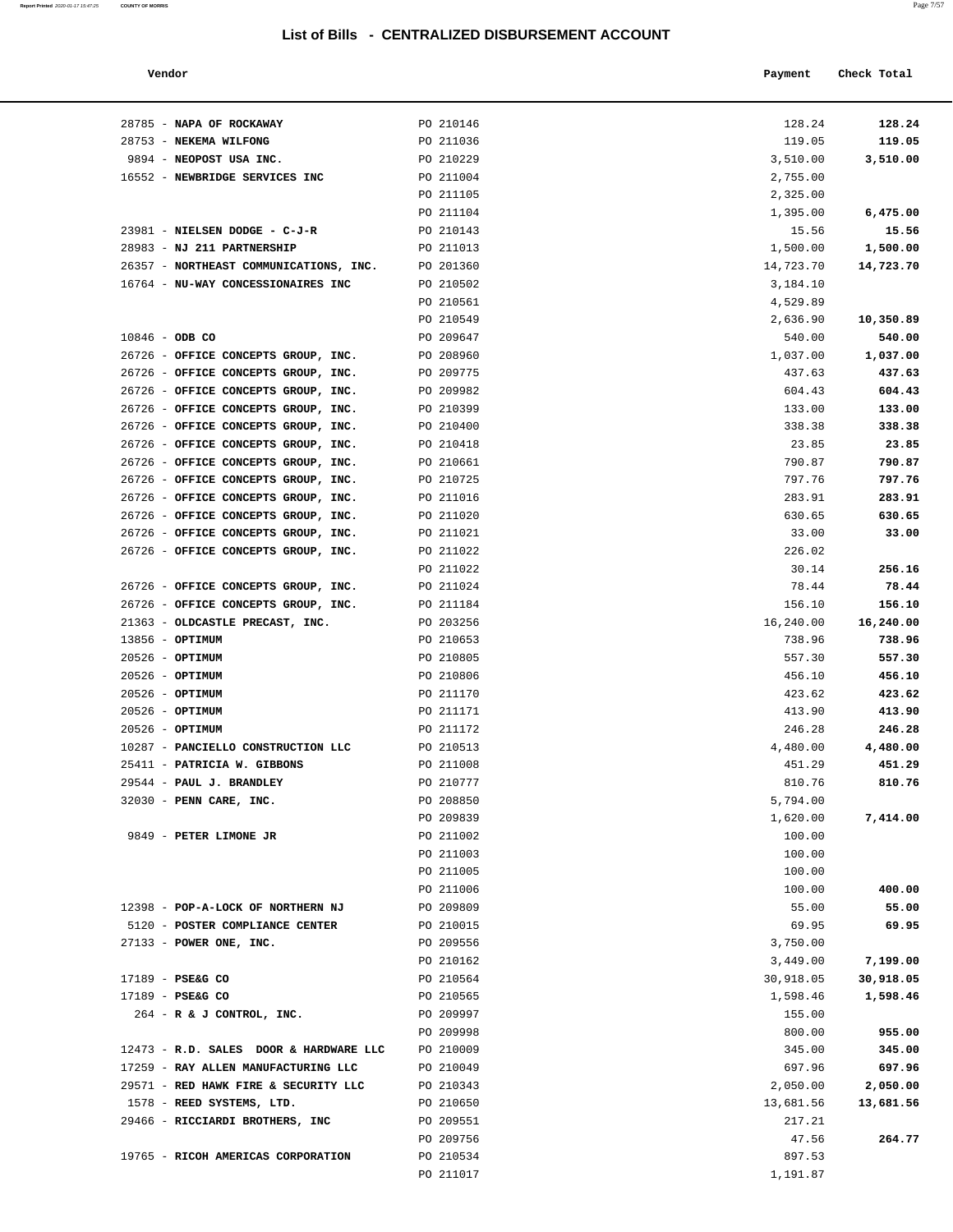## List of Bills - CENTRALIZED DISBURSEMENT ACCOUNT

| Vendor | | Payment | Check Total |
|---|---|---|---|
| 28785 - **NAPA OF ROCKAWAY** | PO 210146 | 128.24 | **128.24** |
| 28753 - **NEKEMA WILFONG** | PO 211036 | 119.05 | **119.05** |
| 9894 - **NEOPOST USA INC.** | PO 210229 | 3,510.00 | **3,510.00** |
| 16552 - **NEWBRIDGE SERVICES INC** | PO 211004 | 2,755.00 | |
| | PO 211105 | 2,325.00 | |
| | PO 211104 | 1,395.00 | **6,475.00** |
| 23981 - **NIELSEN DODGE - C-J-R** | PO 210143 | 15.56 | **15.56** |
| 28983 - **NJ 211 PARTNERSHIP** | PO 211013 | 1,500.00 | **1,500.00** |
| 26357 - **NORTHEAST COMMUNICATIONS, INC.** | PO 201360 | 14,723.70 | **14,723.70** |
| 16764 - **NU-WAY CONCESSIONAIRES INC** | PO 210502 | 3,184.10 | |
| | PO 210561 | 4,529.89 | |
| | PO 210549 | 2,636.90 | **10,350.89** |
| 10846 - **ODB CO** | PO 209647 | 540.00 | **540.00** |
| 26726 - **OFFICE CONCEPTS GROUP, INC.** | PO 208960 | 1,037.00 | **1,037.00** |
| 26726 - **OFFICE CONCEPTS GROUP, INC.** | PO 209775 | 437.63 | **437.63** |
| 26726 - **OFFICE CONCEPTS GROUP, INC.** | PO 209982 | 604.43 | **604.43** |
| 26726 - **OFFICE CONCEPTS GROUP, INC.** | PO 210399 | 133.00 | **133.00** |
| 26726 - **OFFICE CONCEPTS GROUP, INC.** | PO 210400 | 338.38 | **338.38** |
| 26726 - **OFFICE CONCEPTS GROUP, INC.** | PO 210418 | 23.85 | **23.85** |
| 26726 - **OFFICE CONCEPTS GROUP, INC.** | PO 210661 | 790.87 | **790.87** |
| 26726 - **OFFICE CONCEPTS GROUP, INC.** | PO 210725 | 797.76 | **797.76** |
| 26726 - **OFFICE CONCEPTS GROUP, INC.** | PO 211016 | 283.91 | **283.91** |
| 26726 - **OFFICE CONCEPTS GROUP, INC.** | PO 211020 | 630.65 | **630.65** |
| 26726 - **OFFICE CONCEPTS GROUP, INC.** | PO 211021 | 33.00 | **33.00** |
| 26726 - **OFFICE CONCEPTS GROUP, INC.** | PO 211022 | 226.02 | |
| | PO 211022 | 30.14 | **256.16** |
| 26726 - **OFFICE CONCEPTS GROUP, INC.** | PO 211024 | 78.44 | **78.44** |
| 26726 - **OFFICE CONCEPTS GROUP, INC.** | PO 211184 | 156.10 | **156.10** |
| 21363 - **OLDCASTLE PRECAST, INC.** | PO 203256 | 16,240.00 | **16,240.00** |
| 13856 - **OPTIMUM** | PO 210653 | 738.96 | **738.96** |
| 20526 - **OPTIMUM** | PO 210805 | 557.30 | **557.30** |
| 20526 - **OPTIMUM** | PO 210806 | 456.10 | **456.10** |
| 20526 - **OPTIMUM** | PO 211170 | 423.62 | **423.62** |
| 20526 - **OPTIMUM** | PO 211171 | 413.90 | **413.90** |
| 20526 - **OPTIMUM** | PO 211172 | 246.28 | **246.28** |
| 10287 - **PANCIELLO CONSTRUCTION LLC** | PO 210513 | 4,480.00 | **4,480.00** |
| 25411 - **PATRICIA W. GIBBONS** | PO 211008 | 451.29 | **451.29** |
| 29544 - **PAUL J. BRANDLEY** | PO 210777 | 810.76 | **810.76** |
| 32030 - **PENN CARE, INC.** | PO 208850 | 5,794.00 | |
| | PO 209839 | 1,620.00 | **7,414.00** |
| 9849 - **PETER LIMONE JR** | PO 211002 | 100.00 | |
| | PO 211003 | 100.00 | |
| | PO 211005 | 100.00 | |
| | PO 211006 | 100.00 | **400.00** |
| 12398 - **POP-A-LOCK OF NORTHERN NJ** | PO 209809 | 55.00 | **55.00** |
| 5120 - **POSTER COMPLIANCE CENTER** | PO 210015 | 69.95 | **69.95** |
| 27133 - **POWER ONE, INC.** | PO 209556 | 3,750.00 | |
| | PO 210162 | 3,449.00 | **7,199.00** |
| 17189 - **PSE&G CO** | PO 210564 | 30,918.05 | **30,918.05** |
| 17189 - **PSE&G CO** | PO 210565 | 1,598.46 | **1,598.46** |
| 264 - **R & J CONTROL, INC.** | PO 209997 | 155.00 | |
| | PO 209998 | 800.00 | **955.00** |
| 12473 - **R.D. SALES DOOR & HARDWARE LLC** | PO 210009 | 345.00 | **345.00** |
| 17259 - **RAY ALLEN MANUFACTURING LLC** | PO 210049 | 697.96 | **697.96** |
| 29571 - **RED HAWK FIRE & SECURITY LLC** | PO 210343 | 2,050.00 | **2,050.00** |
| 1578 - **REED SYSTEMS, LTD.** | PO 210650 | 13,681.56 | **13,681.56** |
| 29466 - **RICCIARDI BROTHERS, INC** | PO 209551 | 217.21 | |
| | PO 209756 | 47.56 | **264.77** |
| 19765 - **RICOH AMERICAS CORPORATION** | PO 210534 | 897.53 | |
| | PO 211017 | 1,191.87 | |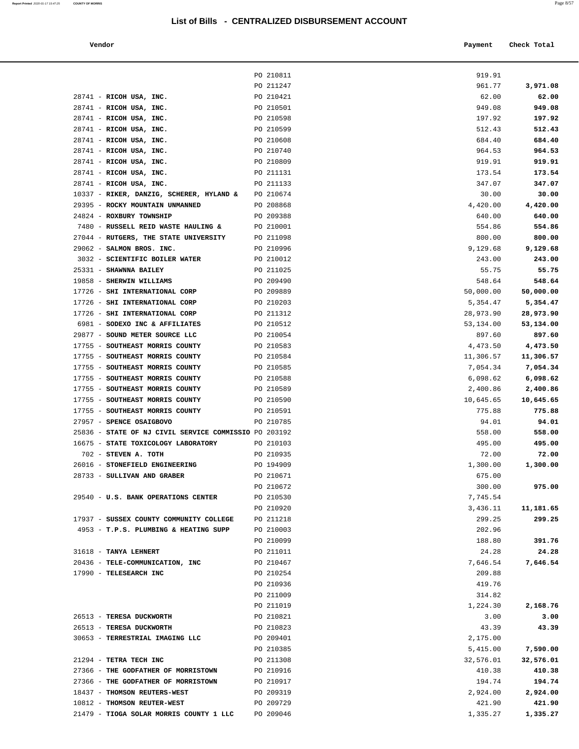# List of Bills - CENTRALIZED DISBURSEMENT ACCOUNT

| Vendor | | Payment | Check Total |
|---|---|---|---|
| | PO 210811 | 919.91 | |
| | PO 211247 | 961.77 | **3,971.08** |
| 28741 - **RICOH USA, INC.** | PO 210421 | 62.00 | **62.00** |
| 28741 - **RICOH USA, INC.** | PO 210501 | 949.08 | **949.08** |
| 28741 - **RICOH USA, INC.** | PO 210598 | 197.92 | **197.92** |
| 28741 - **RICOH USA, INC.** | PO 210599 | 512.43 | **512.43** |
| 28741 - **RICOH USA, INC.** | PO 210608 | 684.40 | **684.40** |
| 28741 - **RICOH USA, INC.** | PO 210740 | 964.53 | **964.53** |
| 28741 - **RICOH USA, INC.** | PO 210809 | 919.91 | **919.91** |
| 28741 - **RICOH USA, INC.** | PO 211131 | 173.54 | **173.54** |
| 28741 - **RICOH USA, INC.** | PO 211133 | 347.07 | **347.07** |
| 10337 - **RIKER, DANZIG, SCHERER, HYLAND &** | PO 210674 | 30.00 | **30.00** |
| 29395 - **ROCKY MOUNTAIN UNMANNED** | PO 208868 | 4,420.00 | **4,420.00** |
| 24824 - **ROXBURY TOWNSHIP** | PO 209388 | 640.00 | **640.00** |
| 7480 - **RUSSELL REID WASTE HAULING &** | PO 210001 | 554.86 | **554.86** |
| 27044 - **RUTGERS, THE STATE UNIVERSITY** | PO 211098 | 800.00 | **800.00** |
| 29062 - **SALMON BROS. INC.** | PO 210996 | 9,129.68 | **9,129.68** |
| 3032 - **SCIENTIFIC BOILER WATER** | PO 210012 | 243.00 | **243.00** |
| 25331 - **SHAWNNA BAILEY** | PO 211025 | 55.75 | **55.75** |
| 19858 - **SHERWIN WILLIAMS** | PO 209490 | 548.64 | **548.64** |
| 17726 - **SHI INTERNATIONAL CORP** | PO 209889 | 50,000.00 | **50,000.00** |
| 17726 - **SHI INTERNATIONAL CORP** | PO 210203 | 5,354.47 | **5,354.47** |
| 17726 - **SHI INTERNATIONAL CORP** | PO 211312 | 28,973.90 | **28,973.90** |
| 6981 - **SODEXO INC & AFFILIATES** | PO 210512 | 53,134.00 | **53,134.00** |
| 29877 - **SOUND METER SOURCE LLC** | PO 210054 | 897.60 | **897.60** |
| 17755 - **SOUTHEAST MORRIS COUNTY** | PO 210583 | 4,473.50 | **4,473.50** |
| 17755 - **SOUTHEAST MORRIS COUNTY** | PO 210584 | 11,306.57 | **11,306.57** |
| 17755 - **SOUTHEAST MORRIS COUNTY** | PO 210585 | 7,054.34 | **7,054.34** |
| 17755 - **SOUTHEAST MORRIS COUNTY** | PO 210588 | 6,098.62 | **6,098.62** |
| 17755 - **SOUTHEAST MORRIS COUNTY** | PO 210589 | 2,400.86 | **2,400.86** |
| 17755 - **SOUTHEAST MORRIS COUNTY** | PO 210590 | 10,645.65 | **10,645.65** |
| 17755 - **SOUTHEAST MORRIS COUNTY** | PO 210591 | 775.88 | **775.88** |
| 27957 - **SPENCE OSAIGBOVO** | PO 210785 | 94.01 | **94.01** |
| 25836 - **STATE OF NJ CIVIL SERVICE COMMISSIO** | PO 203192 | 558.00 | **558.00** |
| 16675 - **STATE TOXICOLOGY LABORATORY** | PO 210103 | 495.00 | **495.00** |
| 702 - **STEVEN A. TOTH** | PO 210935 | 72.00 | **72.00** |
| 26016 - **STONEFIELD ENGINEERING** | PO 194909 | 1,300.00 | **1,300.00** |
| 28733 - **SULLIVAN AND GRABER** | PO 210671 | 675.00 | |
| | PO 210672 | 300.00 | **975.00** |
| 29540 - **U.S. BANK OPERATIONS CENTER** | PO 210530 | 7,745.54 | |
| | PO 210920 | 3,436.11 | **11,181.65** |
| 17937 - **SUSSEX COUNTY COMMUNITY COLLEGE** | PO 211218 | 299.25 | **299.25** |
| 4953 - **T.P.S. PLUMBING & HEATING SUPP** | PO 210003 | 202.96 | |
| | PO 210099 | 188.80 | **391.76** |
| 31618 - **TANYA LEHNERT** | PO 211011 | 24.28 | **24.28** |
| 20436 - **TELE-COMMUNICATION, INC** | PO 210467 | 7,646.54 | **7,646.54** |
| 17990 - **TELESEARCH INC** | PO 210254 | 209.88 | |
| | PO 210936 | 419.76 | |
| | PO 211009 | 314.82 | |
| | PO 211019 | 1,224.30 | **2,168.76** |
| 26513 - **TERESA DUCKWORTH** | PO 210821 | 3.00 | **3.00** |
| 26513 - **TERESA DUCKWORTH** | PO 210823 | 43.39 | **43.39** |
| 30653 - **TERRESTRIAL IMAGING LLC** | PO 209401 | 2,175.00 | |
| | PO 210385 | 5,415.00 | **7,590.00** |
| 21294 - **TETRA TECH INC** | PO 211308 | 32,576.01 | **32,576.01** |
| 27366 - **THE GODFATHER OF MORRISTOWN** | PO 210916 | 410.38 | **410.38** |
| 27366 - **THE GODFATHER OF MORRISTOWN** | PO 210917 | 194.74 | **194.74** |
| 18437 - **THOMSON REUTERS-WEST** | PO 209319 | 2,924.00 | **2,924.00** |
| 10812 - **THOMSON REUTER-WEST** | PO 209729 | 421.90 | **421.90** |
| 21479 - **TIOGA SOLAR MORRIS COUNTY 1 LLC** | PO 209046 | 1,335.27 | **1,335.27** |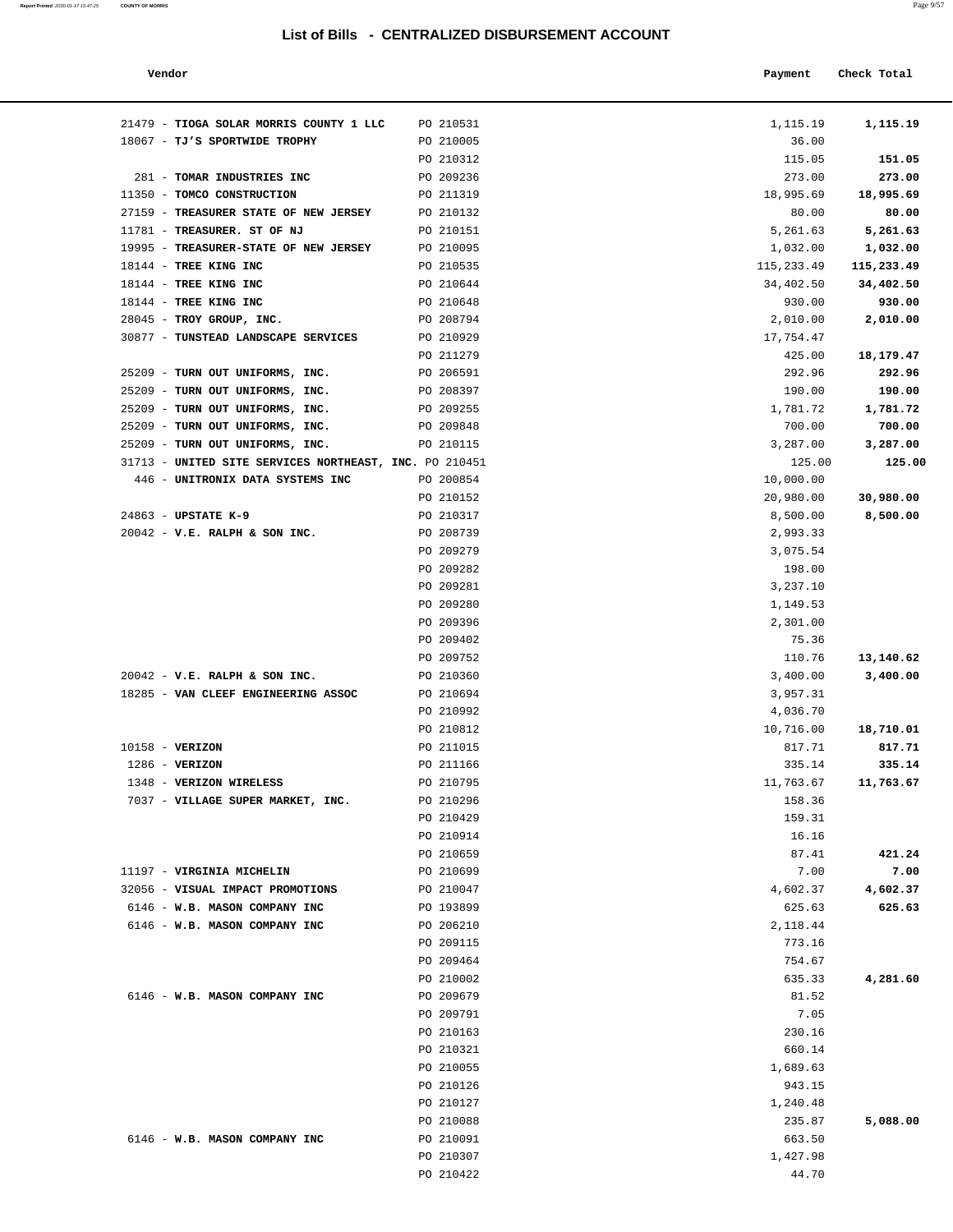# List of Bills - CENTRALIZED DISBURSEMENT ACCOUNT

| Vendor | | Payment | Check Total |
|---|---|---|---|
| 21479 - **TIOGA SOLAR MORRIS COUNTY 1 LLC** | PO 210531 | 1,115.19 | **1,115.19** |
| 18067 - **TJ'S SPORTWIDE TROPHY** | PO 210005 | 36.00 | |
| | PO 210312 | 115.05 | **151.05** |
| 281 - **TOMAR INDUSTRIES INC** | PO 209236 | 273.00 | **273.00** |
| 11350 - **TOMCO CONSTRUCTION** | PO 211319 | 18,995.69 | **18,995.69** |
| 27159 - **TREASURER STATE OF NEW JERSEY** | PO 210132 | 80.00 | **80.00** |
| 11781 - **TREASURER. ST OF NJ** | PO 210151 | 5,261.63 | **5,261.63** |
| 19995 - **TREASURER-STATE OF NEW JERSEY** | PO 210095 | 1,032.00 | **1,032.00** |
| 18144 - **TREE KING INC** | PO 210535 | 115,233.49 | **115,233.49** |
| 18144 - **TREE KING INC** | PO 210644 | 34,402.50 | **34,402.50** |
| 18144 - **TREE KING INC** | PO 210648 | 930.00 | **930.00** |
| 28045 - **TROY GROUP, INC.** | PO 208794 | 2,010.00 | **2,010.00** |
| 30877 - **TUNSTEAD LANDSCAPE SERVICES** | PO 210929 | 17,754.47 | |
| | PO 211279 | 425.00 | **18,179.47** |
| 25209 - **TURN OUT UNIFORMS, INC.** | PO 206591 | 292.96 | **292.96** |
| 25209 - **TURN OUT UNIFORMS, INC.** | PO 208397 | 190.00 | **190.00** |
| 25209 - **TURN OUT UNIFORMS, INC.** | PO 209255 | 1,781.72 | **1,781.72** |
| 25209 - **TURN OUT UNIFORMS, INC.** | PO 209848 | 700.00 | **700.00** |
| 25209 - **TURN OUT UNIFORMS, INC.** | PO 210115 | 3,287.00 | **3,287.00** |
| 31713 - **UNITED SITE SERVICES NORTHEAST, INC.** | PO 210451 | 125.00 | **125.00** |
| 446 - **UNITRONIX DATA SYSTEMS INC** | PO 200854 | 10,000.00 | |
| | PO 210152 | 20,980.00 | **30,980.00** |
| 24863 - **UPSTATE K-9** | PO 210317 | 8,500.00 | **8,500.00** |
| 20042 - **V.E. RALPH & SON INC.** | PO 208739 | 2,993.33 | |
| | PO 209279 | 3,075.54 | |
| | PO 209282 | 198.00 | |
| | PO 209281 | 3,237.10 | |
| | PO 209280 | 1,149.53 | |
| | PO 209396 | 2,301.00 | |
| | PO 209402 | 75.36 | |
| | PO 209752 | 110.76 | **13,140.62** |
| 20042 - **V.E. RALPH & SON INC.** | PO 210360 | 3,400.00 | **3,400.00** |
| 18285 - **VAN CLEEF ENGINEERING ASSOC** | PO 210694 | 3,957.31 | |
| | PO 210992 | 4,036.70 | |
| | PO 210812 | 10,716.00 | **18,710.01** |
| 10158 - **VERIZON** | PO 211015 | 817.71 | **817.71** |
| 1286 - **VERIZON** | PO 211166 | 335.14 | **335.14** |
| 1348 - **VERIZON WIRELESS** | PO 210795 | 11,763.67 | **11,763.67** |
| 7037 - **VILLAGE SUPER MARKET, INC.** | PO 210296 | 158.36 | |
| | PO 210429 | 159.31 | |
| | PO 210914 | 16.16 | |
| | PO 210659 | 87.41 | **421.24** |
| 11197 - **VIRGINIA MICHELIN** | PO 210699 | 7.00 | **7.00** |
| 32056 - **VISUAL IMPACT PROMOTIONS** | PO 210047 | 4,602.37 | **4,602.37** |
| 6146 - **W.B. MASON COMPANY INC** | PO 193899 | 625.63 | **625.63** |
| 6146 - **W.B. MASON COMPANY INC** | PO 206210 | 2,118.44 | |
| | PO 209115 | 773.16 | |
| | PO 209464 | 754.67 | |
| | PO 210002 | 635.33 | **4,281.60** |
| 6146 - **W.B. MASON COMPANY INC** | PO 209679 | 81.52 | |
| | PO 209791 | 7.05 | |
| | PO 210163 | 230.16 | |
| | PO 210321 | 660.14 | |
| | PO 210055 | 1,689.63 | |
| | PO 210126 | 943.15 | |
| | PO 210127 | 1,240.48 | |
| | PO 210088 | 235.87 | **5,088.00** |
| 6146 - **W.B. MASON COMPANY INC** | PO 210091 | 663.50 | |
| | PO 210307 | 1,427.98 | |
| | PO 210422 | 44.70 | |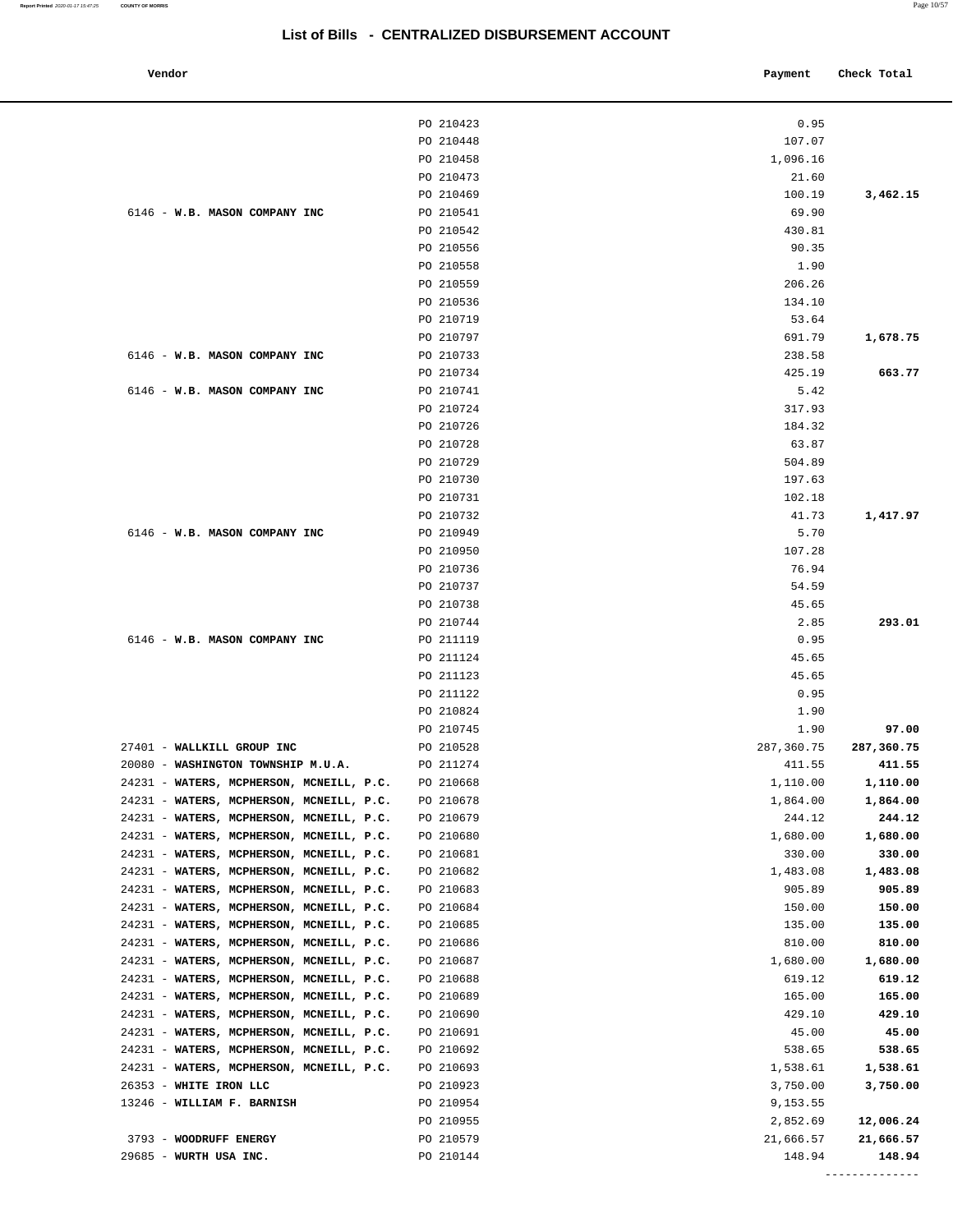## List of Bills - CENTRALIZED DISBURSEMENT ACCOUNT

| Vendor | | Payment | Check Total |
|---|---|---|---|
| | PO 210423 | 0.95 | |
| | PO 210448 | 107.07 | |
| | PO 210458 | 1,096.16 | |
| | PO 210473 | 21.60 | |
| | PO 210469 | 100.19 | **3,462.15** |
| 6146 - **W.B. MASON COMPANY INC** | PO 210541 | 69.90 | |
| | PO 210542 | 430.81 | |
| | PO 210556 | 90.35 | |
| | PO 210558 | 1.90 | |
| | PO 210559 | 206.26 | |
| | PO 210536 | 134.10 | |
| | PO 210719 | 53.64 | |
| | PO 210797 | 691.79 | **1,678.75** |
| 6146 - **W.B. MASON COMPANY INC** | PO 210733 | 238.58 | |
| | PO 210734 | 425.19 | **663.77** |
| 6146 - **W.B. MASON COMPANY INC** | PO 210741 | 5.42 | |
| | PO 210724 | 317.93 | |
| | PO 210726 | 184.32 | |
| | PO 210728 | 63.87 | |
| | PO 210729 | 504.89 | |
| | PO 210730 | 197.63 | |
| | PO 210731 | 102.18 | |
| | PO 210732 | 41.73 | **1,417.97** |
| 6146 - **W.B. MASON COMPANY INC** | PO 210949 | 5.70 | |
| | PO 210950 | 107.28 | |
| | PO 210736 | 76.94 | |
| | PO 210737 | 54.59 | |
| | PO 210738 | 45.65 | |
| | PO 210744 | 2.85 | **293.01** |
| 6146 - **W.B. MASON COMPANY INC** | PO 211119 | 0.95 | |
| | PO 211124 | 45.65 | |
| | PO 211123 | 45.65 | |
| | PO 211122 | 0.95 | |
| | PO 210824 | 1.90 | |
| | PO 210745 | 1.90 | **97.00** |
| 27401 - **WALLKILL GROUP INC** | PO 210528 | 287,360.75 | **287,360.75** |
| 20080 - **WASHINGTON TOWNSHIP M.U.A.** | PO 211274 | 411.55 | **411.55** |
| 24231 - **WATERS, MCPHERSON, MCNEILL, P.C.** | PO 210668 | 1,110.00 | **1,110.00** |
| 24231 - **WATERS, MCPHERSON, MCNEILL, P.C.** | PO 210678 | 1,864.00 | **1,864.00** |
| 24231 - **WATERS, MCPHERSON, MCNEILL, P.C.** | PO 210679 | 244.12 | **244.12** |
| 24231 - **WATERS, MCPHERSON, MCNEILL, P.C.** | PO 210680 | 1,680.00 | **1,680.00** |
| 24231 - **WATERS, MCPHERSON, MCNEILL, P.C.** | PO 210681 | 330.00 | **330.00** |
| 24231 - **WATERS, MCPHERSON, MCNEILL, P.C.** | PO 210682 | 1,483.08 | **1,483.08** |
| 24231 - **WATERS, MCPHERSON, MCNEILL, P.C.** | PO 210683 | 905.89 | **905.89** |
| 24231 - **WATERS, MCPHERSON, MCNEILL, P.C.** | PO 210684 | 150.00 | **150.00** |
| 24231 - **WATERS, MCPHERSON, MCNEILL, P.C.** | PO 210685 | 135.00 | **135.00** |
| 24231 - **WATERS, MCPHERSON, MCNEILL, P.C.** | PO 210686 | 810.00 | **810.00** |
| 24231 - **WATERS, MCPHERSON, MCNEILL, P.C.** | PO 210687 | 1,680.00 | **1,680.00** |
| 24231 - **WATERS, MCPHERSON, MCNEILL, P.C.** | PO 210688 | 619.12 | **619.12** |
| 24231 - **WATERS, MCPHERSON, MCNEILL, P.C.** | PO 210689 | 165.00 | **165.00** |
| 24231 - **WATERS, MCPHERSON, MCNEILL, P.C.** | PO 210690 | 429.10 | **429.10** |
| 24231 - **WATERS, MCPHERSON, MCNEILL, P.C.** | PO 210691 | 45.00 | **45.00** |
| 24231 - **WATERS, MCPHERSON, MCNEILL, P.C.** | PO 210692 | 538.65 | **538.65** |
| 24231 - **WATERS, MCPHERSON, MCNEILL, P.C.** | PO 210693 | 1,538.61 | **1,538.61** |
| 26353 - **WHITE IRON LLC** | PO 210923 | 3,750.00 | **3,750.00** |
| 13246 - **WILLIAM F. BARNISH** | PO 210954 | 9,153.55 | |
| | PO 210955 | 2,852.69 | **12,006.24** |
| 3793 - **WOODRUFF ENERGY** | PO 210579 | 21,666.57 | **21,666.57** |
| 29685 - **WURTH USA INC.** | PO 210144 | 148.94 | **148.94** |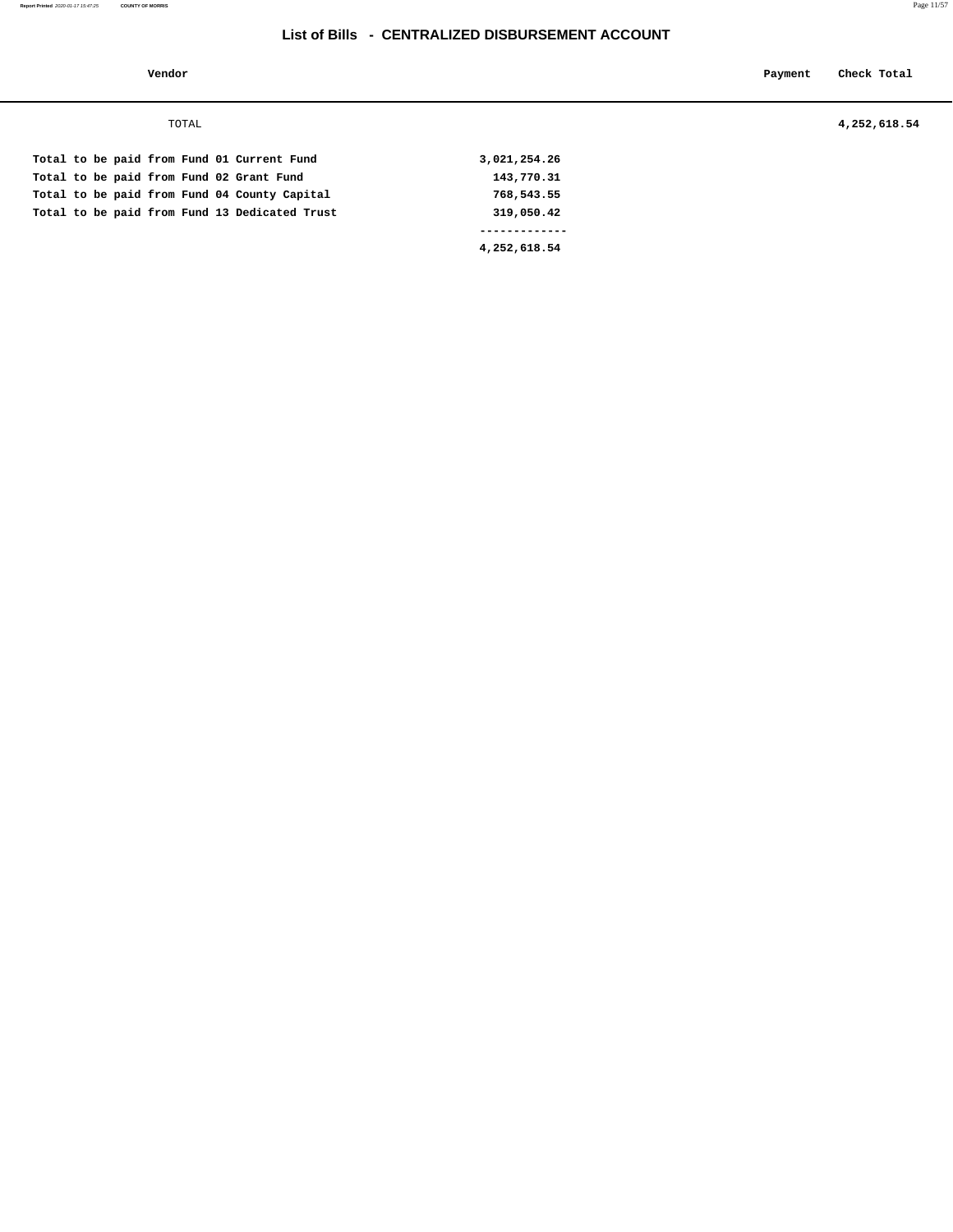## List of Bills - CENTRALIZED DISBURSEMENT ACCOUNT

| Vendor | Payment | Check Total |
|---|---|---|
| TOTAL | | 4,252,618.54 |

| | |
|---|---|
| Total to be paid from Fund 01 Current Fund | 3,021,254.26 |
| Total to be paid from Fund 02 Grant Fund | 143,770.31 |
| Total to be paid from Fund 04 County Capital | 768,543.55 |
| Total to be paid from Fund 13 Dedicated Trust | 319,050.42 |
| | ------------- |
| | 4,252,618.54 |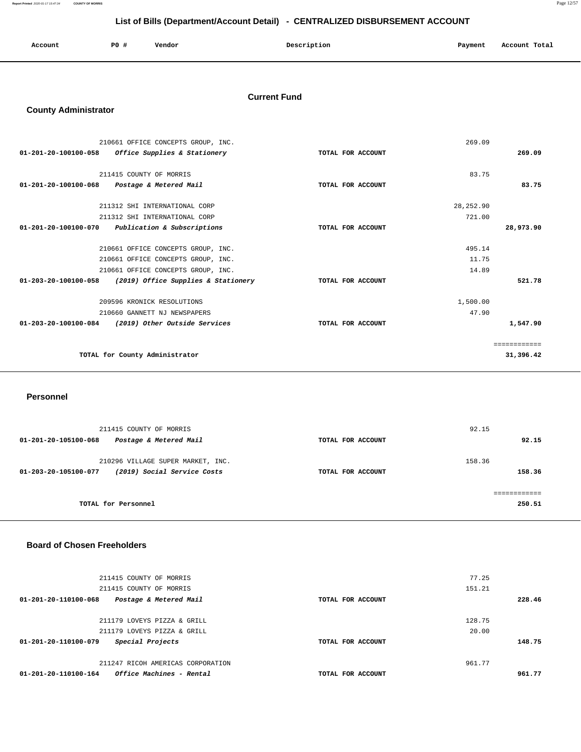## List of Bills (Department/Account Detail) - CENTRALIZED DISBURSEMENT ACCOUNT

| Account | PO # | Vendor | Description | Payment | Account Total |
|---|---|---|---|---|---|

### Current Fund

#### County Administrator

| Account | PO # | Vendor | Description | Payment | Account Total |
|---|---|---|---|---|---|
| | 210661 | OFFICE CONCEPTS GROUP, INC. | | 269.09 | |
| 01-201-20-100100-058 | | *Office Supplies & Stationery* | TOTAL FOR ACCOUNT | | 269.09 |
| | 211415 | COUNTY OF MORRIS | | 83.75 | |
| 01-201-20-100100-068 | | *Postage & Metered Mail* | TOTAL FOR ACCOUNT | | 83.75 |
| | 211312 | SHI INTERNATIONAL CORP | | 28,252.90 | |
| | 211312 | SHI INTERNATIONAL CORP | | 721.00 | |
| 01-201-20-100100-070 | | *Publication & Subscriptions* | TOTAL FOR ACCOUNT | | 28,973.90 |
| | 210661 | OFFICE CONCEPTS GROUP, INC. | | 495.14 | |
| | 210661 | OFFICE CONCEPTS GROUP, INC. | | 11.75 | |
| | 210661 | OFFICE CONCEPTS GROUP, INC. | | 14.89 | |
| 01-203-20-100100-058 | | *(2019) Office Supplies & Stationery* | TOTAL FOR ACCOUNT | | 521.78 |
| | 209596 | KRONICK RESOLUTIONS | | 1,500.00 | |
| | 210660 | GANNETT NJ NEWSPAPERS | | 47.90 | |
| 01-203-20-100100-084 | | *(2019) Other Outside Services* | TOTAL FOR ACCOUNT | | 1,547.90 |
| | | | | | ============ |
| | | TOTAL for County Administrator | | | 31,396.42 |

#### Personnel

| Account | PO # | Vendor | Description | Payment | Account Total |
|---|---|---|---|---|---|
| | 211415 | COUNTY OF MORRIS | | 92.15 | |
| 01-201-20-105100-068 | | *Postage & Metered Mail* | TOTAL FOR ACCOUNT | | 92.15 |
| | 210296 | VILLAGE SUPER MARKET, INC. | | 158.36 | |
| 01-203-20-105100-077 | | *(2019) Social Service Costs* | TOTAL FOR ACCOUNT | | 158.36 |
| | | | | | ============ |
| | | TOTAL for Personnel | | | 250.51 |

#### Board of Chosen Freeholders

| Account | PO # | Vendor | Description | Payment | Account Total |
|---|---|---|---|---|---|
| | 211415 | COUNTY OF MORRIS | | 77.25 | |
| | 211415 | COUNTY OF MORRIS | | 151.21 | |
| 01-201-20-110100-068 | | *Postage & Metered Mail* | TOTAL FOR ACCOUNT | | 228.46 |
| | 211179 | LOVEYS PIZZA & GRILL | | 128.75 | |
| | 211179 | LOVEYS PIZZA & GRILL | | 20.00 | |
| 01-201-20-110100-079 | | *Special Projects* | TOTAL FOR ACCOUNT | | 148.75 |
| | 211247 | RICOH AMERICAS CORPORATION | | 961.77 | |
| 01-201-20-110100-164 | | *Office Machines - Rental* | TOTAL FOR ACCOUNT | | 961.77 |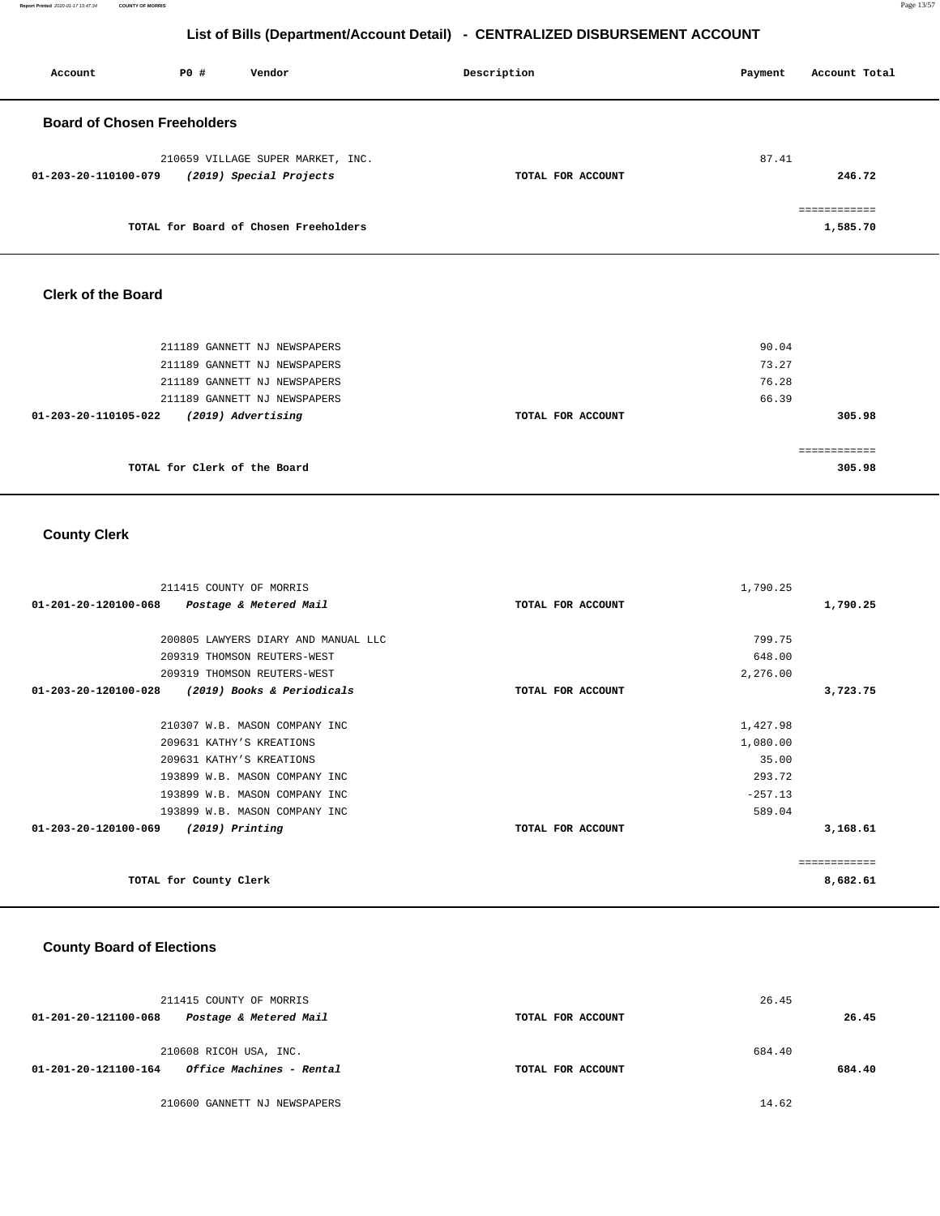# List of Bills (Department/Account Detail) - CENTRALIZED DISBURSEMENT ACCOUNT

| Account | PO # | Vendor | Description | Payment | Account Total |
|---|---|---|---|---|---|

## Board of Chosen Freeholders

| Account | PO # | Vendor | Description | Payment | Account Total |
|---|---|---|---|---|---|
| | 210659 | VILLAGE SUPER MARKET, INC. | | 87.41 | |
| **01-203-20-110100-079** | | ***(2019) Special Projects*** | **TOTAL FOR ACCOUNT** | | **246.72** |
| | | | | | ============ |
| | | **TOTAL for Board of Chosen Freeholders** | | | **1,585.70** |

## Clerk of the Board

| Account | PO # | Vendor | Description | Payment | Account Total |
|---|---|---|---|---|---|
| | 211189 | GANNETT NJ NEWSPAPERS | | 90.04 | |
| | 211189 | GANNETT NJ NEWSPAPERS | | 73.27 | |
| | 211189 | GANNETT NJ NEWSPAPERS | | 76.28 | |
| | 211189 | GANNETT NJ NEWSPAPERS | | 66.39 | |
| **01-203-20-110105-022** | | ***(2019) Advertising*** | **TOTAL FOR ACCOUNT** | | **305.98** |
| | | | | | ============ |
| | | **TOTAL for Clerk of the Board** | | | **305.98** |

## County Clerk

| Account | PO # | Vendor | Description | Payment | Account Total |
|---|---|---|---|---|---|
| | 211415 | COUNTY OF MORRIS | | 1,790.25 | |
| **01-201-20-120100-068** | | ***Postage & Metered Mail*** | **TOTAL FOR ACCOUNT** | | **1,790.25** |
| | 200805 | LAWYERS DIARY AND MANUAL LLC | | 799.75 | |
| | 209319 | THOMSON REUTERS-WEST | | 648.00 | |
| | 209319 | THOMSON REUTERS-WEST | | 2,276.00 | |
| **01-203-20-120100-028** | | ***(2019) Books & Periodicals*** | **TOTAL FOR ACCOUNT** | | **3,723.75** |
| | 210307 | W.B. MASON COMPANY INC | | 1,427.98 | |
| | 209631 | KATHY'S KREATIONS | | 1,080.00 | |
| | 209631 | KATHY'S KREATIONS | | 35.00 | |
| | 193899 | W.B. MASON COMPANY INC | | 293.72 | |
| | 193899 | W.B. MASON COMPANY INC | | -257.13 | |
| | 193899 | W.B. MASON COMPANY INC | | 589.04 | |
| **01-203-20-120100-069** | | ***(2019) Printing*** | **TOTAL FOR ACCOUNT** | | **3,168.61** |
| | | | | | ============ |
| | | **TOTAL for County Clerk** | | | **8,682.61** |

## County Board of Elections

| Account | PO # | Vendor | Description | Payment | Account Total |
|---|---|---|---|---|---|
| | 211415 | COUNTY OF MORRIS | | 26.45 | |
| **01-201-20-121100-068** | | ***Postage & Metered Mail*** | **TOTAL FOR ACCOUNT** | | **26.45** |
| | 210608 | RICOH USA, INC. | | 684.40 | |
| **01-201-20-121100-164** | | ***Office Machines - Rental*** | **TOTAL FOR ACCOUNT** | | **684.40** |
| | 210600 | GANNETT NJ NEWSPAPERS | | 14.62 | |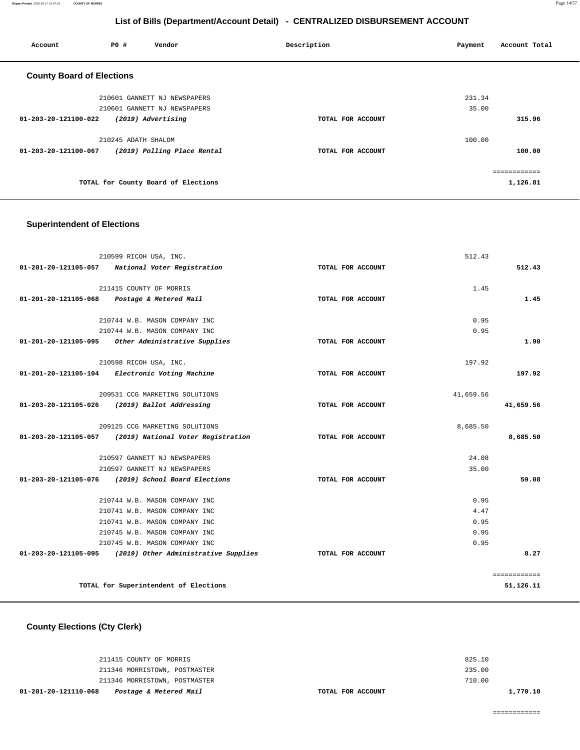# List of Bills (Department/Account Detail) - CENTRALIZED DISBURSEMENT ACCOUNT

| Account | PO # | Vendor | Description | Payment | Account Total |
|---|---|---|---|---|---|

## County Board of Elections

| Account | PO # | Vendor | Description | Payment | Account Total |
|---|---|---|---|---|---|
| | 210601 | GANNETT NJ NEWSPAPERS | | 231.34 | |
| | 210601 | GANNETT NJ NEWSPAPERS | | 35.00 | |
| 01-203-20-121100-022 | | *(2019) Advertising* | TOTAL FOR ACCOUNT | | 315.96 |
| | 210245 | ADATH SHALOM | | 100.00 | |
| 01-203-20-121100-067 | | *(2019) Polling Place Rental* | TOTAL FOR ACCOUNT | | 100.00 |
| | | | | | ============ |
| | | TOTAL for County Board of Elections | | | 1,126.81 |

## Superintendent of Elections

| Account | PO # | Vendor | Description | Payment | Account Total |
|---|---|---|---|---|---|
| | 210599 | RICOH USA, INC. | | 512.43 | |
| 01-201-20-121105-057 | | *National Voter Registration* | TOTAL FOR ACCOUNT | | 512.43 |
| | 211415 | COUNTY OF MORRIS | | 1.45 | |
| 01-201-20-121105-068 | | *Postage & Metered Mail* | TOTAL FOR ACCOUNT | | 1.45 |
| | 210744 | W.B. MASON COMPANY INC | | 0.95 | |
| | 210744 | W.B. MASON COMPANY INC | | 0.95 | |
| 01-201-20-121105-095 | | *Other Administrative Supplies* | TOTAL FOR ACCOUNT | | 1.90 |
| | 210598 | RICOH USA, INC. | | 197.92 | |
| 01-201-20-121105-104 | | *Electronic Voting Machine* | TOTAL FOR ACCOUNT | | 197.92 |
| | 209531 | CCG MARKETING SOLUTIONS | | 41,659.56 | |
| 01-203-20-121105-026 | | *(2019) Ballot Addressing* | TOTAL FOR ACCOUNT | | 41,659.56 |
| | 209125 | CCG MARKETING SOLUTIONS | | 8,685.50 | |
| 01-203-20-121105-057 | | *(2019) National Voter Registration* | TOTAL FOR ACCOUNT | | 8,685.50 |
| | 210597 | GANNETT NJ NEWSPAPERS | | 24.08 | |
| | 210597 | GANNETT NJ NEWSPAPERS | | 35.00 | |
| 01-203-20-121105-076 | | *(2019) School Board Elections* | TOTAL FOR ACCOUNT | | 59.08 |
| | 210744 | W.B. MASON COMPANY INC | | 0.95 | |
| | 210741 | W.B. MASON COMPANY INC | | 4.47 | |
| | 210741 | W.B. MASON COMPANY INC | | 0.95 | |
| | 210745 | W.B. MASON COMPANY INC | | 0.95 | |
| | 210745 | W.B. MASON COMPANY INC | | 0.95 | |
| 01-203-20-121105-095 | | *(2019) Other Administrative Supplies* | TOTAL FOR ACCOUNT | | 8.27 |
| | | | | | ============ |
| | | TOTAL for Superintendent of Elections | | | 51,126.11 |

## County Elections (Cty Clerk)

| Account | PO # | Vendor | Description | Payment | Account Total |
|---|---|---|---|---|---|
| | 211415 | COUNTY OF MORRIS | | 825.10 | |
| | 211346 | MORRISTOWN, POSTMASTER | | 235.00 | |
| | 211346 | MORRISTOWN, POSTMASTER | | 710.00 | |
| 01-201-20-121110-068 | | *Postage & Metered Mail* | TOTAL FOR ACCOUNT | | 1,770.10 |
| | | | | | ============ |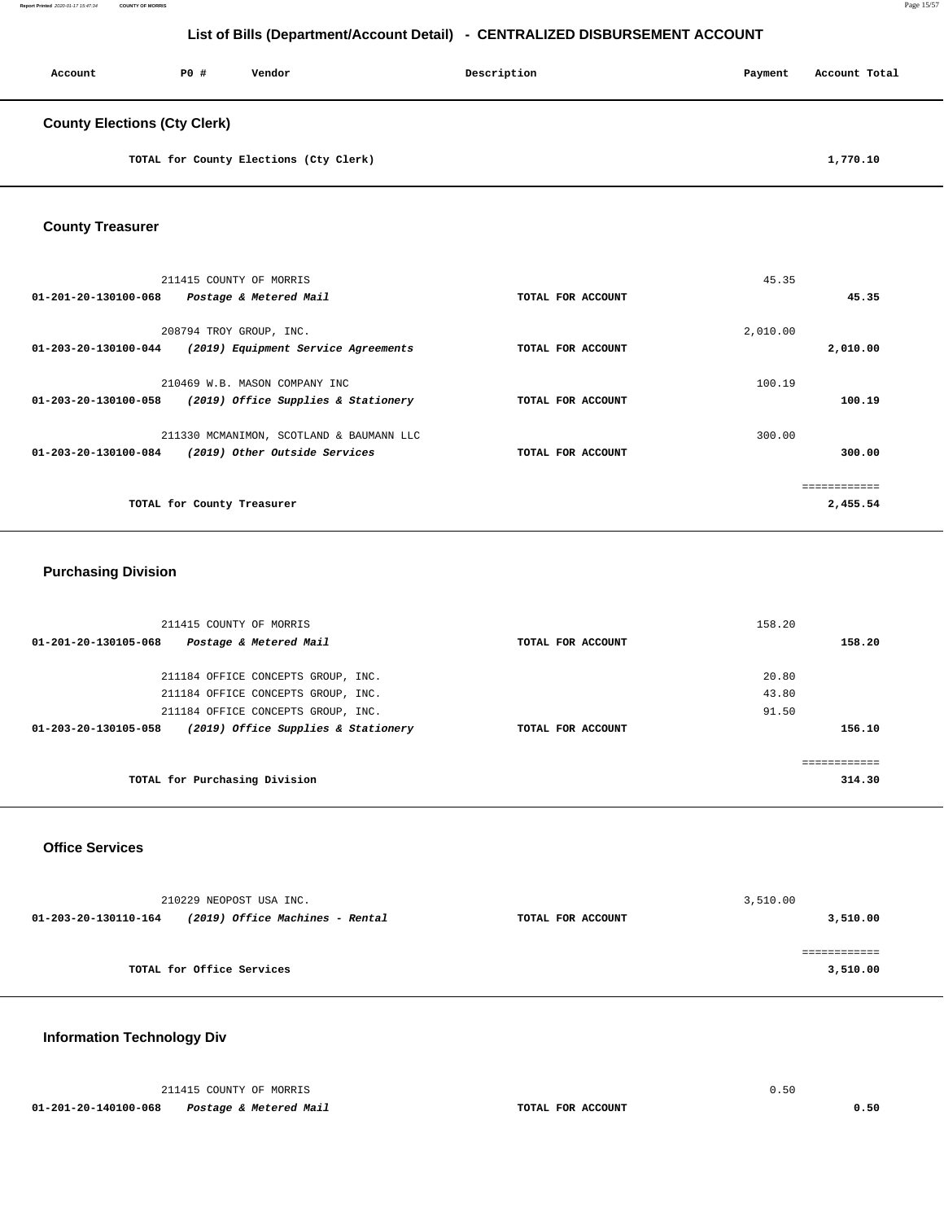# List of Bills (Department/Account Detail) - CENTRALIZED DISBURSEMENT ACCOUNT

| Account | PO # | Vendor | Description | Payment | Account Total |
|---|---|---|---|---|---|

## County Elections (Cty Clerk)

| | | | |
|---|---|---|---|
| TOTAL for County Elections (Cty Clerk) | | | 1,770.10 |

## County Treasurer

| Account | PO # / Vendor | Description | Payment | Account Total |
|---|---|---|---|---|
| | 211415 COUNTY OF MORRIS | | 45.35 | |
| 01-201-20-130100-068 | *Postage & Metered Mail* | TOTAL FOR ACCOUNT | | 45.35 |
| | 208794 TROY GROUP, INC. | | 2,010.00 | |
| 01-203-20-130100-044 | *(2019) Equipment Service Agreements* | TOTAL FOR ACCOUNT | | 2,010.00 |
| | 210469 W.B. MASON COMPANY INC | | 100.19 | |
| 01-203-20-130100-058 | *(2019) Office Supplies & Stationery* | TOTAL FOR ACCOUNT | | 100.19 |
| | 211330 MCMANIMON, SCOTLAND & BAUMANN LLC | | 300.00 | |
| 01-203-20-130100-084 | *(2019) Other Outside Services* | TOTAL FOR ACCOUNT | | 300.00 |
| | TOTAL for County Treasurer | | | 2,455.54 |

## Purchasing Division

| Account | PO # / Vendor | Description | Payment | Account Total |
|---|---|---|---|---|
| | 211415 COUNTY OF MORRIS | | 158.20 | |
| 01-201-20-130105-068 | *Postage & Metered Mail* | TOTAL FOR ACCOUNT | | 158.20 |
| | 211184 OFFICE CONCEPTS GROUP, INC. | | 20.80 | |
| | 211184 OFFICE CONCEPTS GROUP, INC. | | 43.80 | |
| | 211184 OFFICE CONCEPTS GROUP, INC. | | 91.50 | |
| 01-203-20-130105-058 | *(2019) Office Supplies & Stationery* | TOTAL FOR ACCOUNT | | 156.10 |
| | TOTAL for Purchasing Division | | | 314.30 |

## Office Services

| Account | PO # / Vendor | Description | Payment | Account Total |
|---|---|---|---|---|
| | 210229 NEOPOST USA INC. | | 3,510.00 | |
| 01-203-20-130110-164 | *(2019) Office Machines - Rental* | TOTAL FOR ACCOUNT | | 3,510.00 |
| | TOTAL for Office Services | | | 3,510.00 |

## Information Technology Div

| Account | PO # / Vendor | Description | Payment | Account Total |
|---|---|---|---|---|
| | 211415 COUNTY OF MORRIS | | 0.50 | |
| 01-201-20-140100-068 | *Postage & Metered Mail* | TOTAL FOR ACCOUNT | | 0.50 |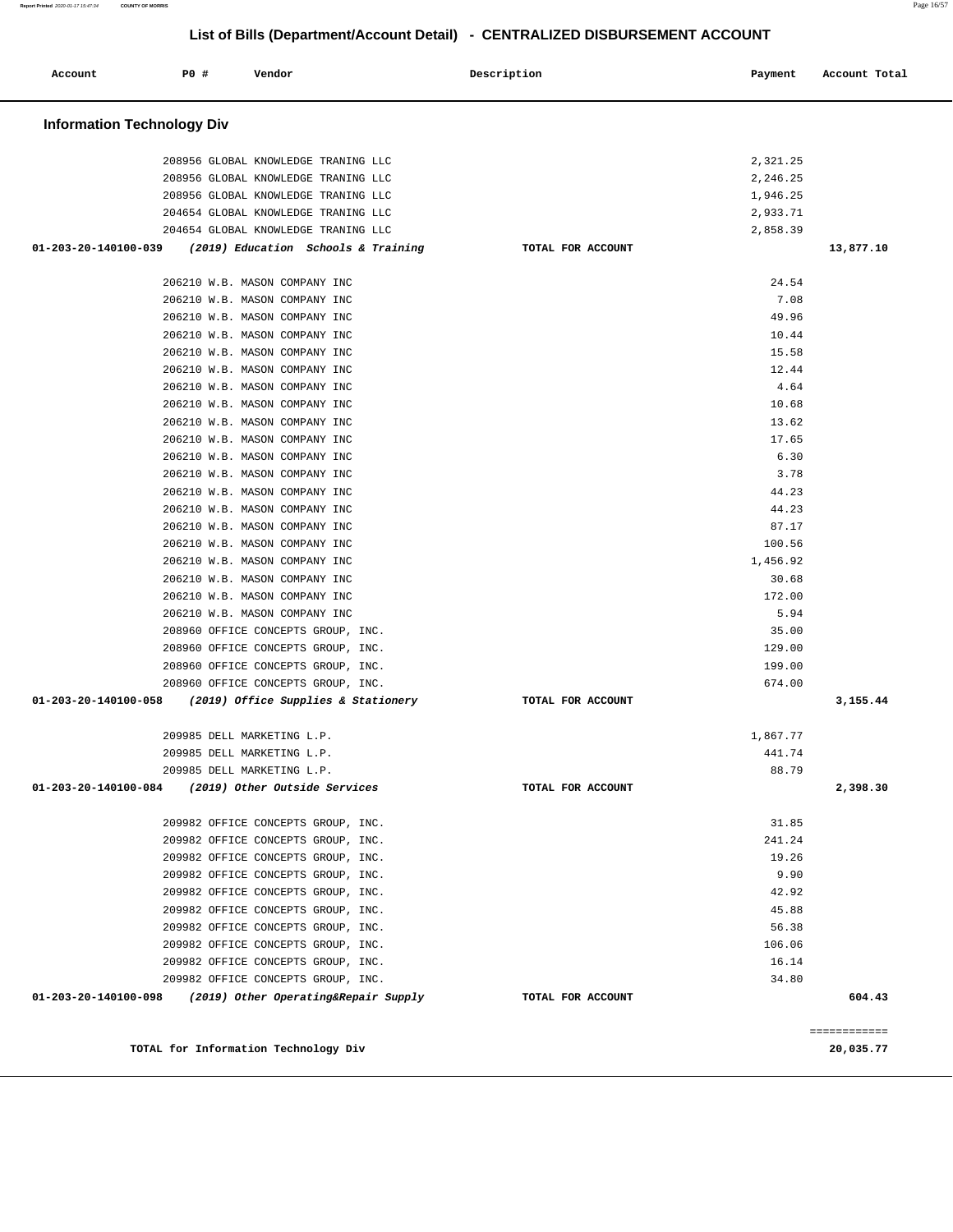# List of Bills (Department/Account Detail) - CENTRALIZED DISBURSEMENT ACCOUNT

| Account | PO # | Vendor | Description | Payment | Account Total |
|---|---|---|---|---|---|

## Information Technology Div

| Account | PO # | Vendor | Description | Payment | Account Total |
|---|---|---|---|---|---|
| | 208956 | GLOBAL KNOWLEDGE TRANING LLC | | 2,321.25 | |
| | 208956 | GLOBAL KNOWLEDGE TRANING LLC | | 2,246.25 | |
| | 208956 | GLOBAL KNOWLEDGE TRANING LLC | | 1,946.25 | |
| | 204654 | GLOBAL KNOWLEDGE TRANING LLC | | 2,933.71 | |
| | 204654 | GLOBAL KNOWLEDGE TRANING LLC | | 2,858.39 | |
| **01-203-20-140100-039** | | ***(2019) Education Schools & Training*** | **TOTAL FOR ACCOUNT** | | **13,877.10** |
| | 206210 | W.B. MASON COMPANY INC | | 24.54 | |
| | 206210 | W.B. MASON COMPANY INC | | 7.08 | |
| | 206210 | W.B. MASON COMPANY INC | | 49.96 | |
| | 206210 | W.B. MASON COMPANY INC | | 10.44 | |
| | 206210 | W.B. MASON COMPANY INC | | 15.58 | |
| | 206210 | W.B. MASON COMPANY INC | | 12.44 | |
| | 206210 | W.B. MASON COMPANY INC | | 4.64 | |
| | 206210 | W.B. MASON COMPANY INC | | 10.68 | |
| | 206210 | W.B. MASON COMPANY INC | | 13.62 | |
| | 206210 | W.B. MASON COMPANY INC | | 17.65 | |
| | 206210 | W.B. MASON COMPANY INC | | 6.30 | |
| | 206210 | W.B. MASON COMPANY INC | | 3.78 | |
| | 206210 | W.B. MASON COMPANY INC | | 44.23 | |
| | 206210 | W.B. MASON COMPANY INC | | 44.23 | |
| | 206210 | W.B. MASON COMPANY INC | | 87.17 | |
| | 206210 | W.B. MASON COMPANY INC | | 100.56 | |
| | 206210 | W.B. MASON COMPANY INC | | 1,456.92 | |
| | 206210 | W.B. MASON COMPANY INC | | 30.68 | |
| | 206210 | W.B. MASON COMPANY INC | | 172.00 | |
| | 206210 | W.B. MASON COMPANY INC | | 5.94 | |
| | 208960 | OFFICE CONCEPTS GROUP, INC. | | 35.00 | |
| | 208960 | OFFICE CONCEPTS GROUP, INC. | | 129.00 | |
| | 208960 | OFFICE CONCEPTS GROUP, INC. | | 199.00 | |
| | 208960 | OFFICE CONCEPTS GROUP, INC. | | 674.00 | |
| **01-203-20-140100-058** | | ***(2019) Office Supplies & Stationery*** | **TOTAL FOR ACCOUNT** | | **3,155.44** |
| | 209985 | DELL MARKETING L.P. | | 1,867.77 | |
| | 209985 | DELL MARKETING L.P. | | 441.74 | |
| | 209985 | DELL MARKETING L.P. | | 88.79 | |
| **01-203-20-140100-084** | | ***(2019) Other Outside Services*** | **TOTAL FOR ACCOUNT** | | **2,398.30** |
| | 209982 | OFFICE CONCEPTS GROUP, INC. | | 31.85 | |
| | 209982 | OFFICE CONCEPTS GROUP, INC. | | 241.24 | |
| | 209982 | OFFICE CONCEPTS GROUP, INC. | | 19.26 | |
| | 209982 | OFFICE CONCEPTS GROUP, INC. | | 9.90 | |
| | 209982 | OFFICE CONCEPTS GROUP, INC. | | 42.92 | |
| | 209982 | OFFICE CONCEPTS GROUP, INC. | | 45.88 | |
| | 209982 | OFFICE CONCEPTS GROUP, INC. | | 56.38 | |
| | 209982 | OFFICE CONCEPTS GROUP, INC. | | 106.06 | |
| | 209982 | OFFICE CONCEPTS GROUP, INC. | | 16.14 | |
| | 209982 | OFFICE CONCEPTS GROUP, INC. | | 34.80 | |
| **01-203-20-140100-098** | | ***(2019) Other Operating&Repair Supply*** | **TOTAL FOR ACCOUNT** | | **604.43** |
| | | | | | ============ |
| | | **TOTAL for Information Technology Div** | | | **20,035.77** |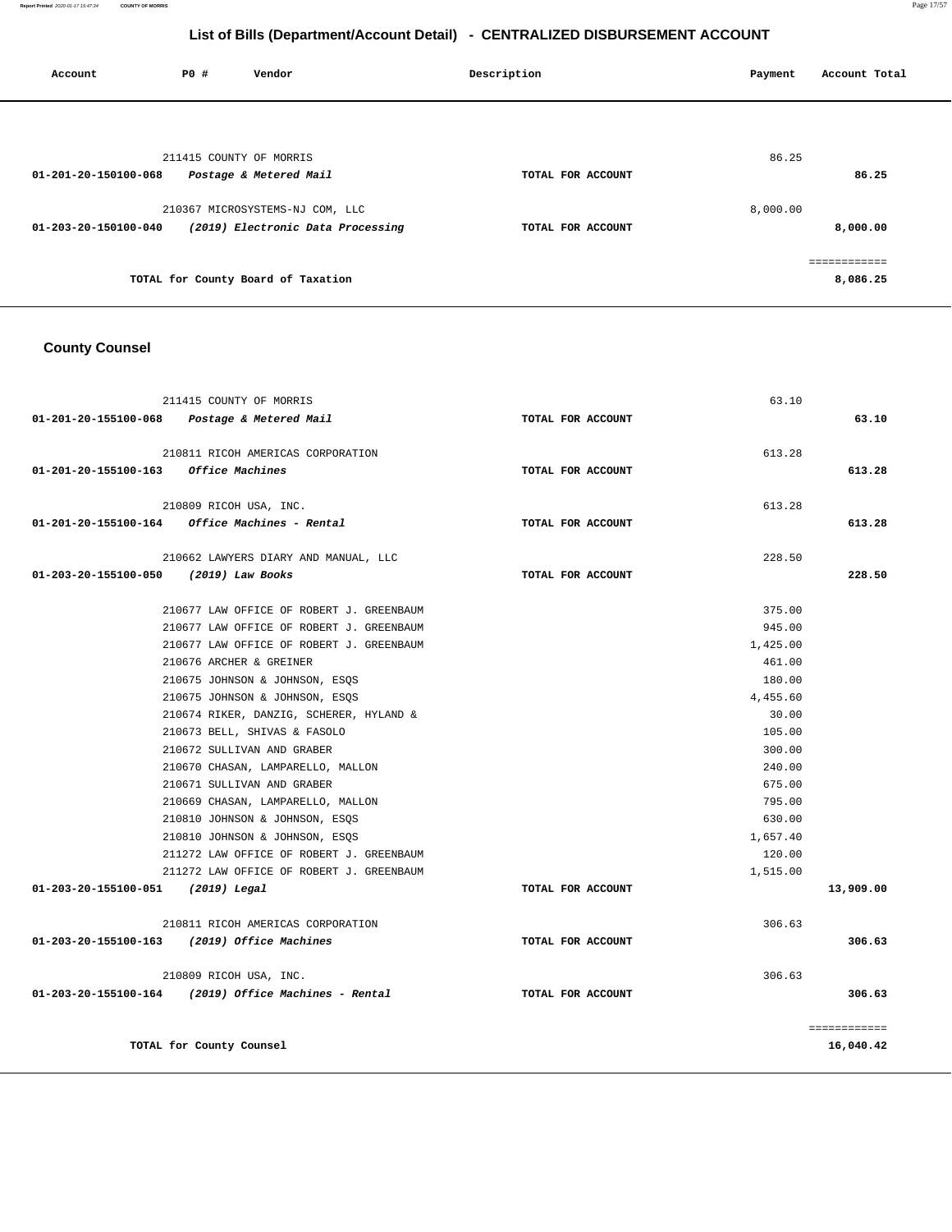## List of Bills (Department/Account Detail) - CENTRALIZED DISBURSEMENT ACCOUNT

| Account | PO # | Vendor | Description | Payment | Account Total |
|---|---|---|---|---|---|
| | 211415 | COUNTY OF MORRIS | | 86.25 | |
| 01-201-20-150100-068 | | *Postage & Metered Mail* | TOTAL FOR ACCOUNT | | 86.25 |
| | 210367 | MICROSYSTEMS-NJ COM, LLC | | 8,000.00 | |
| 01-203-20-150100-040 | | *(2019) Electronic Data Processing* | TOTAL FOR ACCOUNT | | 8,000.00 |
| | | | | | ============ |
| | | **TOTAL for County Board of Taxation** | | | **8,086.25** |

### County Counsel

| Account | PO # | Vendor | Description | Payment | Account Total |
|---|---|---|---|---|---|
| | 211415 | COUNTY OF MORRIS | | 63.10 | |
| 01-201-20-155100-068 | | *Postage & Metered Mail* | TOTAL FOR ACCOUNT | | 63.10 |
| | 210811 | RICOH AMERICAS CORPORATION | | 613.28 | |
| 01-201-20-155100-163 | | *Office Machines* | TOTAL FOR ACCOUNT | | 613.28 |
| | 210809 | RICOH USA, INC. | | 613.28 | |
| 01-201-20-155100-164 | | *Office Machines - Rental* | TOTAL FOR ACCOUNT | | 613.28 |
| | 210662 | LAWYERS DIARY AND MANUAL, LLC | | 228.50 | |
| 01-203-20-155100-050 | | *(2019) Law Books* | TOTAL FOR ACCOUNT | | 228.50 |
| | 210677 | LAW OFFICE OF ROBERT J. GREENBAUM | | 375.00 | |
| | 210677 | LAW OFFICE OF ROBERT J. GREENBAUM | | 945.00 | |
| | 210677 | LAW OFFICE OF ROBERT J. GREENBAUM | | 1,425.00 | |
| | 210676 | ARCHER & GREINER | | 461.00 | |
| | 210675 | JOHNSON & JOHNSON, ESQS | | 180.00 | |
| | 210675 | JOHNSON & JOHNSON, ESQS | | 4,455.60 | |
| | 210674 | RIKER, DANZIG, SCHERER, HYLAND & | | 30.00 | |
| | 210673 | BELL, SHIVAS & FASOLO | | 105.00 | |
| | 210672 | SULLIVAN AND GRABER | | 300.00 | |
| | 210670 | CHASAN, LAMPARELLO, MALLON | | 240.00 | |
| | 210671 | SULLIVAN AND GRABER | | 675.00 | |
| | 210669 | CHASAN, LAMPARELLO, MALLON | | 795.00 | |
| | 210810 | JOHNSON & JOHNSON, ESQS | | 630.00 | |
| | 210810 | JOHNSON & JOHNSON, ESQS | | 1,657.40 | |
| | 211272 | LAW OFFICE OF ROBERT J. GREENBAUM | | 120.00 | |
| | 211272 | LAW OFFICE OF ROBERT J. GREENBAUM | | 1,515.00 | |
| 01-203-20-155100-051 | | *(2019) Legal* | TOTAL FOR ACCOUNT | | 13,909.00 |
| | 210811 | RICOH AMERICAS CORPORATION | | 306.63 | |
| 01-203-20-155100-163 | | *(2019) Office Machines* | TOTAL FOR ACCOUNT | | 306.63 |
| | 210809 | RICOH USA, INC. | | 306.63 | |
| 01-203-20-155100-164 | | *(2019) Office Machines - Rental* | TOTAL FOR ACCOUNT | | 306.63 |
| | | | | | ============ |
| | | **TOTAL for County Counsel** | | | **16,040.42** |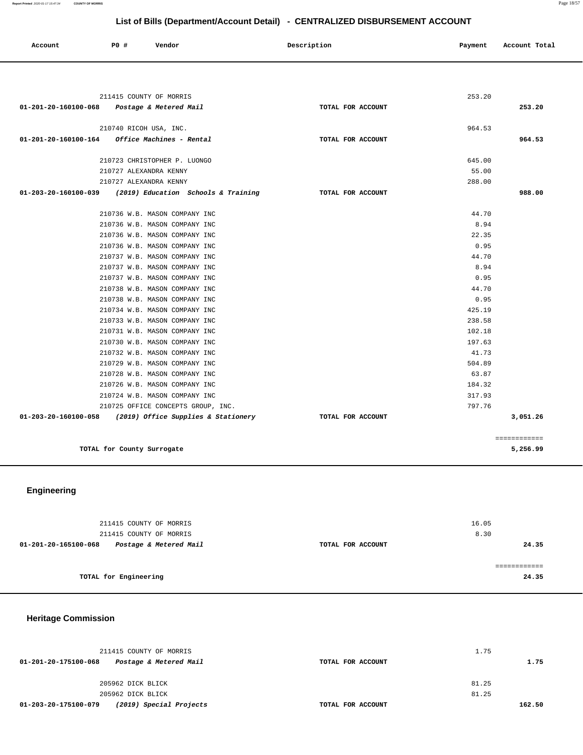# List of Bills (Department/Account Detail) - CENTRALIZED DISBURSEMENT ACCOUNT

| Account | PO # | Vendor | Description | Payment | Account Total |
|---|---|---|---|---|---|
| | 211415 | COUNTY OF MORRIS | | 253.20 | |
| 01-201-20-160100-068 | | *Postage & Metered Mail* | TOTAL FOR ACCOUNT | | 253.20 |
| | 210740 | RICOH USA, INC. | | 964.53 | |
| 01-201-20-160100-164 | | *Office Machines - Rental* | TOTAL FOR ACCOUNT | | 964.53 |
| | 210723 | CHRISTOPHER P. LUONGO | | 645.00 | |
| | 210727 | ALEXANDRA KENNY | | 55.00 | |
| | 210727 | ALEXANDRA KENNY | | 288.00 | |
| 01-203-20-160100-039 | | *(2019) Education Schools & Training* | TOTAL FOR ACCOUNT | | 988.00 |
| | 210736 | W.B. MASON COMPANY INC | | 44.70 | |
| | 210736 | W.B. MASON COMPANY INC | | 8.94 | |
| | 210736 | W.B. MASON COMPANY INC | | 22.35 | |
| | 210736 | W.B. MASON COMPANY INC | | 0.95 | |
| | 210737 | W.B. MASON COMPANY INC | | 44.70 | |
| | 210737 | W.B. MASON COMPANY INC | | 8.94 | |
| | 210737 | W.B. MASON COMPANY INC | | 0.95 | |
| | 210738 | W.B. MASON COMPANY INC | | 44.70 | |
| | 210738 | W.B. MASON COMPANY INC | | 0.95 | |
| | 210734 | W.B. MASON COMPANY INC | | 425.19 | |
| | 210733 | W.B. MASON COMPANY INC | | 238.58 | |
| | 210731 | W.B. MASON COMPANY INC | | 102.18 | |
| | 210730 | W.B. MASON COMPANY INC | | 197.63 | |
| | 210732 | W.B. MASON COMPANY INC | | 41.73 | |
| | 210729 | W.B. MASON COMPANY INC | | 504.89 | |
| | 210728 | W.B. MASON COMPANY INC | | 63.87 | |
| | 210726 | W.B. MASON COMPANY INC | | 184.32 | |
| | 210724 | W.B. MASON COMPANY INC | | 317.93 | |
| | 210725 | OFFICE CONCEPTS GROUP, INC. | | 797.76 | |
| 01-203-20-160100-058 | | *(2019) Office Supplies & Stationery* | TOTAL FOR ACCOUNT | | 3,051.26 |
| | | | | | ============ |
| | TOTAL for County Surrogate | | | | 5,256.99 |

## Engineering

| Account | PO # | Vendor | Description | Payment | Account Total |
|---|---|---|---|---|---|
| | 211415 | COUNTY OF MORRIS | | 16.05 | |
| | 211415 | COUNTY OF MORRIS | | 8.30 | |
| 01-201-20-165100-068 | | *Postage & Metered Mail* | TOTAL FOR ACCOUNT | | 24.35 |
| | | | | | ============ |
| | TOTAL for Engineering | | | | 24.35 |

## Heritage Commission

| Account | PO # | Vendor | Description | Payment | Account Total |
|---|---|---|---|---|---|
| | 211415 | COUNTY OF MORRIS | | 1.75 | |
| 01-201-20-175100-068 | | *Postage & Metered Mail* | TOTAL FOR ACCOUNT | | 1.75 |
| | 205962 | DICK BLICK | | 81.25 | |
| | 205962 | DICK BLICK | | 81.25 | |
| 01-203-20-175100-079 | | *(2019) Special Projects* | TOTAL FOR ACCOUNT | | 162.50 |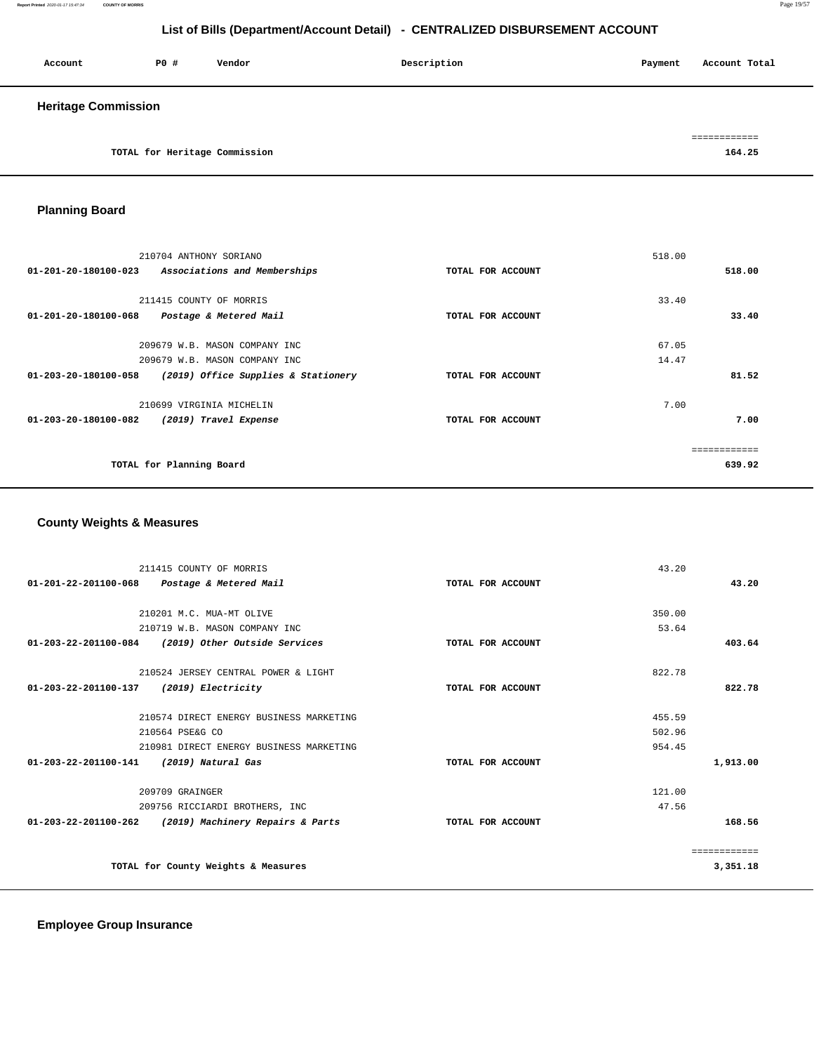# List of Bills (Department/Account Detail) - CENTRALIZED DISBURSEMENT ACCOUNT

| Account | PO # | Vendor | Description | Payment | Account Total |
|---|---|---|---|---|---|

## Heritage Commission

| | | | | |
|---|---|---|---|---|
| | TOTAL for Heritage Commission | | | 164.25 |

## Planning Board

| Account | PO # / Vendor | Description | Payment | Account Total |
|---|---|---|---|---|
| | 210704 ANTHONY SORIANO | | 518.00 | |
| 01-201-20-180100-023 | *Associations and Memberships* | TOTAL FOR ACCOUNT | | 518.00 |
| | 211415 COUNTY OF MORRIS | | 33.40 | |
| 01-201-20-180100-068 | *Postage & Metered Mail* | TOTAL FOR ACCOUNT | | 33.40 |
| | 209679 W.B. MASON COMPANY INC | | 67.05 | |
| | 209679 W.B. MASON COMPANY INC | | 14.47 | |
| 01-203-20-180100-058 | *(2019) Office Supplies & Stationery* | TOTAL FOR ACCOUNT | | 81.52 |
| | 210699 VIRGINIA MICHELIN | | 7.00 | |
| 01-203-20-180100-082 | *(2019) Travel Expense* | TOTAL FOR ACCOUNT | | 7.00 |
| | TOTAL for Planning Board | | | 639.92 |

## County Weights & Measures

| Account | PO # / Vendor | Description | Payment | Account Total |
|---|---|---|---|---|
| | 211415 COUNTY OF MORRIS | | 43.20 | |
| 01-201-22-201100-068 | *Postage & Metered Mail* | TOTAL FOR ACCOUNT | | 43.20 |
| | 210201 M.C. MUA-MT OLIVE | | 350.00 | |
| | 210719 W.B. MASON COMPANY INC | | 53.64 | |
| 01-203-22-201100-084 | *(2019) Other Outside Services* | TOTAL FOR ACCOUNT | | 403.64 |
| | 210524 JERSEY CENTRAL POWER & LIGHT | | 822.78 | |
| 01-203-22-201100-137 | *(2019) Electricity* | TOTAL FOR ACCOUNT | | 822.78 |
| | 210574 DIRECT ENERGY BUSINESS MARKETING | | 455.59 | |
| | 210564 PSE&G CO | | 502.96 | |
| | 210981 DIRECT ENERGY BUSINESS MARKETING | | 954.45 | |
| 01-203-22-201100-141 | *(2019) Natural Gas* | TOTAL FOR ACCOUNT | | 1,913.00 |
| | 209709 GRAINGER | | 121.00 | |
| | 209756 RICCIARDI BROTHERS, INC | | 47.56 | |
| 01-203-22-201100-262 | *(2019) Machinery Repairs & Parts* | TOTAL FOR ACCOUNT | | 168.56 |
| | TOTAL for County Weights & Measures | | | 3,351.18 |

## Employee Group Insurance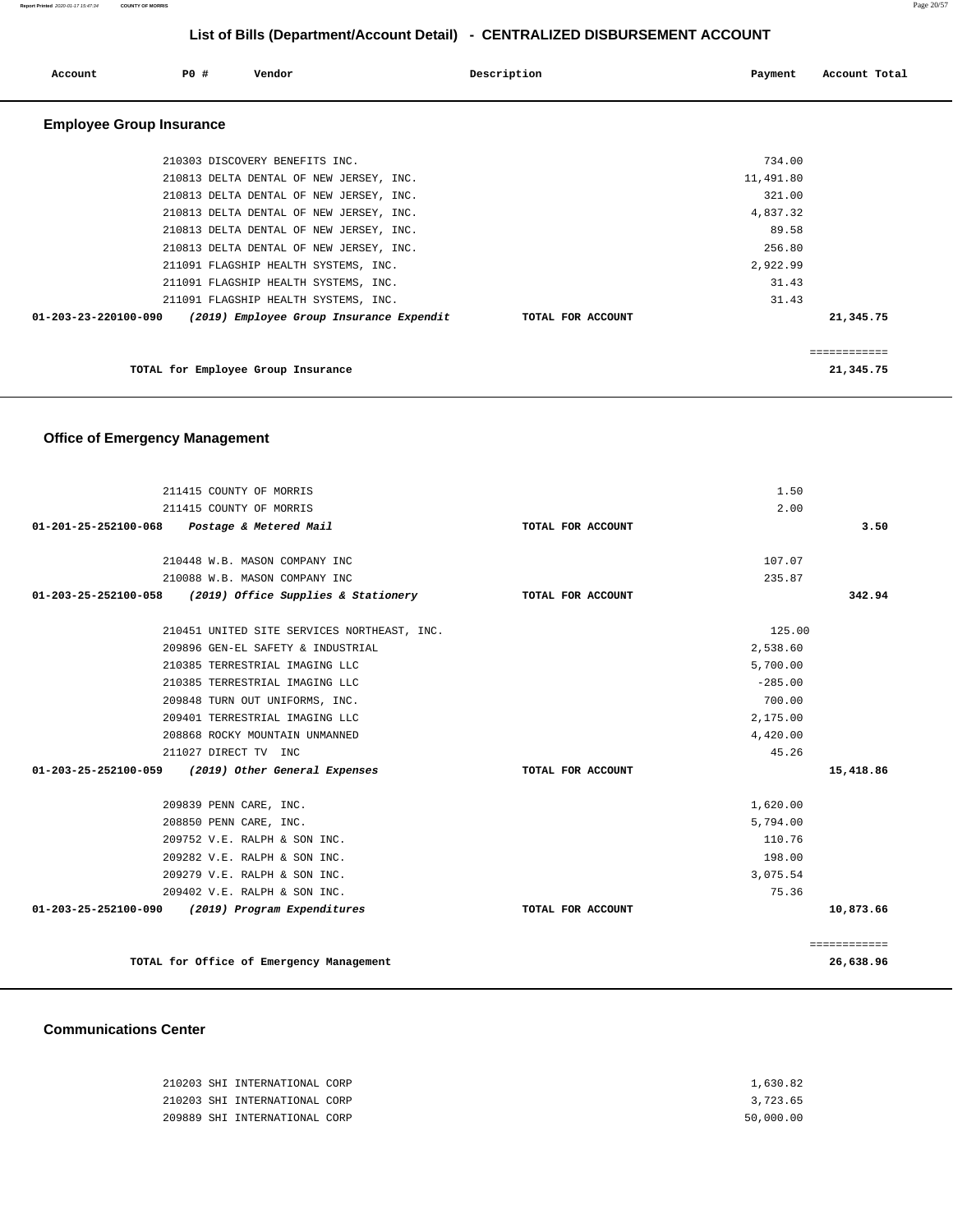# List of Bills (Department/Account Detail) - CENTRALIZED DISBURSEMENT ACCOUNT

| Account | PO # | Vendor | Description | Payment | Account Total |
|---|---|---|---|---|---|

## Employee Group Insurance

| Account | PO # | Vendor | Description | Payment | Account Total |
|---|---|---|---|---|---|
| | 210303 | DISCOVERY BENEFITS INC. | | 734.00 | |
| | 210813 | DELTA DENTAL OF NEW JERSEY, INC. | | 11,491.80 | |
| | 210813 | DELTA DENTAL OF NEW JERSEY, INC. | | 321.00 | |
| | 210813 | DELTA DENTAL OF NEW JERSEY, INC. | | 4,837.32 | |
| | 210813 | DELTA DENTAL OF NEW JERSEY, INC. | | 89.58 | |
| | 210813 | DELTA DENTAL OF NEW JERSEY, INC. | | 256.80 | |
| | 211091 | FLAGSHIP HEALTH SYSTEMS, INC. | | 2,922.99 | |
| | 211091 | FLAGSHIP HEALTH SYSTEMS, INC. | | 31.43 | |
| | 211091 | FLAGSHIP HEALTH SYSTEMS, INC. | | 31.43 | |
| **01-203-23-220100-090** | | ***(2019) Employee Group Insurance Expendit*** | **TOTAL FOR ACCOUNT** | | **21,345.75** |
| | | | | | ============ |
| | | **TOTAL for Employee Group Insurance** | | | **21,345.75** |

## Office of Emergency Management

| Account | PO # | Vendor | Description | Payment | Account Total |
|---|---|---|---|---|---|
| | 211415 | COUNTY OF MORRIS | | 1.50 | |
| | 211415 | COUNTY OF MORRIS | | 2.00 | |
| **01-201-25-252100-068** | | ***Postage & Metered Mail*** | **TOTAL FOR ACCOUNT** | | **3.50** |
| | 210448 | W.B. MASON COMPANY INC | | 107.07 | |
| | 210088 | W.B. MASON COMPANY INC | | 235.87 | |
| **01-203-25-252100-058** | | ***(2019) Office Supplies & Stationery*** | **TOTAL FOR ACCOUNT** | | **342.94** |
| | 210451 | UNITED SITE SERVICES NORTHEAST, INC. | | 125.00 | |
| | 209896 | GEN-EL SAFETY & INDUSTRIAL | | 2,538.60 | |
| | 210385 | TERRESTRIAL IMAGING LLC | | 5,700.00 | |
| | 210385 | TERRESTRIAL IMAGING LLC | | -285.00 | |
| | 209848 | TURN OUT UNIFORMS, INC. | | 700.00 | |
| | 209401 | TERRESTRIAL IMAGING LLC | | 2,175.00 | |
| | 208868 | ROCKY MOUNTAIN UNMANNED | | 4,420.00 | |
| | 211027 | DIRECT TV INC | | 45.26 | |
| **01-203-25-252100-059** | | ***(2019) Other General Expenses*** | **TOTAL FOR ACCOUNT** | | **15,418.86** |
| | 209839 | PENN CARE, INC. | | 1,620.00 | |
| | 208850 | PENN CARE, INC. | | 5,794.00 | |
| | 209752 | V.E. RALPH & SON INC. | | 110.76 | |
| | 209282 | V.E. RALPH & SON INC. | | 198.00 | |
| | 209279 | V.E. RALPH & SON INC. | | 3,075.54 | |
| | 209402 | V.E. RALPH & SON INC. | | 75.36 | |
| **01-203-25-252100-090** | | ***(2019) Program Expenditures*** | **TOTAL FOR ACCOUNT** | | **10,873.66** |
| | | | | | ============ |
| | | **TOTAL for Office of Emergency Management** | | | **26,638.96** |

## Communications Center

| Account | PO # | Vendor | Description | Payment | Account Total |
|---|---|---|---|---|---|
| | 210203 | SHI INTERNATIONAL CORP | | 1,630.82 | |
| | 210203 | SHI INTERNATIONAL CORP | | 3,723.65 | |
| | 209889 | SHI INTERNATIONAL CORP | | 50,000.00 | |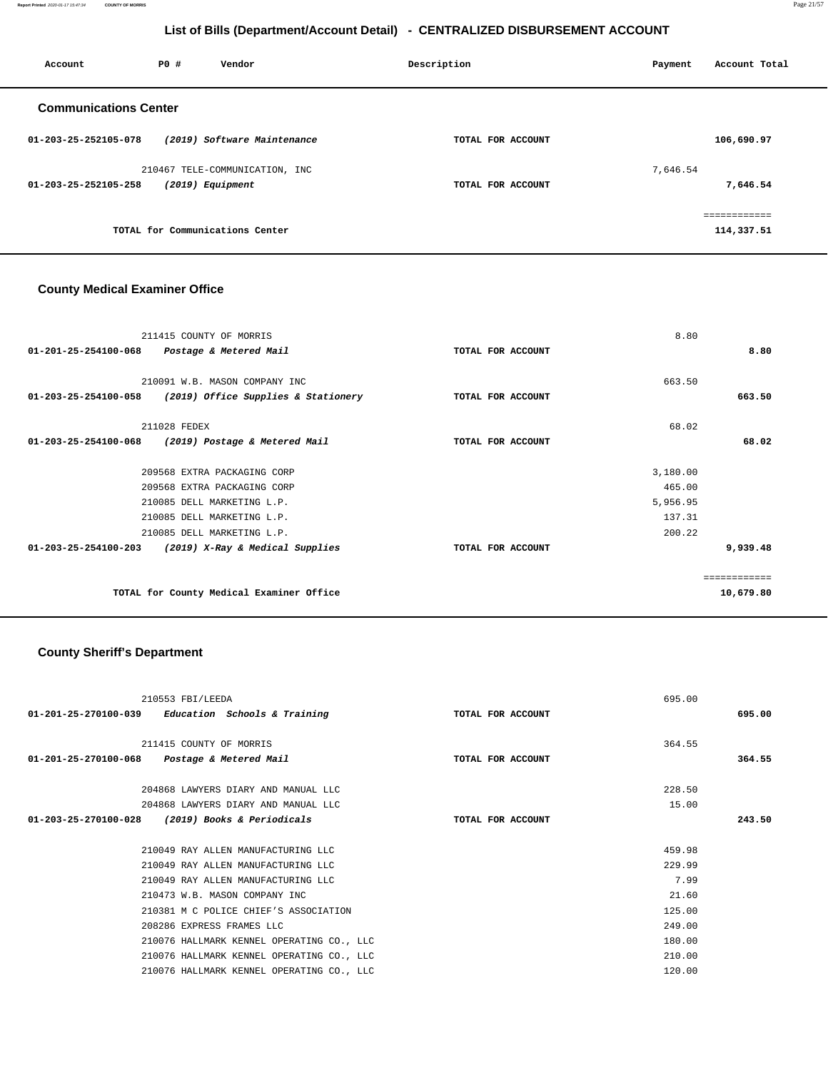## List of Bills (Department/Account Detail) - CENTRALIZED DISBURSEMENT ACCOUNT

| Account | PO # | Vendor | Description | Payment | Account Total |
|---|---|---|---|---|---|

### Communications Center

| Account | PO # | Vendor | Description | Payment | Account Total |
|---|---|---|---|---|---|
| 01-203-25-252105-078 | | *(2019) Software Maintenance* | TOTAL FOR ACCOUNT | | 106,690.97 |
| | 210467 | TELE-COMMUNICATION, INC | | 7,646.54 | |
| 01-203-25-252105-258 | | *(2019) Equipment* | TOTAL FOR ACCOUNT | | 7,646.54 |
| | | TOTAL for Communications Center | | | 114,337.51 |

### County Medical Examiner Office

| Account | PO # | Vendor | Description | Payment | Account Total |
|---|---|---|---|---|---|
| | 211415 | COUNTY OF MORRIS | | 8.80 | |
| 01-201-25-254100-068 | | *Postage & Metered Mail* | TOTAL FOR ACCOUNT | | 8.80 |
| | 210091 | W.B. MASON COMPANY INC | | 663.50 | |
| 01-203-25-254100-058 | | *(2019) Office Supplies & Stationery* | TOTAL FOR ACCOUNT | | 663.50 |
| | 211028 | FEDEX | | 68.02 | |
| 01-203-25-254100-068 | | *(2019) Postage & Metered Mail* | TOTAL FOR ACCOUNT | | 68.02 |
| | 209568 | EXTRA PACKAGING CORP | | 3,180.00 | |
| | 209568 | EXTRA PACKAGING CORP | | 465.00 | |
| | 210085 | DELL MARKETING L.P. | | 5,956.95 | |
| | 210085 | DELL MARKETING L.P. | | 137.31 | |
| | 210085 | DELL MARKETING L.P. | | 200.22 | |
| 01-203-25-254100-203 | | *(2019) X-Ray & Medical Supplies* | TOTAL FOR ACCOUNT | | 9,939.48 |
| | | TOTAL for County Medical Examiner Office | | | 10,679.80 |

### County Sheriff's Department

| Account | PO # | Vendor | Description | Payment | Account Total |
|---|---|---|---|---|---|
| | 210553 | FBI/LEEDA | | 695.00 | |
| 01-201-25-270100-039 | | *Education Schools & Training* | TOTAL FOR ACCOUNT | | 695.00 |
| | 211415 | COUNTY OF MORRIS | | 364.55 | |
| 01-201-25-270100-068 | | *Postage & Metered Mail* | TOTAL FOR ACCOUNT | | 364.55 |
| | 204868 | LAWYERS DIARY AND MANUAL LLC | | 228.50 | |
| | 204868 | LAWYERS DIARY AND MANUAL LLC | | 15.00 | |
| 01-203-25-270100-028 | | *(2019) Books & Periodicals* | TOTAL FOR ACCOUNT | | 243.50 |
| | 210049 | RAY ALLEN MANUFACTURING LLC | | 459.98 | |
| | 210049 | RAY ALLEN MANUFACTURING LLC | | 229.99 | |
| | 210049 | RAY ALLEN MANUFACTURING LLC | | 7.99 | |
| | 210473 | W.B. MASON COMPANY INC | | 21.60 | |
| | 210381 | M C POLICE CHIEF'S ASSOCIATION | | 125.00 | |
| | 208286 | EXPRESS FRAMES LLC | | 249.00 | |
| | 210076 | HALLMARK KENNEL OPERATING CO., LLC | | 180.00 | |
| | 210076 | HALLMARK KENNEL OPERATING CO., LLC | | 210.00 | |
| | 210076 | HALLMARK KENNEL OPERATING CO., LLC | | 120.00 | |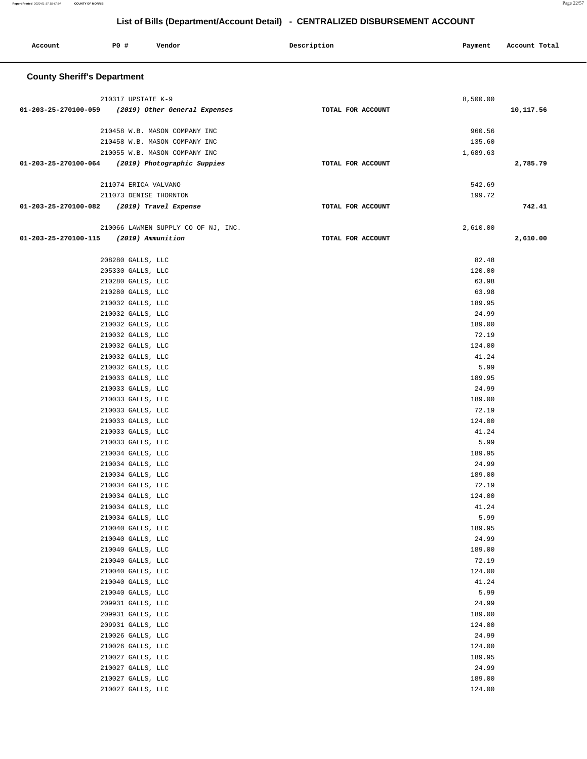## List of Bills (Department/Account Detail) - CENTRALIZED DISBURSEMENT ACCOUNT

| Account | PO # | Vendor | Description | Payment | Account Total |
|---|---|---|---|---|---|

### County Sheriff's Department

| Account | PO # | Vendor | Description | Payment | Account Total |
|---|---|---|---|---|---|
| | 210317 | UPSTATE K-9 | | 8,500.00 | |
| 01-203-25-270100-059 | | *(2019) Other General Expenses* | TOTAL FOR ACCOUNT | | 10,117.56 |
| | 210458 | W.B. MASON COMPANY INC | | 960.56 | |
| | 210458 | W.B. MASON COMPANY INC | | 135.60 | |
| | 210055 | W.B. MASON COMPANY INC | | 1,689.63 | |
| 01-203-25-270100-064 | | *(2019) Photographic Suppies* | TOTAL FOR ACCOUNT | | 2,785.79 |
| | 211074 | ERICA VALVANO | | 542.69 | |
| | 211073 | DENISE THORNTON | | 199.72 | |
| 01-203-25-270100-082 | | *(2019) Travel Expense* | TOTAL FOR ACCOUNT | | 742.41 |
| | 210066 | LAWMEN SUPPLY CO OF NJ, INC. | | 2,610.00 | |
| 01-203-25-270100-115 | | *(2019) Ammunition* | TOTAL FOR ACCOUNT | | 2,610.00 |
| | 208280 | GALLS, LLC | | 82.48 | |
| | 205330 | GALLS, LLC | | 120.00 | |
| | 210280 | GALLS, LLC | | 63.98 | |
| | 210280 | GALLS, LLC | | 63.98 | |
| | 210032 | GALLS, LLC | | 189.95 | |
| | 210032 | GALLS, LLC | | 24.99 | |
| | 210032 | GALLS, LLC | | 189.00 | |
| | 210032 | GALLS, LLC | | 72.19 | |
| | 210032 | GALLS, LLC | | 124.00 | |
| | 210032 | GALLS, LLC | | 41.24 | |
| | 210032 | GALLS, LLC | | 5.99 | |
| | 210033 | GALLS, LLC | | 189.95 | |
| | 210033 | GALLS, LLC | | 24.99 | |
| | 210033 | GALLS, LLC | | 189.00 | |
| | 210033 | GALLS, LLC | | 72.19 | |
| | 210033 | GALLS, LLC | | 124.00 | |
| | 210033 | GALLS, LLC | | 41.24 | |
| | 210033 | GALLS, LLC | | 5.99 | |
| | 210034 | GALLS, LLC | | 189.95 | |
| | 210034 | GALLS, LLC | | 24.99 | |
| | 210034 | GALLS, LLC | | 189.00 | |
| | 210034 | GALLS, LLC | | 72.19 | |
| | 210034 | GALLS, LLC | | 124.00 | |
| | 210034 | GALLS, LLC | | 41.24 | |
| | 210034 | GALLS, LLC | | 5.99 | |
| | 210040 | GALLS, LLC | | 189.95 | |
| | 210040 | GALLS, LLC | | 24.99 | |
| | 210040 | GALLS, LLC | | 189.00 | |
| | 210040 | GALLS, LLC | | 72.19 | |
| | 210040 | GALLS, LLC | | 124.00 | |
| | 210040 | GALLS, LLC | | 41.24 | |
| | 210040 | GALLS, LLC | | 5.99 | |
| | 209931 | GALLS, LLC | | 24.99 | |
| | 209931 | GALLS, LLC | | 189.00 | |
| | 209931 | GALLS, LLC | | 124.00 | |
| | 210026 | GALLS, LLC | | 24.99 | |
| | 210026 | GALLS, LLC | | 124.00 | |
| | 210027 | GALLS, LLC | | 189.95 | |
| | 210027 | GALLS, LLC | | 24.99 | |
| | 210027 | GALLS, LLC | | 189.00 | |
| | 210027 | GALLS, LLC | | 124.00 | |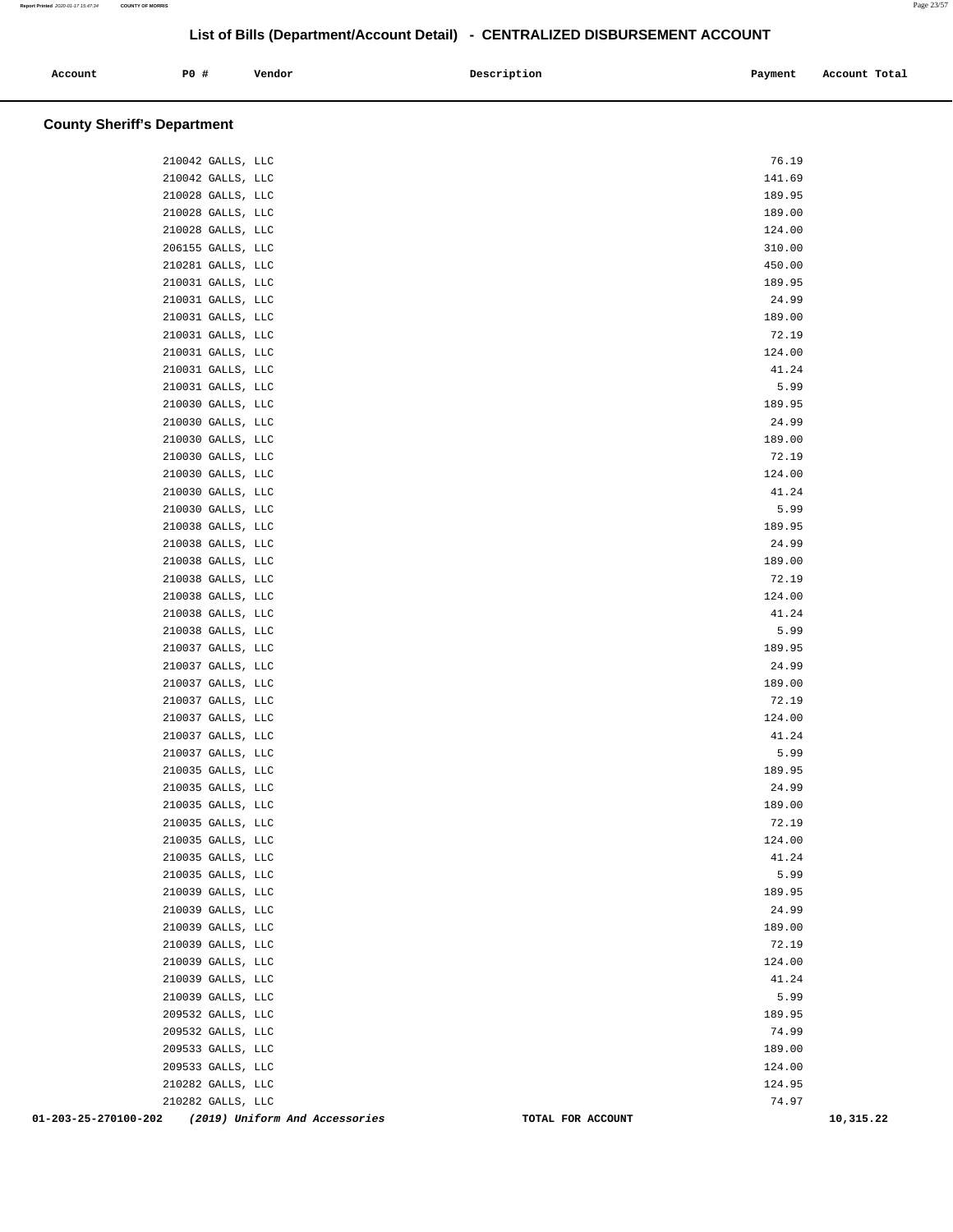## List of Bills (Department/Account Detail) - CENTRALIZED DISBURSEMENT ACCOUNT

| Account | PO # | Vendor | Description | Payment | Account Total |
|---|---|---|---|---|---|

### County Sheriff's Department

| Account | PO # | Vendor | Description | Payment | Account Total |
|---|---|---|---|---|---|
| | 210042 | GALLS, LLC | | 76.19 | |
| | 210042 | GALLS, LLC | | 141.69 | |
| | 210028 | GALLS, LLC | | 189.95 | |
| | 210028 | GALLS, LLC | | 189.00 | |
| | 210028 | GALLS, LLC | | 124.00 | |
| | 206155 | GALLS, LLC | | 310.00 | |
| | 210281 | GALLS, LLC | | 450.00 | |
| | 210031 | GALLS, LLC | | 189.95 | |
| | 210031 | GALLS, LLC | | 24.99 | |
| | 210031 | GALLS, LLC | | 189.00 | |
| | 210031 | GALLS, LLC | | 72.19 | |
| | 210031 | GALLS, LLC | | 124.00 | |
| | 210031 | GALLS, LLC | | 41.24 | |
| | 210031 | GALLS, LLC | | 5.99 | |
| | 210030 | GALLS, LLC | | 189.95 | |
| | 210030 | GALLS, LLC | | 24.99 | |
| | 210030 | GALLS, LLC | | 189.00 | |
| | 210030 | GALLS, LLC | | 72.19 | |
| | 210030 | GALLS, LLC | | 124.00 | |
| | 210030 | GALLS, LLC | | 41.24 | |
| | 210030 | GALLS, LLC | | 5.99 | |
| | 210038 | GALLS, LLC | | 189.95 | |
| | 210038 | GALLS, LLC | | 24.99 | |
| | 210038 | GALLS, LLC | | 189.00 | |
| | 210038 | GALLS, LLC | | 72.19 | |
| | 210038 | GALLS, LLC | | 124.00 | |
| | 210038 | GALLS, LLC | | 41.24 | |
| | 210038 | GALLS, LLC | | 5.99 | |
| | 210037 | GALLS, LLC | | 189.95 | |
| | 210037 | GALLS, LLC | | 24.99 | |
| | 210037 | GALLS, LLC | | 189.00 | |
| | 210037 | GALLS, LLC | | 72.19 | |
| | 210037 | GALLS, LLC | | 124.00 | |
| | 210037 | GALLS, LLC | | 41.24 | |
| | 210037 | GALLS, LLC | | 5.99 | |
| | 210035 | GALLS, LLC | | 189.95 | |
| | 210035 | GALLS, LLC | | 24.99 | |
| | 210035 | GALLS, LLC | | 189.00 | |
| | 210035 | GALLS, LLC | | 72.19 | |
| | 210035 | GALLS, LLC | | 124.00 | |
| | 210035 | GALLS, LLC | | 41.24 | |
| | 210035 | GALLS, LLC | | 5.99 | |
| | 210039 | GALLS, LLC | | 189.95 | |
| | 210039 | GALLS, LLC | | 24.99 | |
| | 210039 | GALLS, LLC | | 189.00 | |
| | 210039 | GALLS, LLC | | 72.19 | |
| | 210039 | GALLS, LLC | | 124.00 | |
| | 210039 | GALLS, LLC | | 41.24 | |
| | 210039 | GALLS, LLC | | 5.99 | |
| | 209532 | GALLS, LLC | | 189.95 | |
| | 209532 | GALLS, LLC | | 74.99 | |
| | 209533 | GALLS, LLC | | 189.00 | |
| | 209533 | GALLS, LLC | | 124.00 | |
| | 210282 | GALLS, LLC | | 124.95 | |
| | 210282 | GALLS, LLC | | 74.97 | |
| **01-203-25-270100-202** | | *(2019) Uniform And Accessories* | **TOTAL FOR ACCOUNT** | | **10,315.22** |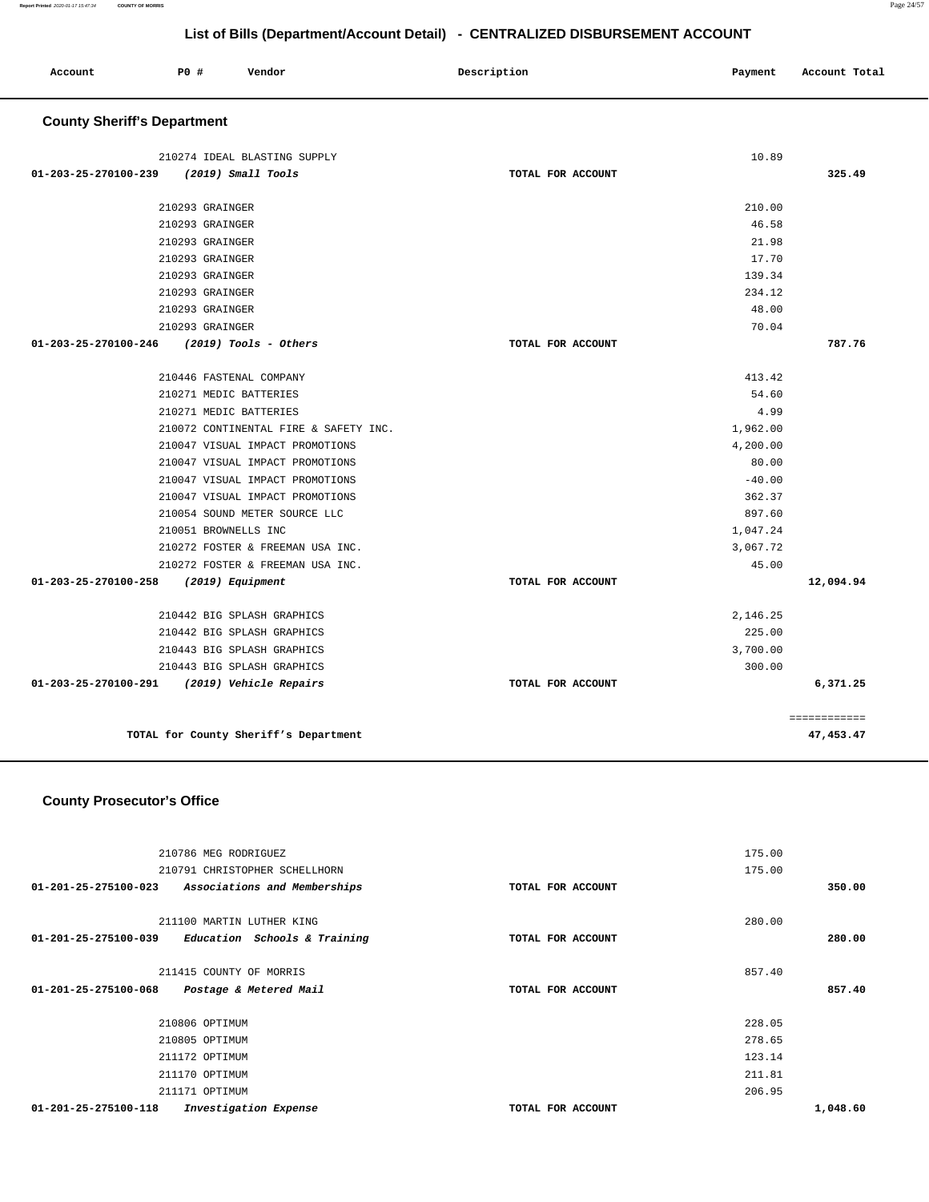## List of Bills (Department/Account Detail) - CENTRALIZED DISBURSEMENT ACCOUNT

| Account | PO # | Vendor | Description | Payment | Account Total |
|---|---|---|---|---|---|

### County Sheriff's Department

| Account | PO # | Vendor | Description | Payment | Account Total |
|---|---|---|---|---|---|
| | 210274 | IDEAL BLASTING SUPPLY | | 10.89 | |
| 01-203-25-270100-239 | | *(2019) Small Tools* | TOTAL FOR ACCOUNT | | 325.49 |
| | 210293 | GRAINGER | | 210.00 | |
| | 210293 | GRAINGER | | 46.58 | |
| | 210293 | GRAINGER | | 21.98 | |
| | 210293 | GRAINGER | | 17.70 | |
| | 210293 | GRAINGER | | 139.34 | |
| | 210293 | GRAINGER | | 234.12 | |
| | 210293 | GRAINGER | | 48.00 | |
| | 210293 | GRAINGER | | 70.04 | |
| 01-203-25-270100-246 | | *(2019) Tools - Others* | TOTAL FOR ACCOUNT | | 787.76 |
| | 210446 | FASTENAL COMPANY | | 413.42 | |
| | 210271 | MEDIC BATTERIES | | 54.60 | |
| | 210271 | MEDIC BATTERIES | | 4.99 | |
| | 210072 | CONTINENTAL FIRE & SAFETY INC. | | 1,962.00 | |
| | 210047 | VISUAL IMPACT PROMOTIONS | | 4,200.00 | |
| | 210047 | VISUAL IMPACT PROMOTIONS | | 80.00 | |
| | 210047 | VISUAL IMPACT PROMOTIONS | | -40.00 | |
| | 210047 | VISUAL IMPACT PROMOTIONS | | 362.37 | |
| | 210054 | SOUND METER SOURCE LLC | | 897.60 | |
| | 210051 | BROWNELLS INC | | 1,047.24 | |
| | 210272 | FOSTER & FREEMAN USA INC. | | 3,067.72 | |
| | 210272 | FOSTER & FREEMAN USA INC. | | 45.00 | |
| 01-203-25-270100-258 | | *(2019) Equipment* | TOTAL FOR ACCOUNT | | 12,094.94 |
| | 210442 | BIG SPLASH GRAPHICS | | 2,146.25 | |
| | 210442 | BIG SPLASH GRAPHICS | | 225.00 | |
| | 210443 | BIG SPLASH GRAPHICS | | 3,700.00 | |
| | 210443 | BIG SPLASH GRAPHICS | | 300.00 | |
| 01-203-25-270100-291 | | *(2019) Vehicle Repairs* | TOTAL FOR ACCOUNT | | 6,371.25 |
| | | | | | ============ |
| | | TOTAL for County Sheriff's Department | | | 47,453.47 |

### County Prosecutor's Office

| Account | PO # | Vendor | Description | Payment | Account Total |
|---|---|---|---|---|---|
| | 210786 | MEG RODRIGUEZ | | 175.00 | |
| | 210791 | CHRISTOPHER SCHELLHORN | | 175.00 | |
| 01-201-25-275100-023 | | *Associations and Memberships* | TOTAL FOR ACCOUNT | | 350.00 |
| | 211100 | MARTIN LUTHER KING | | 280.00 | |
| 01-201-25-275100-039 | | *Education Schools & Training* | TOTAL FOR ACCOUNT | | 280.00 |
| | 211415 | COUNTY OF MORRIS | | 857.40 | |
| 01-201-25-275100-068 | | *Postage & Metered Mail* | TOTAL FOR ACCOUNT | | 857.40 |
| | 210806 | OPTIMUM | | 228.05 | |
| | 210805 | OPTIMUM | | 278.65 | |
| | 211172 | OPTIMUM | | 123.14 | |
| | 211170 | OPTIMUM | | 211.81 | |
| | 211171 | OPTIMUM | | 206.95 | |
| 01-201-25-275100-118 | | *Investigation Expense* | TOTAL FOR ACCOUNT | | 1,048.60 |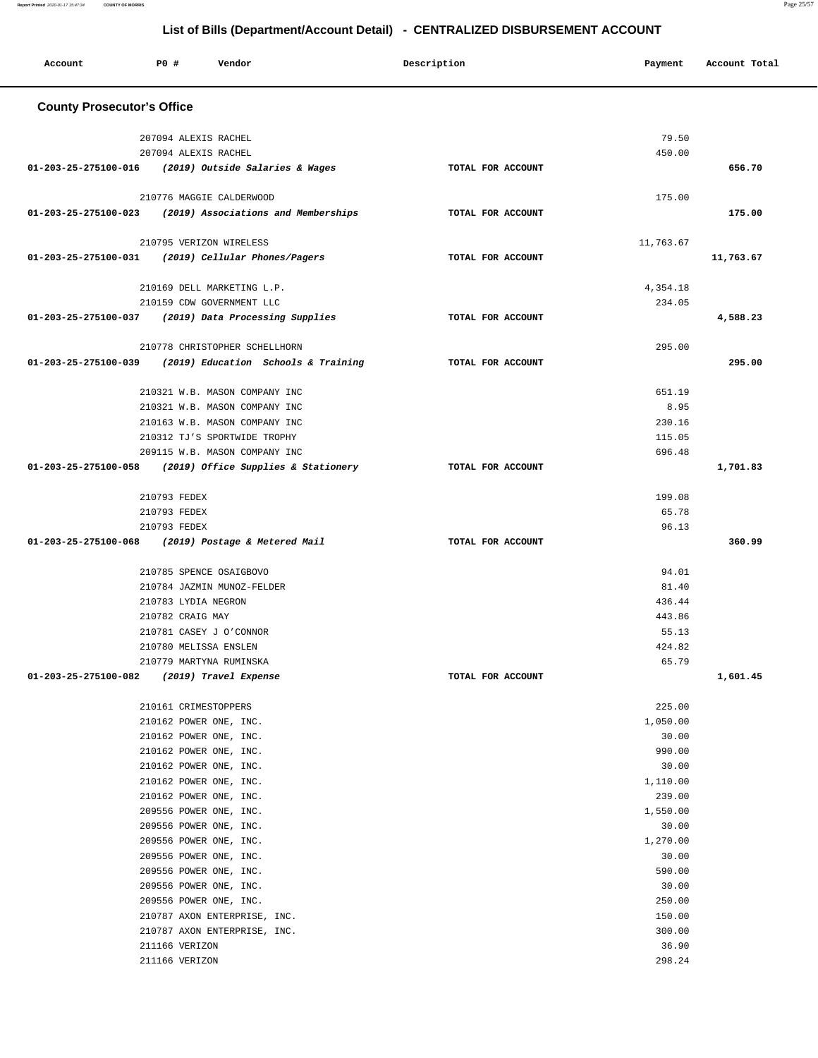## List of Bills (Department/Account Detail) - CENTRALIZED DISBURSEMENT ACCOUNT

| Account | PO # | Vendor | Description | Payment | Account Total |
|---|---|---|---|---|---|

### County Prosecutor's Office

| Account | PO # | Vendor | Description | Payment | Account Total |
|---|---|---|---|---|---|
| | 207094 | ALEXIS RACHEL | | 79.50 | |
| | 207094 | ALEXIS RACHEL | | 450.00 | |
| **01-203-25-275100-016** | | ***(2019) Outside Salaries & Wages*** | **TOTAL FOR ACCOUNT** | | **656.70** |
| | 210776 | MAGGIE CALDERWOOD | | 175.00 | |
| **01-203-25-275100-023** | | ***(2019) Associations and Memberships*** | **TOTAL FOR ACCOUNT** | | **175.00** |
| | 210795 | VERIZON WIRELESS | | 11,763.67 | |
| **01-203-25-275100-031** | | ***(2019) Cellular Phones/Pagers*** | **TOTAL FOR ACCOUNT** | | **11,763.67** |
| | 210169 | DELL MARKETING L.P. | | 4,354.18 | |
| | 210159 | CDW GOVERNMENT LLC | | 234.05 | |
| **01-203-25-275100-037** | | ***(2019) Data Processing Supplies*** | **TOTAL FOR ACCOUNT** | | **4,588.23** |
| | 210778 | CHRISTOPHER SCHELLHORN | | 295.00 | |
| **01-203-25-275100-039** | | ***(2019) Education Schools & Training*** | **TOTAL FOR ACCOUNT** | | **295.00** |
| | 210321 | W.B. MASON COMPANY INC | | 651.19 | |
| | 210321 | W.B. MASON COMPANY INC | | 8.95 | |
| | 210163 | W.B. MASON COMPANY INC | | 230.16 | |
| | 210312 | TJ'S SPORTWIDE TROPHY | | 115.05 | |
| | 209115 | W.B. MASON COMPANY INC | | 696.48 | |
| **01-203-25-275100-058** | | ***(2019) Office Supplies & Stationery*** | **TOTAL FOR ACCOUNT** | | **1,701.83** |
| | 210793 | FEDEX | | 199.08 | |
| | 210793 | FEDEX | | 65.78 | |
| | 210793 | FEDEX | | 96.13 | |
| **01-203-25-275100-068** | | ***(2019) Postage & Metered Mail*** | **TOTAL FOR ACCOUNT** | | **360.99** |
| | 210785 | SPENCE OSAIGBOVO | | 94.01 | |
| | 210784 | JAZMIN MUNOZ-FELDER | | 81.40 | |
| | 210783 | LYDIA NEGRON | | 436.44 | |
| | 210782 | CRAIG MAY | | 443.86 | |
| | 210781 | CASEY J O'CONNOR | | 55.13 | |
| | 210780 | MELISSA ENSLEN | | 424.82 | |
| | 210779 | MARTYNA RUMINSKA | | 65.79 | |
| **01-203-25-275100-082** | | ***(2019) Travel Expense*** | **TOTAL FOR ACCOUNT** | | **1,601.45** |
| | 210161 | CRIMESTOPPERS | | 225.00 | |
| | 210162 | POWER ONE, INC. | | 1,050.00 | |
| | 210162 | POWER ONE, INC. | | 30.00 | |
| | 210162 | POWER ONE, INC. | | 990.00 | |
| | 210162 | POWER ONE, INC. | | 30.00 | |
| | 210162 | POWER ONE, INC. | | 1,110.00 | |
| | 210162 | POWER ONE, INC. | | 239.00 | |
| | 209556 | POWER ONE, INC. | | 1,550.00 | |
| | 209556 | POWER ONE, INC. | | 30.00 | |
| | 209556 | POWER ONE, INC. | | 1,270.00 | |
| | 209556 | POWER ONE, INC. | | 30.00 | |
| | 209556 | POWER ONE, INC. | | 590.00 | |
| | 209556 | POWER ONE, INC. | | 30.00 | |
| | 209556 | POWER ONE, INC. | | 250.00 | |
| | 210787 | AXON ENTERPRISE, INC. | | 150.00 | |
| | 210787 | AXON ENTERPRISE, INC. | | 300.00 | |
| | 211166 | VERIZON | | 36.90 | |
| | 211166 | VERIZON | | 298.24 | |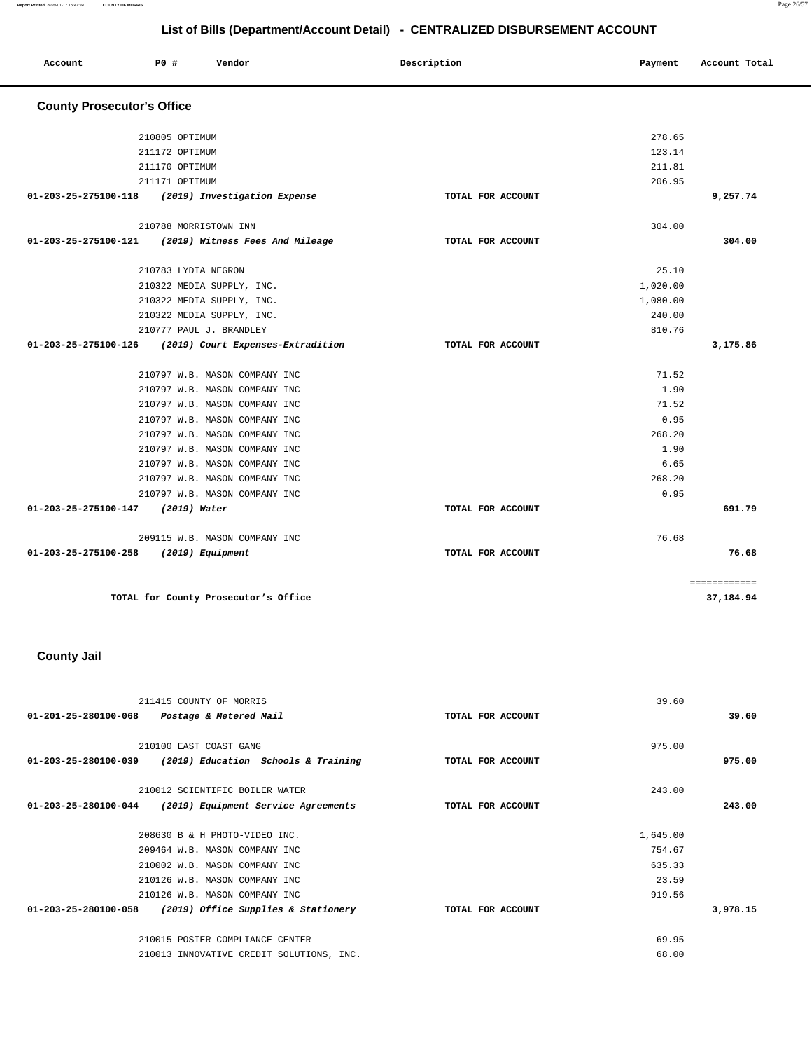## List of Bills (Department/Account Detail) - CENTRALIZED DISBURSEMENT ACCOUNT

| Account | PO # | Vendor | Description | Payment | Account Total |
|---|---|---|---|---|---|

### County Prosecutor's Office

| Account | PO # | Vendor | Description | Payment | Account Total |
|---|---|---|---|---|---|
| | 210805 | OPTIMUM | | 278.65 | |
| | 211172 | OPTIMUM | | 123.14 | |
| | 211170 | OPTIMUM | | 211.81 | |
| | 211171 | OPTIMUM | | 206.95 | |
| **01-203-25-275100-118** | | ***(2019) Investigation Expense*** | **TOTAL FOR ACCOUNT** | | **9,257.74** |
| | 210788 | MORRISTOWN INN | | 304.00 | |
| **01-203-25-275100-121** | | ***(2019) Witness Fees And Mileage*** | **TOTAL FOR ACCOUNT** | | **304.00** |
| | 210783 | LYDIA NEGRON | | 25.10 | |
| | 210322 | MEDIA SUPPLY, INC. | | 1,020.00 | |
| | 210322 | MEDIA SUPPLY, INC. | | 1,080.00 | |
| | 210322 | MEDIA SUPPLY, INC. | | 240.00 | |
| | 210777 | PAUL J. BRANDLEY | | 810.76 | |
| **01-203-25-275100-126** | | ***(2019) Court Expenses-Extradition*** | **TOTAL FOR ACCOUNT** | | **3,175.86** |
| | 210797 | W.B. MASON COMPANY INC | | 71.52 | |
| | 210797 | W.B. MASON COMPANY INC | | 1.90 | |
| | 210797 | W.B. MASON COMPANY INC | | 71.52 | |
| | 210797 | W.B. MASON COMPANY INC | | 0.95 | |
| | 210797 | W.B. MASON COMPANY INC | | 268.20 | |
| | 210797 | W.B. MASON COMPANY INC | | 1.90 | |
| | 210797 | W.B. MASON COMPANY INC | | 6.65 | |
| | 210797 | W.B. MASON COMPANY INC | | 268.20 | |
| | 210797 | W.B. MASON COMPANY INC | | 0.95 | |
| **01-203-25-275100-147** | | ***(2019) Water*** | **TOTAL FOR ACCOUNT** | | **691.79** |
| | 209115 | W.B. MASON COMPANY INC | | 76.68 | |
| **01-203-25-275100-258** | | ***(2019) Equipment*** | **TOTAL FOR ACCOUNT** | | **76.68** |
| | | | | | ============ |
| | | **TOTAL for County Prosecutor's Office** | | | **37,184.94** |

### County Jail

| Account | PO # | Vendor | Description | Payment | Account Total |
|---|---|---|---|---|---|
| | 211415 | COUNTY OF MORRIS | | 39.60 | |
| **01-201-25-280100-068** | | ***Postage & Metered Mail*** | **TOTAL FOR ACCOUNT** | | **39.60** |
| | 210100 | EAST COAST GANG | | 975.00 | |
| **01-203-25-280100-039** | | ***(2019) Education Schools & Training*** | **TOTAL FOR ACCOUNT** | | **975.00** |
| | 210012 | SCIENTIFIC BOILER WATER | | 243.00 | |
| **01-203-25-280100-044** | | ***(2019) Equipment Service Agreements*** | **TOTAL FOR ACCOUNT** | | **243.00** |
| | 208630 | B & H PHOTO-VIDEO INC. | | 1,645.00 | |
| | 209464 | W.B. MASON COMPANY INC | | 754.67 | |
| | 210002 | W.B. MASON COMPANY INC | | 635.33 | |
| | 210126 | W.B. MASON COMPANY INC | | 23.59 | |
| | 210126 | W.B. MASON COMPANY INC | | 919.56 | |
| **01-203-25-280100-058** | | ***(2019) Office Supplies & Stationery*** | **TOTAL FOR ACCOUNT** | | **3,978.15** |
| | 210015 | POSTER COMPLIANCE CENTER | | 69.95 | |
| | 210013 | INNOVATIVE CREDIT SOLUTIONS, INC. | | 68.00 | |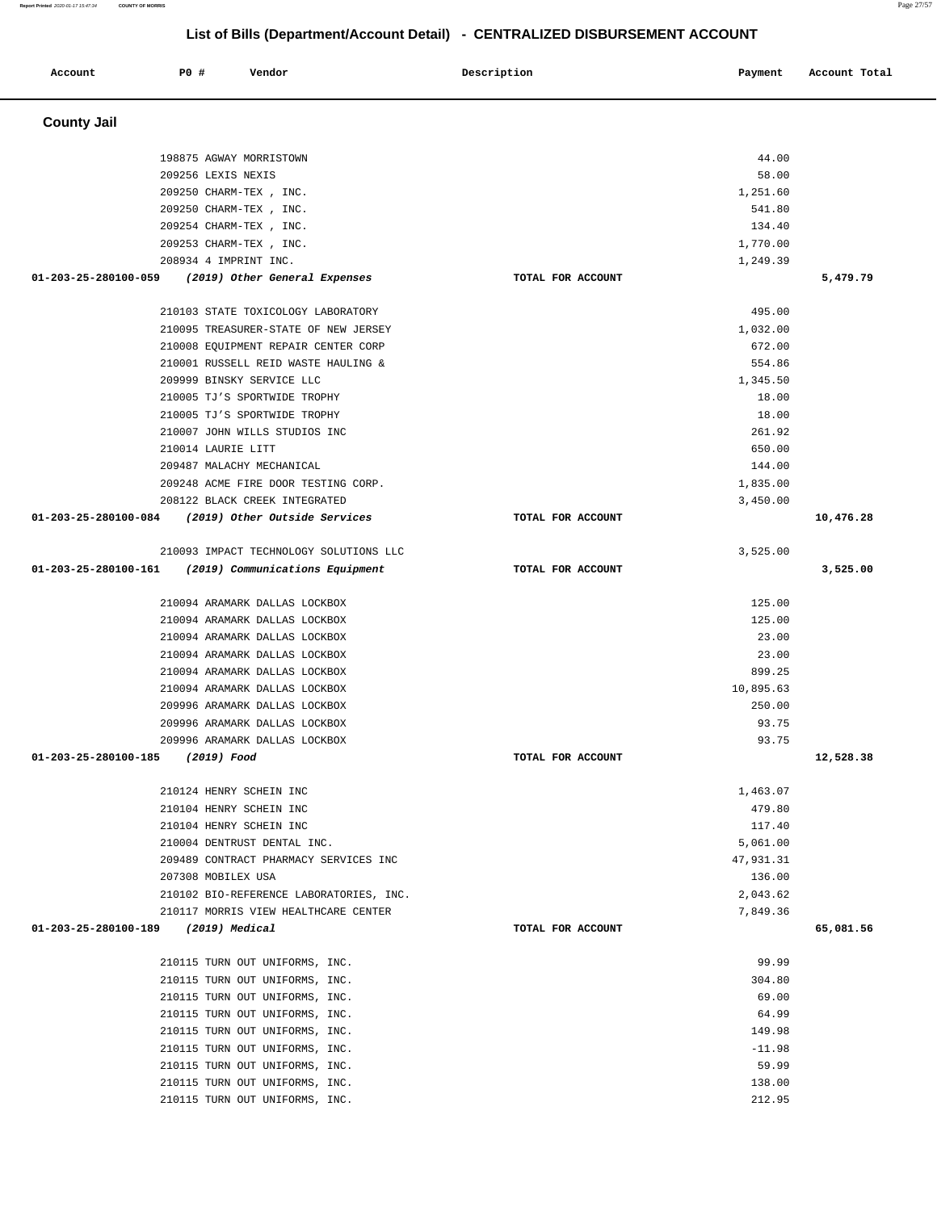## List of Bills (Department/Account Detail) - CENTRALIZED DISBURSEMENT ACCOUNT

| Account | PO # | Vendor | Description | Payment | Account Total |
|---|---|---|---|---|---|

### County Jail

| Account | PO # | Vendor | Description | Payment | Account Total |
|---|---|---|---|---|---|
| | 198875 | AGWAY MORRISTOWN | | 44.00 | |
| | 209256 | LEXIS NEXIS | | 58.00 | |
| | 209250 | CHARM-TEX , INC. | | 1,251.60 | |
| | 209250 | CHARM-TEX , INC. | | 541.80 | |
| | 209254 | CHARM-TEX , INC. | | 134.40 | |
| | 209253 | CHARM-TEX , INC. | | 1,770.00 | |
| | 208934 | 4 IMPRINT INC. | | 1,249.39 | |
| 01-203-25-280100-059 | | *(2019) Other General Expenses* | TOTAL FOR ACCOUNT | | 5,479.79 |
| | 210103 | STATE TOXICOLOGY LABORATORY | | 495.00 | |
| | 210095 | TREASURER-STATE OF NEW JERSEY | | 1,032.00 | |
| | 210008 | EQUIPMENT REPAIR CENTER CORP | | 672.00 | |
| | 210001 | RUSSELL REID WASTE HAULING & | | 554.86 | |
| | 209999 | BINSKY SERVICE LLC | | 1,345.50 | |
| | 210005 | TJ'S SPORTWIDE TROPHY | | 18.00 | |
| | 210005 | TJ'S SPORTWIDE TROPHY | | 18.00 | |
| | 210007 | JOHN WILLS STUDIOS INC | | 261.92 | |
| | 210014 | LAURIE LITT | | 650.00 | |
| | 209487 | MALACHY MECHANICAL | | 144.00 | |
| | 209248 | ACME FIRE DOOR TESTING CORP. | | 1,835.00 | |
| | 208122 | BLACK CREEK INTEGRATED | | 3,450.00 | |
| 01-203-25-280100-084 | | *(2019) Other Outside Services* | TOTAL FOR ACCOUNT | | 10,476.28 |
| | 210093 | IMPACT TECHNOLOGY SOLUTIONS LLC | | 3,525.00 | |
| 01-203-25-280100-161 | | *(2019) Communications Equipment* | TOTAL FOR ACCOUNT | | 3,525.00 |
| | 210094 | ARAMARK DALLAS LOCKBOX | | 125.00 | |
| | 210094 | ARAMARK DALLAS LOCKBOX | | 125.00 | |
| | 210094 | ARAMARK DALLAS LOCKBOX | | 23.00 | |
| | 210094 | ARAMARK DALLAS LOCKBOX | | 23.00 | |
| | 210094 | ARAMARK DALLAS LOCKBOX | | 899.25 | |
| | 210094 | ARAMARK DALLAS LOCKBOX | | 10,895.63 | |
| | 209996 | ARAMARK DALLAS LOCKBOX | | 250.00 | |
| | 209996 | ARAMARK DALLAS LOCKBOX | | 93.75 | |
| | 209996 | ARAMARK DALLAS LOCKBOX | | 93.75 | |
| 01-203-25-280100-185 | | *(2019) Food* | TOTAL FOR ACCOUNT | | 12,528.38 |
| | 210124 | HENRY SCHEIN INC | | 1,463.07 | |
| | 210104 | HENRY SCHEIN INC | | 479.80 | |
| | 210104 | HENRY SCHEIN INC | | 117.40 | |
| | 210004 | DENTRUST DENTAL INC. | | 5,061.00 | |
| | 209489 | CONTRACT PHARMACY SERVICES INC | | 47,931.31 | |
| | 207308 | MOBILEX USA | | 136.00 | |
| | 210102 | BIO-REFERENCE LABORATORIES, INC. | | 2,043.62 | |
| | 210117 | MORRIS VIEW HEALTHCARE CENTER | | 7,849.36 | |
| 01-203-25-280100-189 | | *(2019) Medical* | TOTAL FOR ACCOUNT | | 65,081.56 |
| | 210115 | TURN OUT UNIFORMS, INC. | | 99.99 | |
| | 210115 | TURN OUT UNIFORMS, INC. | | 304.80 | |
| | 210115 | TURN OUT UNIFORMS, INC. | | 69.00 | |
| | 210115 | TURN OUT UNIFORMS, INC. | | 64.99 | |
| | 210115 | TURN OUT UNIFORMS, INC. | | 149.98 | |
| | 210115 | TURN OUT UNIFORMS, INC. | | -11.98 | |
| | 210115 | TURN OUT UNIFORMS, INC. | | 59.99 | |
| | 210115 | TURN OUT UNIFORMS, INC. | | 138.00 | |
| | 210115 | TURN OUT UNIFORMS, INC. | | 212.95 | |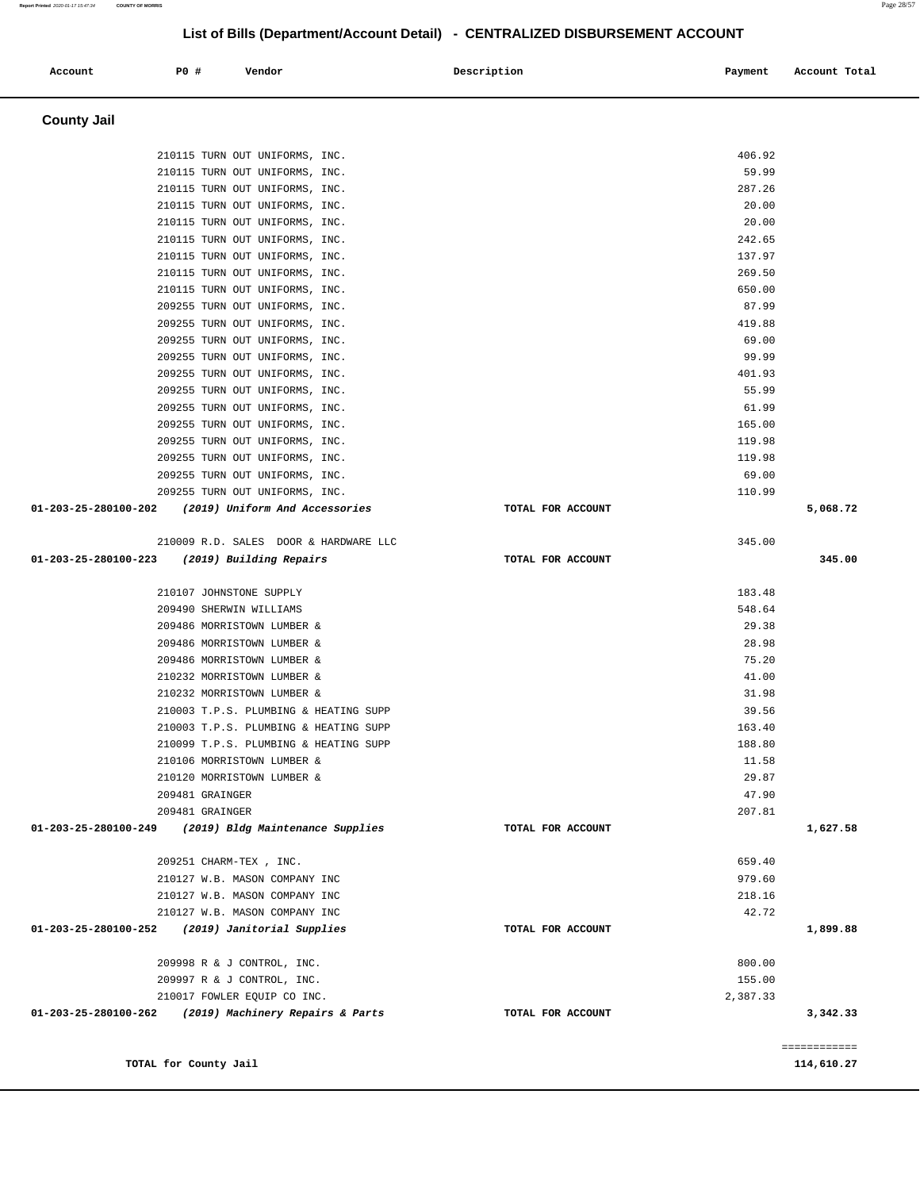## List of Bills (Department/Account Detail) - CENTRALIZED DISBURSEMENT ACCOUNT

| Account | PO # | Vendor | Description | Payment | Account Total |
|---|---|---|---|---|---|

### County Jail

| Account | PO # | Vendor | Description | Payment | Account Total |
|---|---|---|---|---|---|
| | 210115 | TURN OUT UNIFORMS, INC. | | 406.92 | |
| | 210115 | TURN OUT UNIFORMS, INC. | | 59.99 | |
| | 210115 | TURN OUT UNIFORMS, INC. | | 287.26 | |
| | 210115 | TURN OUT UNIFORMS, INC. | | 20.00 | |
| | 210115 | TURN OUT UNIFORMS, INC. | | 20.00 | |
| | 210115 | TURN OUT UNIFORMS, INC. | | 242.65 | |
| | 210115 | TURN OUT UNIFORMS, INC. | | 137.97 | |
| | 210115 | TURN OUT UNIFORMS, INC. | | 269.50 | |
| | 210115 | TURN OUT UNIFORMS, INC. | | 650.00 | |
| | 209255 | TURN OUT UNIFORMS, INC. | | 87.99 | |
| | 209255 | TURN OUT UNIFORMS, INC. | | 419.88 | |
| | 209255 | TURN OUT UNIFORMS, INC. | | 69.00 | |
| | 209255 | TURN OUT UNIFORMS, INC. | | 99.99 | |
| | 209255 | TURN OUT UNIFORMS, INC. | | 401.93 | |
| | 209255 | TURN OUT UNIFORMS, INC. | | 55.99 | |
| | 209255 | TURN OUT UNIFORMS, INC. | | 61.99 | |
| | 209255 | TURN OUT UNIFORMS, INC. | | 165.00 | |
| | 209255 | TURN OUT UNIFORMS, INC. | | 119.98 | |
| | 209255 | TURN OUT UNIFORMS, INC. | | 119.98 | |
| | 209255 | TURN OUT UNIFORMS, INC. | | 69.00 | |
| | 209255 | TURN OUT UNIFORMS, INC. | | 110.99 | |
| **01-203-25-280100-202** | | ***(2019) Uniform And Accessories*** | **TOTAL FOR ACCOUNT** | | **5,068.72** |
| | 210009 | R.D. SALES DOOR & HARDWARE LLC | | 345.00 | |
| **01-203-25-280100-223** | | ***(2019) Building Repairs*** | **TOTAL FOR ACCOUNT** | | **345.00** |
| | 210107 | JOHNSTONE SUPPLY | | 183.48 | |
| | 209490 | SHERWIN WILLIAMS | | 548.64 | |
| | 209486 | MORRISTOWN LUMBER & | | 29.38 | |
| | 209486 | MORRISTOWN LUMBER & | | 28.98 | |
| | 209486 | MORRISTOWN LUMBER & | | 75.20 | |
| | 210232 | MORRISTOWN LUMBER & | | 41.00 | |
| | 210232 | MORRISTOWN LUMBER & | | 31.98 | |
| | 210003 | T.P.S. PLUMBING & HEATING SUPP | | 39.56 | |
| | 210003 | T.P.S. PLUMBING & HEATING SUPP | | 163.40 | |
| | 210099 | T.P.S. PLUMBING & HEATING SUPP | | 188.80 | |
| | 210106 | MORRISTOWN LUMBER & | | 11.58 | |
| | 210120 | MORRISTOWN LUMBER & | | 29.87 | |
| | 209481 | GRAINGER | | 47.90 | |
| | 209481 | GRAINGER | | 207.81 | |
| **01-203-25-280100-249** | | ***(2019) Bldg Maintenance Supplies*** | **TOTAL FOR ACCOUNT** | | **1,627.58** |
| | 209251 | CHARM-TEX , INC. | | 659.40 | |
| | 210127 | W.B. MASON COMPANY INC | | 979.60 | |
| | 210127 | W.B. MASON COMPANY INC | | 218.16 | |
| | 210127 | W.B. MASON COMPANY INC | | 42.72 | |
| **01-203-25-280100-252** | | ***(2019) Janitorial Supplies*** | **TOTAL FOR ACCOUNT** | | **1,899.88** |
| | 209998 | R & J CONTROL, INC. | | 800.00 | |
| | 209997 | R & J CONTROL, INC. | | 155.00 | |
| | 210017 | FOWLER EQUIP CO INC. | | 2,387.33 | |
| **01-203-25-280100-262** | | ***(2019) Machinery Repairs & Parts*** | **TOTAL FOR ACCOUNT** | | **3,342.33** |
| | | | | | ============ |
| **TOTAL for County Jail** | | | | | **114,610.27** |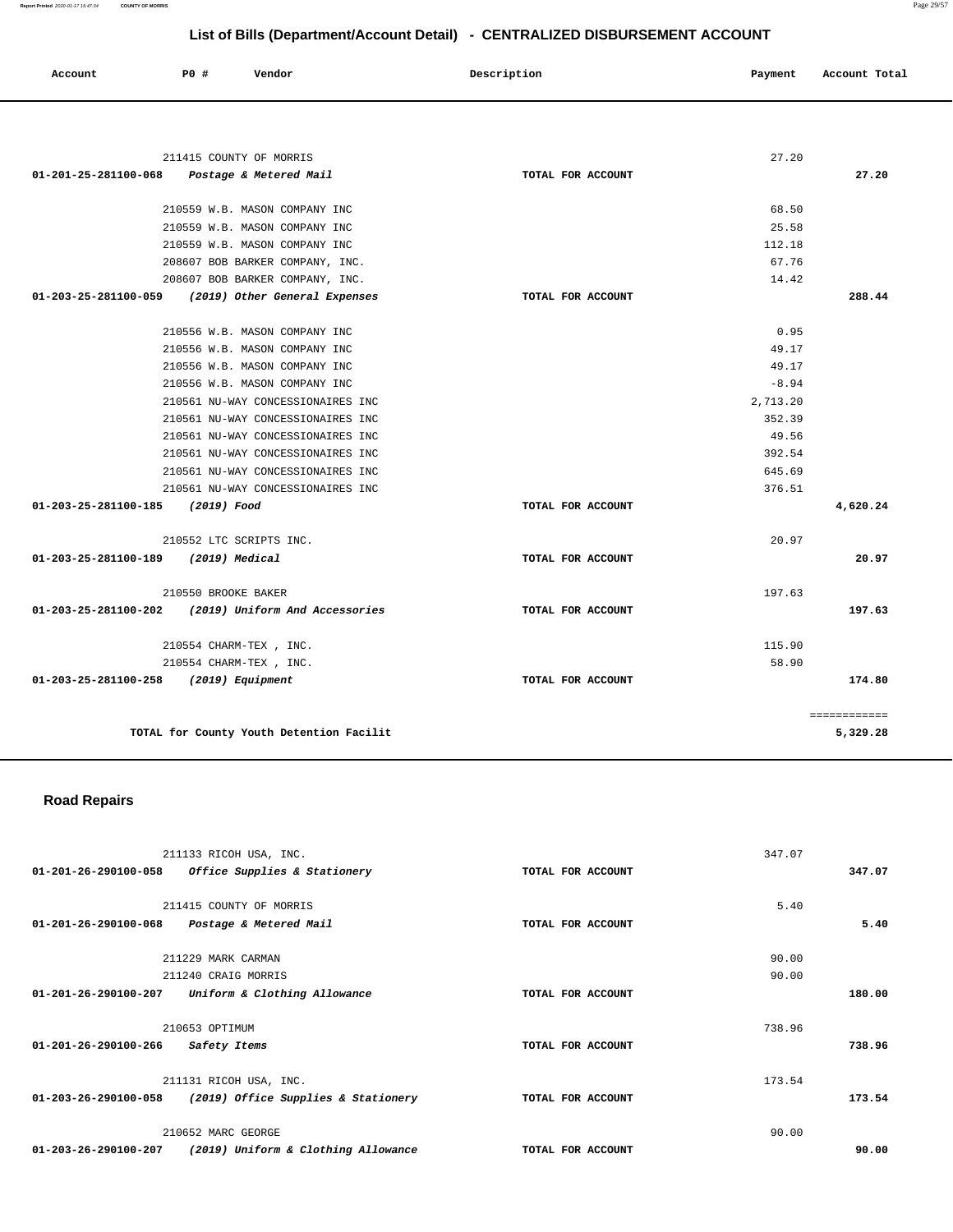## List of Bills (Department/Account Detail) - CENTRALIZED DISBURSEMENT ACCOUNT

| Account | PO # | Vendor | Description | Payment | Account Total |
|---|---|---|---|---|---|
| | 211415 | COUNTY OF MORRIS | | 27.20 | |
| 01-201-25-281100-068 | | *Postage & Metered Mail* | TOTAL FOR ACCOUNT | | 27.20 |
| | 210559 | W.B. MASON COMPANY INC | | 68.50 | |
| | 210559 | W.B. MASON COMPANY INC | | 25.58 | |
| | 210559 | W.B. MASON COMPANY INC | | 112.18 | |
| | 208607 | BOB BARKER COMPANY, INC. | | 67.76 | |
| | 208607 | BOB BARKER COMPANY, INC. | | 14.42 | |
| 01-203-25-281100-059 | | *(2019) Other General Expenses* | TOTAL FOR ACCOUNT | | 288.44 |
| | 210556 | W.B. MASON COMPANY INC | | 0.95 | |
| | 210556 | W.B. MASON COMPANY INC | | 49.17 | |
| | 210556 | W.B. MASON COMPANY INC | | 49.17 | |
| | 210556 | W.B. MASON COMPANY INC | | -8.94 | |
| | 210561 | NU-WAY CONCESSIONAIRES INC | | 2,713.20 | |
| | 210561 | NU-WAY CONCESSIONAIRES INC | | 352.39 | |
| | 210561 | NU-WAY CONCESSIONAIRES INC | | 49.56 | |
| | 210561 | NU-WAY CONCESSIONAIRES INC | | 392.54 | |
| | 210561 | NU-WAY CONCESSIONAIRES INC | | 645.69 | |
| | 210561 | NU-WAY CONCESSIONAIRES INC | | 376.51 | |
| 01-203-25-281100-185 | | *(2019) Food* | TOTAL FOR ACCOUNT | | 4,620.24 |
| | 210552 | LTC SCRIPTS INC. | | 20.97 | |
| 01-203-25-281100-189 | | *(2019) Medical* | TOTAL FOR ACCOUNT | | 20.97 |
| | 210550 | BROOKE BAKER | | 197.63 | |
| 01-203-25-281100-202 | | *(2019) Uniform And Accessories* | TOTAL FOR ACCOUNT | | 197.63 |
| | 210554 | CHARM-TEX , INC. | | 115.90 | |
| | 210554 | CHARM-TEX , INC. | | 58.90 | |
| 01-203-25-281100-258 | | *(2019) Equipment* | TOTAL FOR ACCOUNT | | 174.80 |
| | | | | | ============ |
| | | TOTAL for County Youth Detention Facilit | | | 5,329.28 |

## Road Repairs

| Account | PO # | Vendor | Description | Payment | Account Total |
|---|---|---|---|---|---|
| | 211133 | RICOH USA, INC. | | 347.07 | |
| 01-201-26-290100-058 | | *Office Supplies & Stationery* | TOTAL FOR ACCOUNT | | 347.07 |
| | 211415 | COUNTY OF MORRIS | | 5.40 | |
| 01-201-26-290100-068 | | *Postage & Metered Mail* | TOTAL FOR ACCOUNT | | 5.40 |
| | 211229 | MARK CARMAN | | 90.00 | |
| | 211240 | CRAIG MORRIS | | 90.00 | |
| 01-201-26-290100-207 | | *Uniform & Clothing Allowance* | TOTAL FOR ACCOUNT | | 180.00 |
| | 210653 | OPTIMUM | | 738.96 | |
| 01-201-26-290100-266 | | *Safety Items* | TOTAL FOR ACCOUNT | | 738.96 |
| | 211131 | RICOH USA, INC. | | 173.54 | |
| 01-203-26-290100-058 | | *(2019) Office Supplies & Stationery* | TOTAL FOR ACCOUNT | | 173.54 |
| | 210652 | MARC GEORGE | | 90.00 | |
| 01-203-26-290100-207 | | *(2019) Uniform & Clothing Allowance* | TOTAL FOR ACCOUNT | | 90.00 |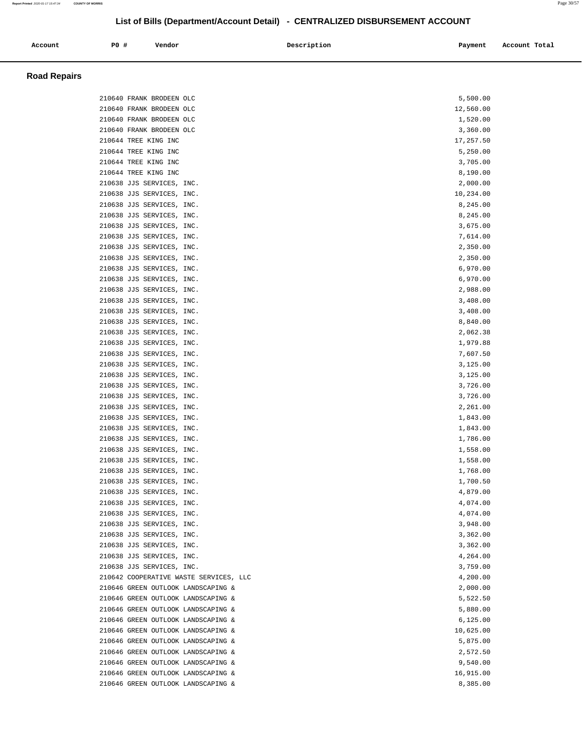## List of Bills (Department/Account Detail) - CENTRALIZED DISBURSEMENT ACCOUNT

| Account | PO # | Vendor | Description | Payment | Account Total |
|---|---|---|---|---|---|

### Road Repairs

| Account | PO # | Vendor | Description | Payment | Account Total |
|---|---|---|---|---|---|
| | 210640 | FRANK BRODEEN OLC | | 5,500.00 | |
| | 210640 | FRANK BRODEEN OLC | | 12,560.00 | |
| | 210640 | FRANK BRODEEN OLC | | 1,520.00 | |
| | 210640 | FRANK BRODEEN OLC | | 3,360.00 | |
| | 210644 | TREE KING INC | | 17,257.50 | |
| | 210644 | TREE KING INC | | 5,250.00 | |
| | 210644 | TREE KING INC | | 3,705.00 | |
| | 210644 | TREE KING INC | | 8,190.00 | |
| | 210638 | JJS SERVICES, INC. | | 2,000.00 | |
| | 210638 | JJS SERVICES, INC. | | 10,234.00 | |
| | 210638 | JJS SERVICES, INC. | | 8,245.00 | |
| | 210638 | JJS SERVICES, INC. | | 8,245.00 | |
| | 210638 | JJS SERVICES, INC. | | 3,675.00 | |
| | 210638 | JJS SERVICES, INC. | | 7,614.00 | |
| | 210638 | JJS SERVICES, INC. | | 2,350.00 | |
| | 210638 | JJS SERVICES, INC. | | 2,350.00 | |
| | 210638 | JJS SERVICES, INC. | | 6,970.00 | |
| | 210638 | JJS SERVICES, INC. | | 6,970.00 | |
| | 210638 | JJS SERVICES, INC. | | 2,988.00 | |
| | 210638 | JJS SERVICES, INC. | | 3,408.00 | |
| | 210638 | JJS SERVICES, INC. | | 3,408.00 | |
| | 210638 | JJS SERVICES, INC. | | 8,840.00 | |
| | 210638 | JJS SERVICES, INC. | | 2,062.38 | |
| | 210638 | JJS SERVICES, INC. | | 1,979.88 | |
| | 210638 | JJS SERVICES, INC. | | 7,607.50 | |
| | 210638 | JJS SERVICES, INC. | | 3,125.00 | |
| | 210638 | JJS SERVICES, INC. | | 3,125.00 | |
| | 210638 | JJS SERVICES, INC. | | 3,726.00 | |
| | 210638 | JJS SERVICES, INC. | | 3,726.00 | |
| | 210638 | JJS SERVICES, INC. | | 2,261.00 | |
| | 210638 | JJS SERVICES, INC. | | 1,843.00 | |
| | 210638 | JJS SERVICES, INC. | | 1,843.00 | |
| | 210638 | JJS SERVICES, INC. | | 1,786.00 | |
| | 210638 | JJS SERVICES, INC. | | 1,558.00 | |
| | 210638 | JJS SERVICES, INC. | | 1,558.00 | |
| | 210638 | JJS SERVICES, INC. | | 1,768.00 | |
| | 210638 | JJS SERVICES, INC. | | 1,700.50 | |
| | 210638 | JJS SERVICES, INC. | | 4,879.00 | |
| | 210638 | JJS SERVICES, INC. | | 4,074.00 | |
| | 210638 | JJS SERVICES, INC. | | 4,074.00 | |
| | 210638 | JJS SERVICES, INC. | | 3,948.00 | |
| | 210638 | JJS SERVICES, INC. | | 3,362.00 | |
| | 210638 | JJS SERVICES, INC. | | 3,362.00 | |
| | 210638 | JJS SERVICES, INC. | | 4,264.00 | |
| | 210638 | JJS SERVICES, INC. | | 3,759.00 | |
| | 210642 | COOPERATIVE WASTE SERVICES, LLC | | 4,200.00 | |
| | 210646 | GREEN OUTLOOK LANDSCAPING & | | 2,000.00 | |
| | 210646 | GREEN OUTLOOK LANDSCAPING & | | 5,522.50 | |
| | 210646 | GREEN OUTLOOK LANDSCAPING & | | 5,880.00 | |
| | 210646 | GREEN OUTLOOK LANDSCAPING & | | 6,125.00 | |
| | 210646 | GREEN OUTLOOK LANDSCAPING & | | 10,625.00 | |
| | 210646 | GREEN OUTLOOK LANDSCAPING & | | 5,875.00 | |
| | 210646 | GREEN OUTLOOK LANDSCAPING & | | 2,572.50 | |
| | 210646 | GREEN OUTLOOK LANDSCAPING & | | 9,540.00 | |
| | 210646 | GREEN OUTLOOK LANDSCAPING & | | 16,915.00 | |
| | 210646 | GREEN OUTLOOK LANDSCAPING & | | 8,385.00 | |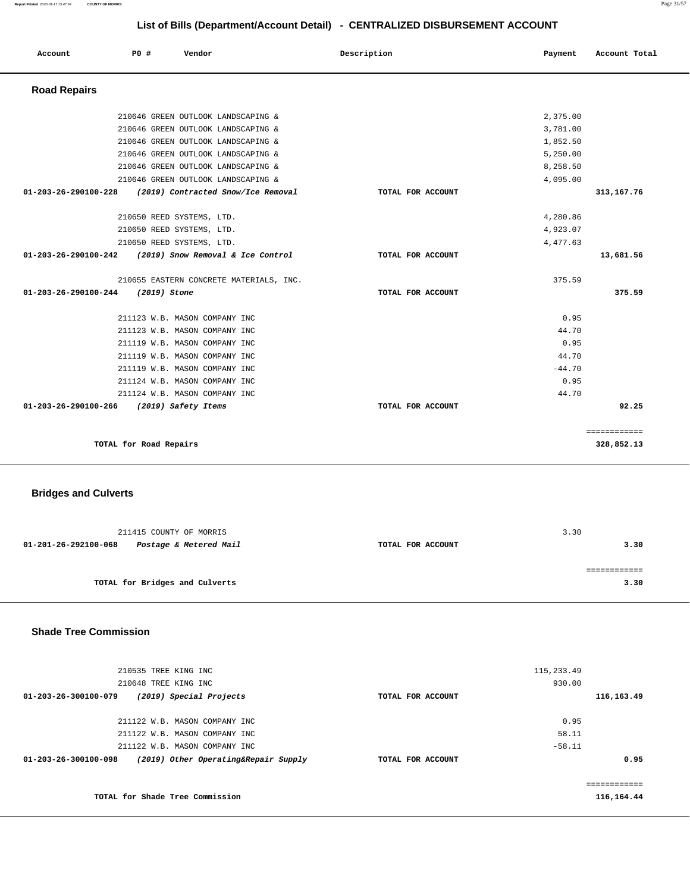## List of Bills (Department/Account Detail) - CENTRALIZED DISBURSEMENT ACCOUNT

| Account | PO # | Vendor | Description | Payment | Account Total |
|---|---|---|---|---|---|

### Road Repairs

| Account | PO # | Vendor | Description | Payment | Account Total |
|---|---|---|---|---|---|
| | 210646 | GREEN OUTLOOK LANDSCAPING & | | 2,375.00 | |
| | 210646 | GREEN OUTLOOK LANDSCAPING & | | 3,781.00 | |
| | 210646 | GREEN OUTLOOK LANDSCAPING & | | 1,852.50 | |
| | 210646 | GREEN OUTLOOK LANDSCAPING & | | 5,250.00 | |
| | 210646 | GREEN OUTLOOK LANDSCAPING & | | 8,258.50 | |
| | 210646 | GREEN OUTLOOK LANDSCAPING & | | 4,095.00 | |
| **01-203-26-290100-228** | | ***(2019) Contracted Snow/Ice Removal*** | **TOTAL FOR ACCOUNT** | | **313,167.76** |
| | 210650 | REED SYSTEMS, LTD. | | 4,280.86 | |
| | 210650 | REED SYSTEMS, LTD. | | 4,923.07 | |
| | 210650 | REED SYSTEMS, LTD. | | 4,477.63 | |
| **01-203-26-290100-242** | | ***(2019) Snow Removal & Ice Control*** | **TOTAL FOR ACCOUNT** | | **13,681.56** |
| | 210655 | EASTERN CONCRETE MATERIALS, INC. | | 375.59 | |
| **01-203-26-290100-244** | | ***(2019) Stone*** | **TOTAL FOR ACCOUNT** | | **375.59** |
| | 211123 | W.B. MASON COMPANY INC | | 0.95 | |
| | 211123 | W.B. MASON COMPANY INC | | 44.70 | |
| | 211119 | W.B. MASON COMPANY INC | | 0.95 | |
| | 211119 | W.B. MASON COMPANY INC | | 44.70 | |
| | 211119 | W.B. MASON COMPANY INC | | -44.70 | |
| | 211124 | W.B. MASON COMPANY INC | | 0.95 | |
| | 211124 | W.B. MASON COMPANY INC | | 44.70 | |
| **01-203-26-290100-266** | | ***(2019) Safety Items*** | **TOTAL FOR ACCOUNT** | | **92.25** |
| | | | | | ============ |
| **TOTAL for Road Repairs** | | | | | **328,852.13** |

### Bridges and Culverts

| Account | PO # | Vendor | Description | Payment | Account Total |
|---|---|---|---|---|---|
| | 211415 | COUNTY OF MORRIS | | 3.30 | |
| **01-201-26-292100-068** | | ***Postage & Metered Mail*** | **TOTAL FOR ACCOUNT** | | **3.30** |
| | | | | | ============ |
| **TOTAL for Bridges and Culverts** | | | | | **3.30** |

### Shade Tree Commission

| Account | PO # | Vendor | Description | Payment | Account Total |
|---|---|---|---|---|---|
| | 210535 | TREE KING INC | | 115,233.49 | |
| | 210648 | TREE KING INC | | 930.00 | |
| **01-203-26-300100-079** | | ***(2019) Special Projects*** | **TOTAL FOR ACCOUNT** | | **116,163.49** |
| | 211122 | W.B. MASON COMPANY INC | | 0.95 | |
| | 211122 | W.B. MASON COMPANY INC | | 58.11 | |
| | 211122 | W.B. MASON COMPANY INC | | -58.11 | |
| **01-203-26-300100-098** | | ***(2019) Other Operating&Repair Supply*** | **TOTAL FOR ACCOUNT** | | **0.95** |
| | | | | | ============ |
| **TOTAL for Shade Tree Commission** | | | | | **116,164.44** |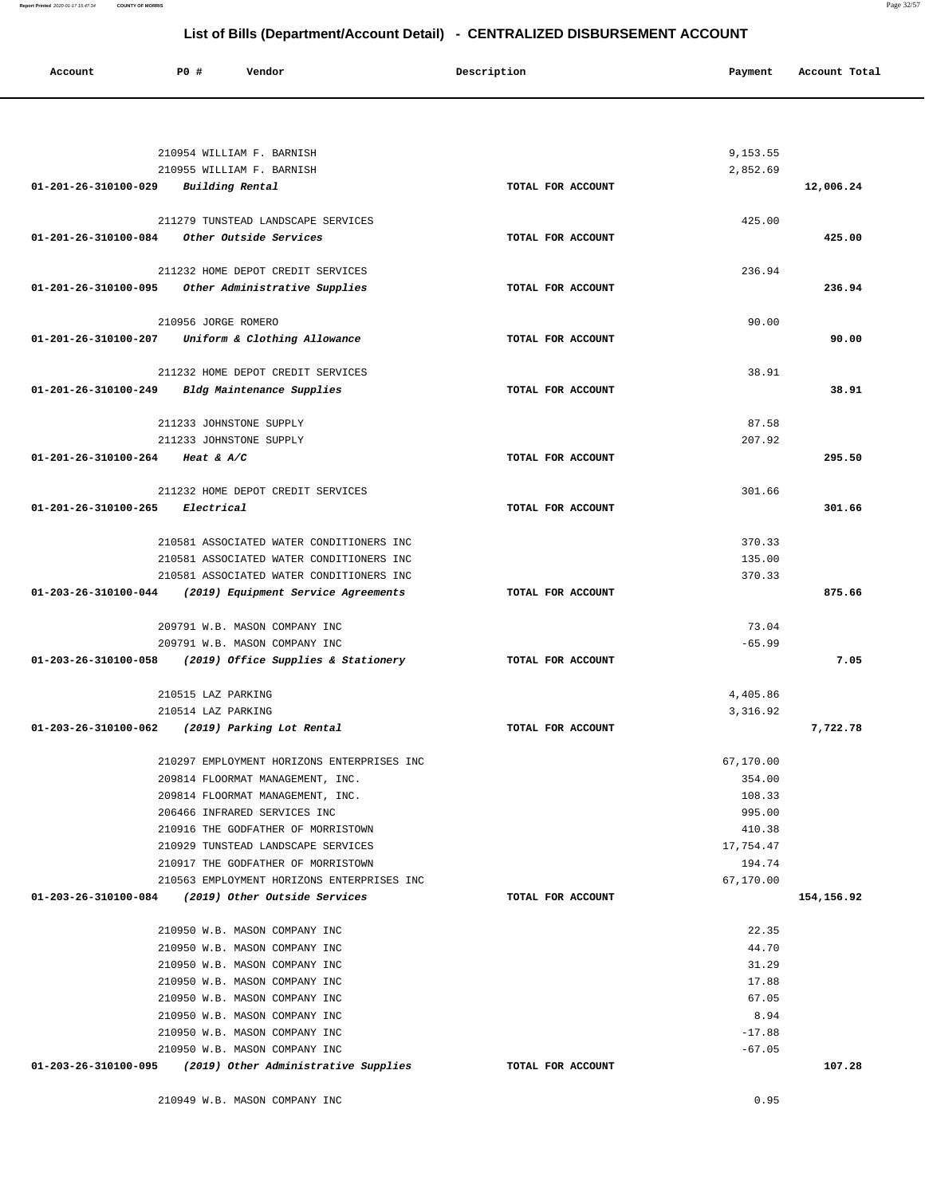## List of Bills (Department/Account Detail) - CENTRALIZED DISBURSEMENT ACCOUNT

| Account | PO # | Vendor | Description | Payment | Account Total |
|---|---|---|---|---|---|
| | 210954 | WILLIAM F. BARNISH | | 9,153.55 | |
| | 210955 | WILLIAM F. BARNISH | | 2,852.69 | |
| 01-201-26-310100-029 | | *Building Rental* | TOTAL FOR ACCOUNT | | 12,006.24 |
| | 211279 | TUNSTEAD LANDSCAPE SERVICES | | 425.00 | |
| 01-201-26-310100-084 | | *Other Outside Services* | TOTAL FOR ACCOUNT | | 425.00 |
| | 211232 | HOME DEPOT CREDIT SERVICES | | 236.94 | |
| 01-201-26-310100-095 | | *Other Administrative Supplies* | TOTAL FOR ACCOUNT | | 236.94 |
| | 210956 | JORGE ROMERO | | 90.00 | |
| 01-201-26-310100-207 | | *Uniform & Clothing Allowance* | TOTAL FOR ACCOUNT | | 90.00 |
| | 211232 | HOME DEPOT CREDIT SERVICES | | 38.91 | |
| 01-201-26-310100-249 | | *Bldg Maintenance Supplies* | TOTAL FOR ACCOUNT | | 38.91 |
| | 211233 | JOHNSTONE SUPPLY | | 87.58 | |
| | 211233 | JOHNSTONE SUPPLY | | 207.92 | |
| 01-201-26-310100-264 | | *Heat & A/C* | TOTAL FOR ACCOUNT | | 295.50 |
| | 211232 | HOME DEPOT CREDIT SERVICES | | 301.66 | |
| 01-201-26-310100-265 | | *Electrical* | TOTAL FOR ACCOUNT | | 301.66 |
| | 210581 | ASSOCIATED WATER CONDITIONERS INC | | 370.33 | |
| | 210581 | ASSOCIATED WATER CONDITIONERS INC | | 135.00 | |
| | 210581 | ASSOCIATED WATER CONDITIONERS INC | | 370.33 | |
| 01-203-26-310100-044 | | *(2019) Equipment Service Agreements* | TOTAL FOR ACCOUNT | | 875.66 |
| | 209791 | W.B. MASON COMPANY INC | | 73.04 | |
| | 209791 | W.B. MASON COMPANY INC | | -65.99 | |
| 01-203-26-310100-058 | | *(2019) Office Supplies & Stationery* | TOTAL FOR ACCOUNT | | 7.05 |
| | 210515 | LAZ PARKING | | 4,405.86 | |
| | 210514 | LAZ PARKING | | 3,316.92 | |
| 01-203-26-310100-062 | | *(2019) Parking Lot Rental* | TOTAL FOR ACCOUNT | | 7,722.78 |
| | 210297 | EMPLOYMENT HORIZONS ENTERPRISES INC | | 67,170.00 | |
| | 209814 | FLOORMAT MANAGEMENT, INC. | | 354.00 | |
| | 209814 | FLOORMAT MANAGEMENT, INC. | | 108.33 | |
| | 206466 | INFRARED SERVICES INC | | 995.00 | |
| | 210916 | THE GODFATHER OF MORRISTOWN | | 410.38 | |
| | 210929 | TUNSTEAD LANDSCAPE SERVICES | | 17,754.47 | |
| | 210917 | THE GODFATHER OF MORRISTOWN | | 194.74 | |
| | 210563 | EMPLOYMENT HORIZONS ENTERPRISES INC | | 67,170.00 | |
| 01-203-26-310100-084 | | *(2019) Other Outside Services* | TOTAL FOR ACCOUNT | | 154,156.92 |
| | 210950 | W.B. MASON COMPANY INC | | 22.35 | |
| | 210950 | W.B. MASON COMPANY INC | | 44.70 | |
| | 210950 | W.B. MASON COMPANY INC | | 31.29 | |
| | 210950 | W.B. MASON COMPANY INC | | 17.88 | |
| | 210950 | W.B. MASON COMPANY INC | | 67.05 | |
| | 210950 | W.B. MASON COMPANY INC | | 8.94 | |
| | 210950 | W.B. MASON COMPANY INC | | -17.88 | |
| | 210950 | W.B. MASON COMPANY INC | | -67.05 | |
| 01-203-26-310100-095 | | *(2019) Other Administrative Supplies* | TOTAL FOR ACCOUNT | | 107.28 |
| | 210949 | W.B. MASON COMPANY INC | | 0.95 | |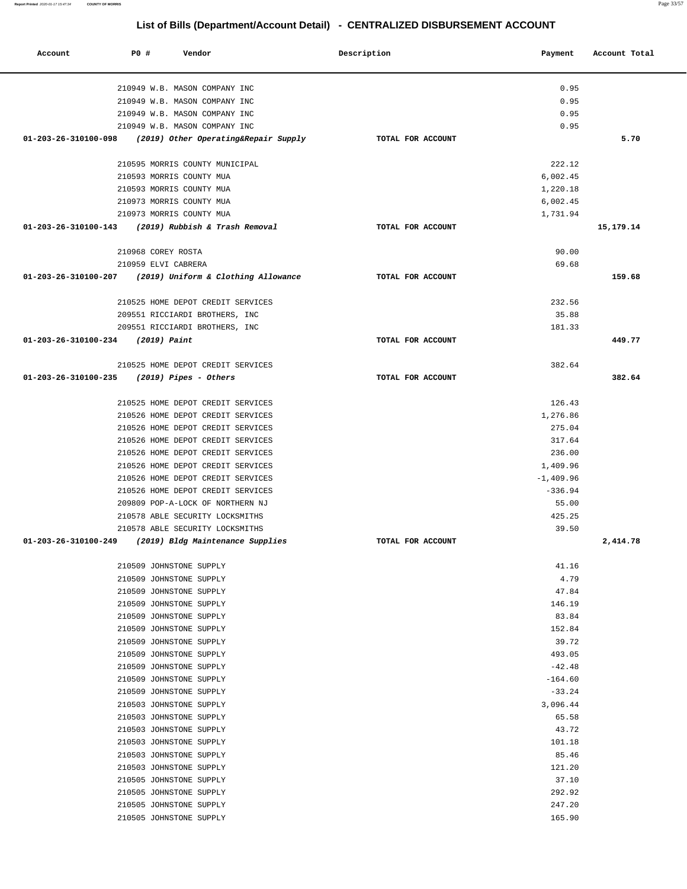## List of Bills (Department/Account Detail) - CENTRALIZED DISBURSEMENT ACCOUNT

| Account | PO # | Vendor | Description | Payment | Account Total |
|---|---|---|---|---|---|
| | 210949 | W.B. MASON COMPANY INC | | 0.95 | |
| | 210949 | W.B. MASON COMPANY INC | | 0.95 | |
| | 210949 | W.B. MASON COMPANY INC | | 0.95 | |
| | 210949 | W.B. MASON COMPANY INC | | 0.95 | |
| **01-203-26-310100-098** | | ***(2019) Other Operating&Repair Supply*** | **TOTAL FOR ACCOUNT** | | **5.70** |
| | 210595 | MORRIS COUNTY MUNICIPAL | | 222.12 | |
| | 210593 | MORRIS COUNTY MUA | | 6,002.45 | |
| | 210593 | MORRIS COUNTY MUA | | 1,220.18 | |
| | 210973 | MORRIS COUNTY MUA | | 6,002.45 | |
| | 210973 | MORRIS COUNTY MUA | | 1,731.94 | |
| **01-203-26-310100-143** | | ***(2019) Rubbish & Trash Removal*** | **TOTAL FOR ACCOUNT** | | **15,179.14** |
| | 210968 | COREY ROSTA | | 90.00 | |
| | 210959 | ELVI CABRERA | | 69.68 | |
| **01-203-26-310100-207** | | ***(2019) Uniform & Clothing Allowance*** | **TOTAL FOR ACCOUNT** | | **159.68** |
| | 210525 | HOME DEPOT CREDIT SERVICES | | 232.56 | |
| | 209551 | RICCIARDI BROTHERS, INC | | 35.88 | |
| | 209551 | RICCIARDI BROTHERS, INC | | 181.33 | |
| **01-203-26-310100-234** | | ***(2019) Paint*** | **TOTAL FOR ACCOUNT** | | **449.77** |
| | 210525 | HOME DEPOT CREDIT SERVICES | | 382.64 | |
| **01-203-26-310100-235** | | ***(2019) Pipes - Others*** | **TOTAL FOR ACCOUNT** | | **382.64** |
| | 210525 | HOME DEPOT CREDIT SERVICES | | 126.43 | |
| | 210526 | HOME DEPOT CREDIT SERVICES | | 1,276.86 | |
| | 210526 | HOME DEPOT CREDIT SERVICES | | 275.04 | |
| | 210526 | HOME DEPOT CREDIT SERVICES | | 317.64 | |
| | 210526 | HOME DEPOT CREDIT SERVICES | | 236.00 | |
| | 210526 | HOME DEPOT CREDIT SERVICES | | 1,409.96 | |
| | 210526 | HOME DEPOT CREDIT SERVICES | | -1,409.96 | |
| | 210526 | HOME DEPOT CREDIT SERVICES | | -336.94 | |
| | 209809 | POP-A-LOCK OF NORTHERN NJ | | 55.00 | |
| | 210578 | ABLE SECURITY LOCKSMITHS | | 425.25 | |
| | 210578 | ABLE SECURITY LOCKSMITHS | | 39.50 | |
| **01-203-26-310100-249** | | ***(2019) Bldg Maintenance Supplies*** | **TOTAL FOR ACCOUNT** | | **2,414.78** |
| | 210509 | JOHNSTONE SUPPLY | | 41.16 | |
| | 210509 | JOHNSTONE SUPPLY | | 4.79 | |
| | 210509 | JOHNSTONE SUPPLY | | 47.84 | |
| | 210509 | JOHNSTONE SUPPLY | | 146.19 | |
| | 210509 | JOHNSTONE SUPPLY | | 83.84 | |
| | 210509 | JOHNSTONE SUPPLY | | 152.84 | |
| | 210509 | JOHNSTONE SUPPLY | | 39.72 | |
| | 210509 | JOHNSTONE SUPPLY | | 493.05 | |
| | 210509 | JOHNSTONE SUPPLY | | -42.48 | |
| | 210509 | JOHNSTONE SUPPLY | | -164.60 | |
| | 210509 | JOHNSTONE SUPPLY | | -33.24 | |
| | 210503 | JOHNSTONE SUPPLY | | 3,096.44 | |
| | 210503 | JOHNSTONE SUPPLY | | 65.58 | |
| | 210503 | JOHNSTONE SUPPLY | | 43.72 | |
| | 210503 | JOHNSTONE SUPPLY | | 101.18 | |
| | 210503 | JOHNSTONE SUPPLY | | 85.46 | |
| | 210503 | JOHNSTONE SUPPLY | | 121.20 | |
| | 210505 | JOHNSTONE SUPPLY | | 37.10 | |
| | 210505 | JOHNSTONE SUPPLY | | 292.92 | |
| | 210505 | JOHNSTONE SUPPLY | | 247.20 | |
| | 210505 | JOHNSTONE SUPPLY | | 165.90 | |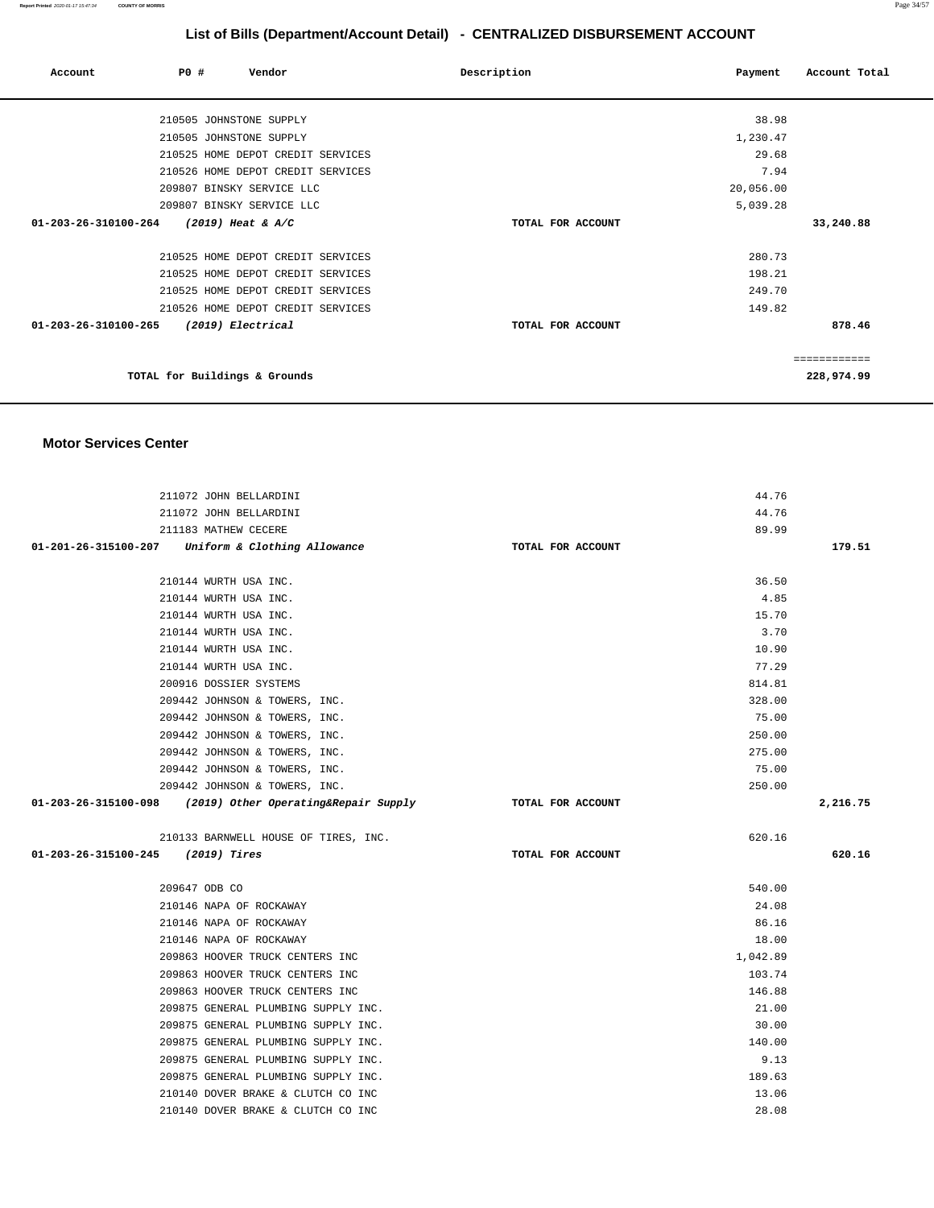# List of Bills (Department/Account Detail) - CENTRALIZED DISBURSEMENT ACCOUNT

| Account | PO # | Vendor | Description | Payment | Account Total |
|---|---|---|---|---|---|
| | 210505 | JOHNSTONE SUPPLY | | 38.98 | |
| | 210505 | JOHNSTONE SUPPLY | | 1,230.47 | |
| | 210525 | HOME DEPOT CREDIT SERVICES | | 29.68 | |
| | 210526 | HOME DEPOT CREDIT SERVICES | | 7.94 | |
| | 209807 | BINSKY SERVICE LLC | | 20,056.00 | |
| | 209807 | BINSKY SERVICE LLC | | 5,039.28 | |
| **01-203-26-310100-264** | | ***(2019) Heat & A/C*** | **TOTAL FOR ACCOUNT** | | **33,240.88** |
| | 210525 | HOME DEPOT CREDIT SERVICES | | 280.73 | |
| | 210525 | HOME DEPOT CREDIT SERVICES | | 198.21 | |
| | 210525 | HOME DEPOT CREDIT SERVICES | | 249.70 | |
| | 210526 | HOME DEPOT CREDIT SERVICES | | 149.82 | |
| **01-203-26-310100-265** | | ***(2019) Electrical*** | **TOTAL FOR ACCOUNT** | | **878.46** |
| | | | | | ============ |
| | **TOTAL for Buildings & Grounds** | | | | **228,974.99** |

## Motor Services Center

| Account | PO # | Vendor | Description | Payment | Account Total |
|---|---|---|---|---|---|
| | 211072 | JOHN BELLARDINI | | 44.76 | |
| | 211072 | JOHN BELLARDINI | | 44.76 | |
| | 211183 | MATHEW CECERE | | 89.99 | |
| **01-201-26-315100-207** | | ***Uniform & Clothing Allowance*** | **TOTAL FOR ACCOUNT** | | **179.51** |
| | 210144 | WURTH USA INC. | | 36.50 | |
| | 210144 | WURTH USA INC. | | 4.85 | |
| | 210144 | WURTH USA INC. | | 15.70 | |
| | 210144 | WURTH USA INC. | | 3.70 | |
| | 210144 | WURTH USA INC. | | 10.90 | |
| | 210144 | WURTH USA INC. | | 77.29 | |
| | 200916 | DOSSIER SYSTEMS | | 814.81 | |
| | 209442 | JOHNSON & TOWERS, INC. | | 328.00 | |
| | 209442 | JOHNSON & TOWERS, INC. | | 75.00 | |
| | 209442 | JOHNSON & TOWERS, INC. | | 250.00 | |
| | 209442 | JOHNSON & TOWERS, INC. | | 275.00 | |
| | 209442 | JOHNSON & TOWERS, INC. | | 75.00 | |
| | 209442 | JOHNSON & TOWERS, INC. | | 250.00 | |
| **01-203-26-315100-098** | | ***(2019) Other Operating&Repair Supply*** | **TOTAL FOR ACCOUNT** | | **2,216.75** |
| | 210133 | BARNWELL HOUSE OF TIRES, INC. | | 620.16 | |
| **01-203-26-315100-245** | | ***(2019) Tires*** | **TOTAL FOR ACCOUNT** | | **620.16** |
| | 209647 | ODB CO | | 540.00 | |
| | 210146 | NAPA OF ROCKAWAY | | 24.08 | |
| | 210146 | NAPA OF ROCKAWAY | | 86.16 | |
| | 210146 | NAPA OF ROCKAWAY | | 18.00 | |
| | 209863 | HOOVER TRUCK CENTERS INC | | 1,042.89 | |
| | 209863 | HOOVER TRUCK CENTERS INC | | 103.74 | |
| | 209863 | HOOVER TRUCK CENTERS INC | | 146.88 | |
| | 209875 | GENERAL PLUMBING SUPPLY INC. | | 21.00 | |
| | 209875 | GENERAL PLUMBING SUPPLY INC. | | 30.00 | |
| | 209875 | GENERAL PLUMBING SUPPLY INC. | | 140.00 | |
| | 209875 | GENERAL PLUMBING SUPPLY INC. | | 9.13 | |
| | 209875 | GENERAL PLUMBING SUPPLY INC. | | 189.63 | |
| | 210140 | DOVER BRAKE & CLUTCH CO INC | | 13.06 | |
| | 210140 | DOVER BRAKE & CLUTCH CO INC | | 28.08 | |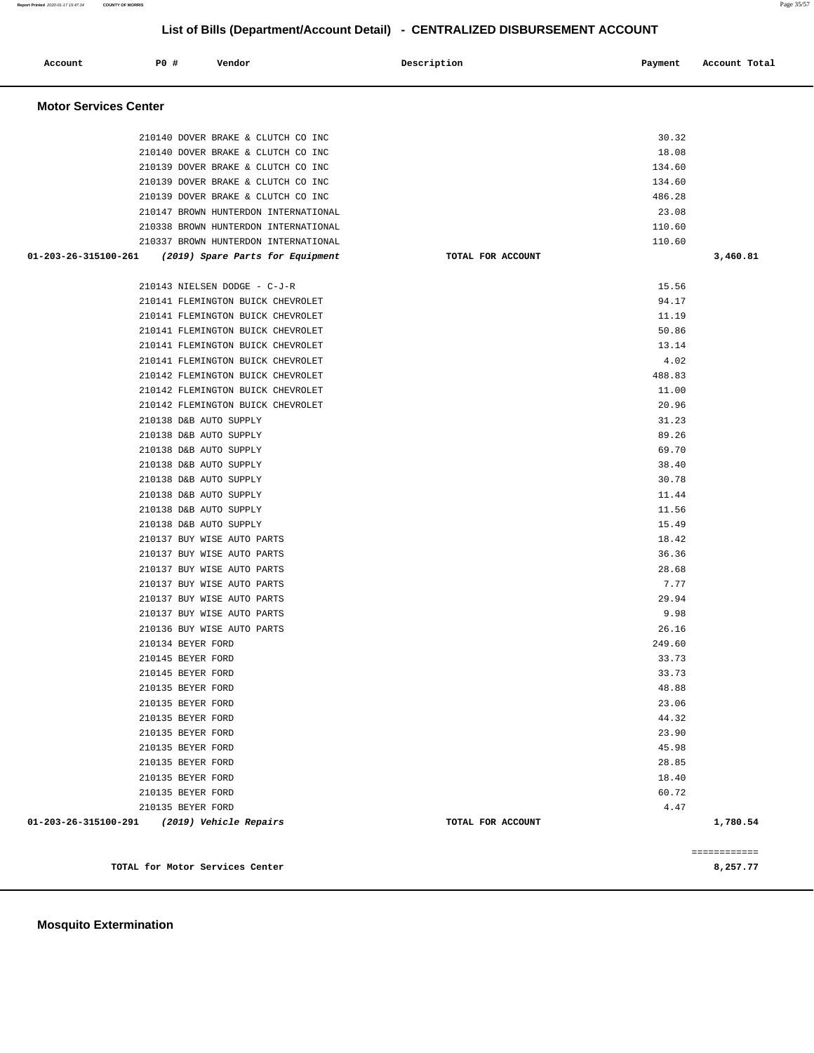## List of Bills (Department/Account Detail) - CENTRALIZED DISBURSEMENT ACCOUNT

| Account | PO # | Vendor | Description | Payment | Account Total |
|---|---|---|---|---|---|

### Motor Services Center

| Account | PO # | Vendor | Description | Payment | Account Total |
|---|---|---|---|---|---|
| | 210140 | DOVER BRAKE & CLUTCH CO INC | | 30.32 | |
| | 210140 | DOVER BRAKE & CLUTCH CO INC | | 18.08 | |
| | 210139 | DOVER BRAKE & CLUTCH CO INC | | 134.60 | |
| | 210139 | DOVER BRAKE & CLUTCH CO INC | | 134.60 | |
| | 210139 | DOVER BRAKE & CLUTCH CO INC | | 486.28 | |
| | 210147 | BROWN HUNTERDON INTERNATIONAL | | 23.08 | |
| | 210338 | BROWN HUNTERDON INTERNATIONAL | | 110.60 | |
| | 210337 | BROWN HUNTERDON INTERNATIONAL | | 110.60 | |
| **01-203-26-315100-261** | | ***(2019) Spare Parts for Equipment*** | **TOTAL FOR ACCOUNT** | | **3,460.81** |
| | 210143 | NIELSEN DODGE - C-J-R | | 15.56 | |
| | 210141 | FLEMINGTON BUICK CHEVROLET | | 94.17 | |
| | 210141 | FLEMINGTON BUICK CHEVROLET | | 11.19 | |
| | 210141 | FLEMINGTON BUICK CHEVROLET | | 50.86 | |
| | 210141 | FLEMINGTON BUICK CHEVROLET | | 13.14 | |
| | 210141 | FLEMINGTON BUICK CHEVROLET | | 4.02 | |
| | 210142 | FLEMINGTON BUICK CHEVROLET | | 488.83 | |
| | 210142 | FLEMINGTON BUICK CHEVROLET | | 11.00 | |
| | 210142 | FLEMINGTON BUICK CHEVROLET | | 20.96 | |
| | 210138 | D&B AUTO SUPPLY | | 31.23 | |
| | 210138 | D&B AUTO SUPPLY | | 89.26 | |
| | 210138 | D&B AUTO SUPPLY | | 69.70 | |
| | 210138 | D&B AUTO SUPPLY | | 38.40 | |
| | 210138 | D&B AUTO SUPPLY | | 30.78 | |
| | 210138 | D&B AUTO SUPPLY | | 11.44 | |
| | 210138 | D&B AUTO SUPPLY | | 11.56 | |
| | 210138 | D&B AUTO SUPPLY | | 15.49 | |
| | 210137 | BUY WISE AUTO PARTS | | 18.42 | |
| | 210137 | BUY WISE AUTO PARTS | | 36.36 | |
| | 210137 | BUY WISE AUTO PARTS | | 28.68 | |
| | 210137 | BUY WISE AUTO PARTS | | 7.77 | |
| | 210137 | BUY WISE AUTO PARTS | | 29.94 | |
| | 210137 | BUY WISE AUTO PARTS | | 9.98 | |
| | 210136 | BUY WISE AUTO PARTS | | 26.16 | |
| | 210134 | BEYER FORD | | 249.60 | |
| | 210145 | BEYER FORD | | 33.73 | |
| | 210145 | BEYER FORD | | 33.73 | |
| | 210135 | BEYER FORD | | 48.88 | |
| | 210135 | BEYER FORD | | 23.06 | |
| | 210135 | BEYER FORD | | 44.32 | |
| | 210135 | BEYER FORD | | 23.90 | |
| | 210135 | BEYER FORD | | 45.98 | |
| | 210135 | BEYER FORD | | 28.85 | |
| | 210135 | BEYER FORD | | 18.40 | |
| | 210135 | BEYER FORD | | 60.72 | |
| | 210135 | BEYER FORD | | 4.47 | |
| **01-203-26-315100-291** | | ***(2019) Vehicle Repairs*** | **TOTAL FOR ACCOUNT** | | **1,780.54** |

| | |
|---|---|
| | ============ |
| **TOTAL for Motor Services Center** | **8,257.77** |

### Mosquito Extermination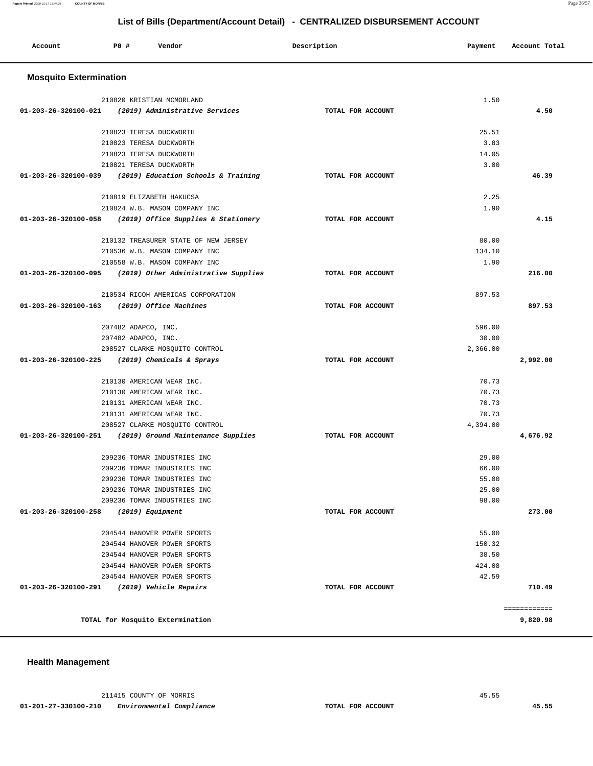## List of Bills (Department/Account Detail) - CENTRALIZED DISBURSEMENT ACCOUNT

| Account | PO # | Vendor | Description | Payment | Account Total |
|---|---|---|---|---|---|

### Mosquito Extermination

| Account | PO # | Vendor | Description | Payment | Account Total |
|---|---|---|---|---|---|
| | 210820 | KRISTIAN MCMORLAND | | 1.50 | |
| 01-203-26-320100-021 | | *(2019) Administrative Services* | TOTAL FOR ACCOUNT | | 4.50 |
| | 210823 | TERESA DUCKWORTH | | 25.51 | |
| | 210823 | TERESA DUCKWORTH | | 3.83 | |
| | 210823 | TERESA DUCKWORTH | | 14.05 | |
| | 210821 | TERESA DUCKWORTH | | 3.00 | |
| 01-203-26-320100-039 | | *(2019) Education Schools & Training* | TOTAL FOR ACCOUNT | | 46.39 |
| | 210819 | ELIZABETH HAKUCSA | | 2.25 | |
| | 210824 | W.B. MASON COMPANY INC | | 1.90 | |
| 01-203-26-320100-058 | | *(2019) Office Supplies & Stationery* | TOTAL FOR ACCOUNT | | 4.15 |
| | 210132 | TREASURER STATE OF NEW JERSEY | | 80.00 | |
| | 210536 | W.B. MASON COMPANY INC | | 134.10 | |
| | 210558 | W.B. MASON COMPANY INC | | 1.90 | |
| 01-203-26-320100-095 | | *(2019) Other Administrative Supplies* | TOTAL FOR ACCOUNT | | 216.00 |
| | 210534 | RICOH AMERICAS CORPORATION | | 897.53 | |
| 01-203-26-320100-163 | | *(2019) Office Machines* | TOTAL FOR ACCOUNT | | 897.53 |
| | 207482 | ADAPCO, INC. | | 596.00 | |
| | 207482 | ADAPCO, INC. | | 30.00 | |
| | 208527 | CLARKE MOSQUITO CONTROL | | 2,366.00 | |
| 01-203-26-320100-225 | | *(2019) Chemicals & Sprays* | TOTAL FOR ACCOUNT | | 2,992.00 |
| | 210130 | AMERICAN WEAR INC. | | 70.73 | |
| | 210130 | AMERICAN WEAR INC. | | 70.73 | |
| | 210131 | AMERICAN WEAR INC. | | 70.73 | |
| | 210131 | AMERICAN WEAR INC. | | 70.73 | |
| | 208527 | CLARKE MOSQUITO CONTROL | | 4,394.00 | |
| 01-203-26-320100-251 | | *(2019) Ground Maintenance Supplies* | TOTAL FOR ACCOUNT | | 4,676.92 |
| | 209236 | TOMAR INDUSTRIES INC | | 29.00 | |
| | 209236 | TOMAR INDUSTRIES INC | | 66.00 | |
| | 209236 | TOMAR INDUSTRIES INC | | 55.00 | |
| | 209236 | TOMAR INDUSTRIES INC | | 25.00 | |
| | 209236 | TOMAR INDUSTRIES INC | | 98.00 | |
| 01-203-26-320100-258 | | *(2019) Equipment* | TOTAL FOR ACCOUNT | | 273.00 |
| | 204544 | HANOVER POWER SPORTS | | 55.00 | |
| | 204544 | HANOVER POWER SPORTS | | 150.32 | |
| | 204544 | HANOVER POWER SPORTS | | 38.50 | |
| | 204544 | HANOVER POWER SPORTS | | 424.08 | |
| | 204544 | HANOVER POWER SPORTS | | 42.59 | |
| 01-203-26-320100-291 | | *(2019) Vehicle Repairs* | TOTAL FOR ACCOUNT | | 710.49 |
| | | | | | ============ |
| | | TOTAL for Mosquito Extermination | | | 9,820.98 |

### Health Management

| Account | PO # | Vendor | Description | Payment | Account Total |
|---|---|---|---|---|---|
| | 211415 | COUNTY OF MORRIS | | 45.55 | |
| 01-201-27-330100-210 | | *Environmental Compliance* | TOTAL FOR ACCOUNT | | 45.55 |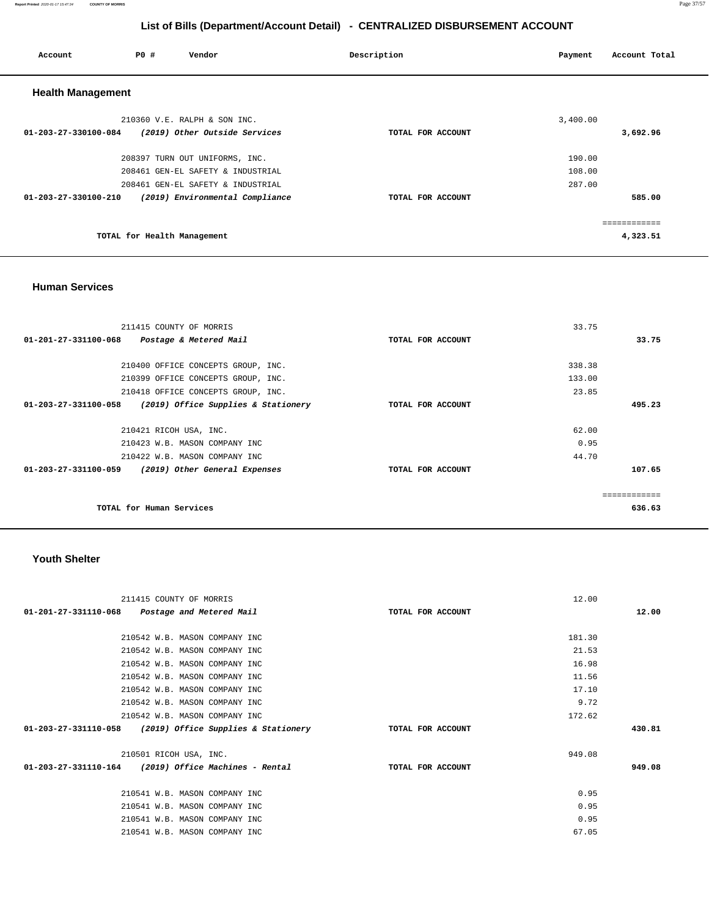# List of Bills (Department/Account Detail) - CENTRALIZED DISBURSEMENT ACCOUNT

| Account | PO # | Vendor | Description | Payment | Account Total |
|---|---|---|---|---|---|

## Health Management

| Account | PO # | Vendor | Description | Payment | Account Total |
|---|---|---|---|---|---|
| | 210360 | V.E. RALPH & SON INC. | | 3,400.00 | |
| 01-203-27-330100-084 | | *(2019) Other Outside Services* | TOTAL FOR ACCOUNT | | 3,692.96 |
| | 208397 | TURN OUT UNIFORMS, INC. | | 190.00 | |
| | 208461 | GEN-EL SAFETY & INDUSTRIAL | | 108.00 | |
| | 208461 | GEN-EL SAFETY & INDUSTRIAL | | 287.00 | |
| 01-203-27-330100-210 | | *(2019) Environmental Compliance* | TOTAL FOR ACCOUNT | | 585.00 |
| | | TOTAL for Health Management | | | 4,323.51 |

## Human Services

| Account | PO # | Vendor | Description | Payment | Account Total |
|---|---|---|---|---|---|
| | 211415 | COUNTY OF MORRIS | | 33.75 | |
| 01-201-27-331100-068 | | *Postage & Metered Mail* | TOTAL FOR ACCOUNT | | 33.75 |
| | 210400 | OFFICE CONCEPTS GROUP, INC. | | 338.38 | |
| | 210399 | OFFICE CONCEPTS GROUP, INC. | | 133.00 | |
| | 210418 | OFFICE CONCEPTS GROUP, INC. | | 23.85 | |
| 01-203-27-331100-058 | | *(2019) Office Supplies & Stationery* | TOTAL FOR ACCOUNT | | 495.23 |
| | 210421 | RICOH USA, INC. | | 62.00 | |
| | 210423 | W.B. MASON COMPANY INC | | 0.95 | |
| | 210422 | W.B. MASON COMPANY INC | | 44.70 | |
| 01-203-27-331100-059 | | *(2019) Other General Expenses* | TOTAL FOR ACCOUNT | | 107.65 |
| | | TOTAL for Human Services | | | 636.63 |

## Youth Shelter

| Account | PO # | Vendor | Description | Payment | Account Total |
|---|---|---|---|---|---|
| | 211415 | COUNTY OF MORRIS | | 12.00 | |
| 01-201-27-331110-068 | | *Postage and Metered Mail* | TOTAL FOR ACCOUNT | | 12.00 |
| | 210542 | W.B. MASON COMPANY INC | | 181.30 | |
| | 210542 | W.B. MASON COMPANY INC | | 21.53 | |
| | 210542 | W.B. MASON COMPANY INC | | 16.98 | |
| | 210542 | W.B. MASON COMPANY INC | | 11.56 | |
| | 210542 | W.B. MASON COMPANY INC | | 17.10 | |
| | 210542 | W.B. MASON COMPANY INC | | 9.72 | |
| | 210542 | W.B. MASON COMPANY INC | | 172.62 | |
| 01-203-27-331110-058 | | *(2019) Office Supplies & Stationery* | TOTAL FOR ACCOUNT | | 430.81 |
| | 210501 | RICOH USA, INC. | | 949.08 | |
| 01-203-27-331110-164 | | *(2019) Office Machines - Rental* | TOTAL FOR ACCOUNT | | 949.08 |
| | 210541 | W.B. MASON COMPANY INC | | 0.95 | |
| | 210541 | W.B. MASON COMPANY INC | | 0.95 | |
| | 210541 | W.B. MASON COMPANY INC | | 0.95 | |
| | 210541 | W.B. MASON COMPANY INC | | 67.05 | |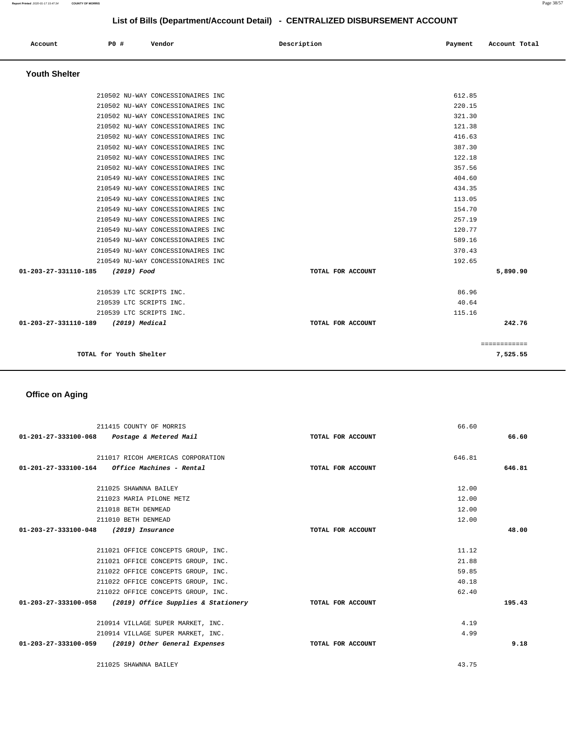# List of Bills (Department/Account Detail) - CENTRALIZED DISBURSEMENT ACCOUNT

| Account | PO # | Vendor | Description | Payment | Account Total |
|---|---|---|---|---|---|

## Youth Shelter

| Account | PO # | Vendor | Description | Payment | Account Total |
|---|---|---|---|---|---|
| | 210502 | NU-WAY CONCESSIONAIRES INC | | 612.85 | |
| | 210502 | NU-WAY CONCESSIONAIRES INC | | 220.15 | |
| | 210502 | NU-WAY CONCESSIONAIRES INC | | 321.30 | |
| | 210502 | NU-WAY CONCESSIONAIRES INC | | 121.38 | |
| | 210502 | NU-WAY CONCESSIONAIRES INC | | 416.63 | |
| | 210502 | NU-WAY CONCESSIONAIRES INC | | 387.30 | |
| | 210502 | NU-WAY CONCESSIONAIRES INC | | 122.18 | |
| | 210502 | NU-WAY CONCESSIONAIRES INC | | 357.56 | |
| | 210549 | NU-WAY CONCESSIONAIRES INC | | 404.60 | |
| | 210549 | NU-WAY CONCESSIONAIRES INC | | 434.35 | |
| | 210549 | NU-WAY CONCESSIONAIRES INC | | 113.05 | |
| | 210549 | NU-WAY CONCESSIONAIRES INC | | 154.70 | |
| | 210549 | NU-WAY CONCESSIONAIRES INC | | 257.19 | |
| | 210549 | NU-WAY CONCESSIONAIRES INC | | 120.77 | |
| | 210549 | NU-WAY CONCESSIONAIRES INC | | 589.16 | |
| | 210549 | NU-WAY CONCESSIONAIRES INC | | 370.43 | |
| | 210549 | NU-WAY CONCESSIONAIRES INC | | 192.65 | |
| 01-203-27-331110-185 | | *(2019) Food* | TOTAL FOR ACCOUNT | | 5,890.90 |
| | 210539 | LTC SCRIPTS INC. | | 86.96 | |
| | 210539 | LTC SCRIPTS INC. | | 40.64 | |
| | 210539 | LTC SCRIPTS INC. | | 115.16 | |
| 01-203-27-331110-189 | | *(2019) Medical* | TOTAL FOR ACCOUNT | | 242.76 |
| | | | | | ============ |
| TOTAL for Youth Shelter | | | | | 7,525.55 |

## Office on Aging

| Account | PO # | Vendor | Description | Payment | Account Total |
|---|---|---|---|---|---|
| | 211415 | COUNTY OF MORRIS | | 66.60 | |
| 01-201-27-333100-068 | | *Postage & Metered Mail* | TOTAL FOR ACCOUNT | | 66.60 |
| | 211017 | RICOH AMERICAS CORPORATION | | 646.81 | |
| 01-201-27-333100-164 | | *Office Machines - Rental* | TOTAL FOR ACCOUNT | | 646.81 |
| | 211025 | SHAWNNA BAILEY | | 12.00 | |
| | 211023 | MARIA PILONE METZ | | 12.00 | |
| | 211018 | BETH DENMEAD | | 12.00 | |
| | 211010 | BETH DENMEAD | | 12.00 | |
| 01-203-27-333100-048 | | *(2019) Insurance* | TOTAL FOR ACCOUNT | | 48.00 |
| | 211021 | OFFICE CONCEPTS GROUP, INC. | | 11.12 | |
| | 211021 | OFFICE CONCEPTS GROUP, INC. | | 21.88 | |
| | 211022 | OFFICE CONCEPTS GROUP, INC. | | 59.85 | |
| | 211022 | OFFICE CONCEPTS GROUP, INC. | | 40.18 | |
| | 211022 | OFFICE CONCEPTS GROUP, INC. | | 62.40 | |
| 01-203-27-333100-058 | | *(2019) Office Supplies & Stationery* | TOTAL FOR ACCOUNT | | 195.43 |
| | 210914 | VILLAGE SUPER MARKET, INC. | | 4.19 | |
| | 210914 | VILLAGE SUPER MARKET, INC. | | 4.99 | |
| 01-203-27-333100-059 | | *(2019) Other General Expenses* | TOTAL FOR ACCOUNT | | 9.18 |
| | 211025 | SHAWNNA BAILEY | | 43.75 | |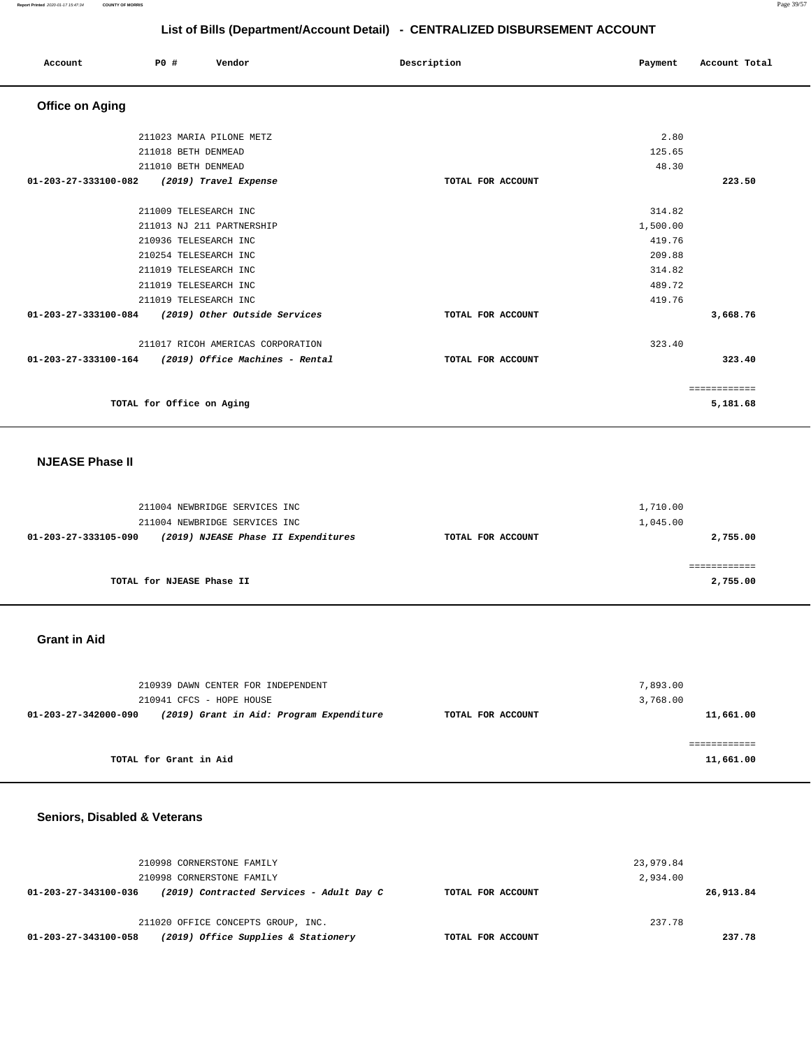## List of Bills (Department/Account Detail) - CENTRALIZED DISBURSEMENT ACCOUNT

| Account | PO # | Vendor | Description | Payment | Account Total |
|---|---|---|---|---|---|

### Office on Aging

| Account | PO # | Vendor | Description | Payment | Account Total |
|---|---|---|---|---|---|
| | 211023 | MARIA PILONE METZ | | 2.80 | |
| | 211018 | BETH DENMEAD | | 125.65 | |
| | 211010 | BETH DENMEAD | | 48.30 | |
| **01-203-27-333100-082** | | ***(2019) Travel Expense*** | **TOTAL FOR ACCOUNT** | | **223.50** |
| | 211009 | TELESEARCH INC | | 314.82 | |
| | 211013 | NJ 211 PARTNERSHIP | | 1,500.00 | |
| | 210936 | TELESEARCH INC | | 419.76 | |
| | 210254 | TELESEARCH INC | | 209.88 | |
| | 211019 | TELESEARCH INC | | 314.82 | |
| | 211019 | TELESEARCH INC | | 489.72 | |
| | 211019 | TELESEARCH INC | | 419.76 | |
| **01-203-27-333100-084** | | ***(2019) Other Outside Services*** | **TOTAL FOR ACCOUNT** | | **3,668.76** |
| | 211017 | RICOH AMERICAS CORPORATION | | 323.40 | |
| **01-203-27-333100-164** | | ***(2019) Office Machines - Rental*** | **TOTAL FOR ACCOUNT** | | **323.40** |
| | | | | | ============ |
| | | **TOTAL for Office on Aging** | | | **5,181.68** |

### NJEASE Phase II

| Account | PO # | Vendor | Description | Payment | Account Total |
|---|---|---|---|---|---|
| | 211004 | NEWBRIDGE SERVICES INC | | 1,710.00 | |
| | 211004 | NEWBRIDGE SERVICES INC | | 1,045.00 | |
| **01-203-27-333105-090** | | ***(2019) NJEASE Phase II Expenditures*** | **TOTAL FOR ACCOUNT** | | **2,755.00** |
| | | | | | ============ |
| | | **TOTAL for NJEASE Phase II** | | | **2,755.00** |

### Grant in Aid

| Account | PO # | Vendor | Description | Payment | Account Total |
|---|---|---|---|---|---|
| | 210939 | DAWN CENTER FOR INDEPENDENT | | 7,893.00 | |
| | 210941 | CFCS - HOPE HOUSE | | 3,768.00 | |
| **01-203-27-342000-090** | | ***(2019) Grant in Aid: Program Expenditure*** | **TOTAL FOR ACCOUNT** | | **11,661.00** |
| | | | | | ============ |
| | | **TOTAL for Grant in Aid** | | | **11,661.00** |

### Seniors, Disabled & Veterans

| Account | PO # | Vendor | Description | Payment | Account Total |
|---|---|---|---|---|---|
| | 210998 | CORNERSTONE FAMILY | | 23,979.84 | |
| | 210998 | CORNERSTONE FAMILY | | 2,934.00 | |
| **01-203-27-343100-036** | | ***(2019) Contracted Services - Adult Day C*** | **TOTAL FOR ACCOUNT** | | **26,913.84** |
| | 211020 | OFFICE CONCEPTS GROUP, INC. | | 237.78 | |
| **01-203-27-343100-058** | | ***(2019) Office Supplies & Stationery*** | **TOTAL FOR ACCOUNT** | | **237.78** |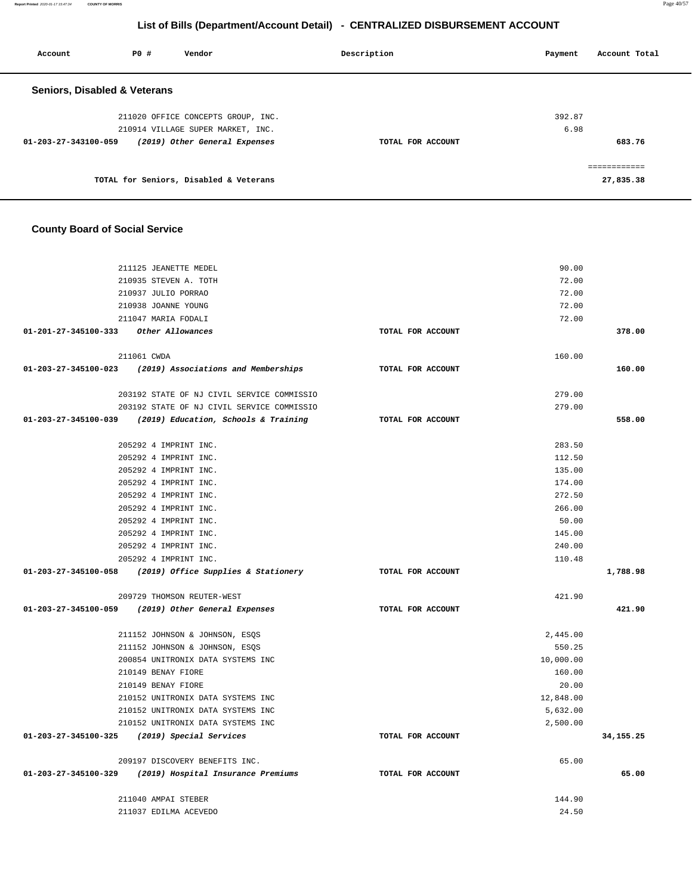## List of Bills (Department/Account Detail) - CENTRALIZED DISBURSEMENT ACCOUNT

| Account | PO # | Vendor | Description | Payment | Account Total |
|---|---|---|---|---|---|

### Seniors, Disabled & Veterans

| Account | PO # | Vendor | Description | Payment | Account Total |
|---|---|---|---|---|---|
| | 211020 | OFFICE CONCEPTS GROUP, INC. | | 392.87 | |
| | 210914 | VILLAGE SUPER MARKET, INC. | | 6.98 | |
| 01-203-27-343100-059 | | *(2019) Other General Expenses* | TOTAL FOR ACCOUNT | | 683.76 |
| | | TOTAL for Seniors, Disabled & Veterans | | | 27,835.38 |

### County Board of Social Service

| Account | PO # | Vendor | Description | Payment | Account Total |
|---|---|---|---|---|---|
| | 211125 | JEANETTE MEDEL | | 90.00 | |
| | 210935 | STEVEN A. TOTH | | 72.00 | |
| | 210937 | JULIO PORRAO | | 72.00 | |
| | 210938 | JOANNE YOUNG | | 72.00 | |
| | 211047 | MARIA FODALI | | 72.00 | |
| 01-201-27-345100-333 | | *Other Allowances* | TOTAL FOR ACCOUNT | | 378.00 |
| | 211061 | CWDA | | 160.00 | |
| 01-203-27-345100-023 | | *(2019) Associations and Memberships* | TOTAL FOR ACCOUNT | | 160.00 |
| | 203192 | STATE OF NJ CIVIL SERVICE COMMISSIO | | 279.00 | |
| | 203192 | STATE OF NJ CIVIL SERVICE COMMISSIO | | 279.00 | |
| 01-203-27-345100-039 | | *(2019) Education, Schools & Training* | TOTAL FOR ACCOUNT | | 558.00 |
| | 205292 | 4 IMPRINT INC. | | 283.50 | |
| | 205292 | 4 IMPRINT INC. | | 112.50 | |
| | 205292 | 4 IMPRINT INC. | | 135.00 | |
| | 205292 | 4 IMPRINT INC. | | 174.00 | |
| | 205292 | 4 IMPRINT INC. | | 272.50 | |
| | 205292 | 4 IMPRINT INC. | | 266.00 | |
| | 205292 | 4 IMPRINT INC. | | 50.00 | |
| | 205292 | 4 IMPRINT INC. | | 145.00 | |
| | 205292 | 4 IMPRINT INC. | | 240.00 | |
| | 205292 | 4 IMPRINT INC. | | 110.48 | |
| 01-203-27-345100-058 | | *(2019) Office Supplies & Stationery* | TOTAL FOR ACCOUNT | | 1,788.98 |
| | 209729 | THOMSON REUTER-WEST | | 421.90 | |
| 01-203-27-345100-059 | | *(2019) Other General Expenses* | TOTAL FOR ACCOUNT | | 421.90 |
| | 211152 | JOHNSON & JOHNSON, ESQS | | 2,445.00 | |
| | 211152 | JOHNSON & JOHNSON, ESQS | | 550.25 | |
| | 200854 | UNITRONIX DATA SYSTEMS INC | | 10,000.00 | |
| | 210149 | BENAY FIORE | | 160.00 | |
| | 210149 | BENAY FIORE | | 20.00 | |
| | 210152 | UNITRONIX DATA SYSTEMS INC | | 12,848.00 | |
| | 210152 | UNITRONIX DATA SYSTEMS INC | | 5,632.00 | |
| | 210152 | UNITRONIX DATA SYSTEMS INC | | 2,500.00 | |
| 01-203-27-345100-325 | | *(2019) Special Services* | TOTAL FOR ACCOUNT | | 34,155.25 |
| | 209197 | DISCOVERY BENEFITS INC. | | 65.00 | |
| 01-203-27-345100-329 | | *(2019) Hospital Insurance Premiums* | TOTAL FOR ACCOUNT | | 65.00 |
| | 211040 | AMPAI STEBER | | 144.90 | |
| | 211037 | EDILMA ACEVEDO | | 24.50 | |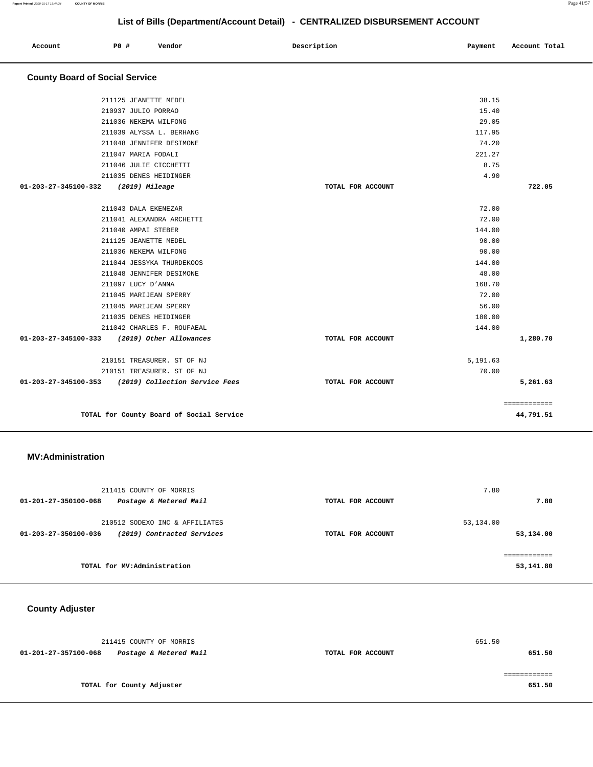## List of Bills (Department/Account Detail) - CENTRALIZED DISBURSEMENT ACCOUNT

| Account | PO # | Vendor | Description | Payment | Account Total |
|---|---|---|---|---|---|

### County Board of Social Service

| Account | PO # | Vendor | Description | Payment | Account Total |
|---|---|---|---|---|---|
| | 211125 | JEANETTE MEDEL | | 38.15 | |
| | 210937 | JULIO PORRAO | | 15.40 | |
| | 211036 | NEKEMA WILFONG | | 29.05 | |
| | 211039 | ALYSSA L. BERHANG | | 117.95 | |
| | 211048 | JENNIFER DESIMONE | | 74.20 | |
| | 211047 | MARIA FODALI | | 221.27 | |
| | 211046 | JULIE CICCHETTI | | 8.75 | |
| | 211035 | DENES HEIDINGER | | 4.90 | |
| 01-203-27-345100-332 | | *(2019) Mileage* | TOTAL FOR ACCOUNT | | **722.05** |
| | 211043 | DALA EKENEZAR | | 72.00 | |
| | 211041 | ALEXANDRA ARCHETTI | | 72.00 | |
| | 211040 | AMPAI STEBER | | 144.00 | |
| | 211125 | JEANETTE MEDEL | | 90.00 | |
| | 211036 | NEKEMA WILFONG | | 90.00 | |
| | 211044 | JESSYKA THURDEKOOS | | 144.00 | |
| | 211048 | JENNIFER DESIMONE | | 48.00 | |
| | 211097 | LUCY D'ANNA | | 168.70 | |
| | 211045 | MARIJEAN SPERRY | | 72.00 | |
| | 211045 | MARIJEAN SPERRY | | 56.00 | |
| | 211035 | DENES HEIDINGER | | 180.00 | |
| | 211042 | CHARLES F. ROUFAEAL | | 144.00 | |
| 01-203-27-345100-333 | | *(2019) Other Allowances* | TOTAL FOR ACCOUNT | | **1,280.70** |
| | 210151 | TREASURER. ST OF NJ | | 5,191.63 | |
| | 210151 | TREASURER. ST OF NJ | | 70.00 | |
| 01-203-27-345100-353 | | *(2019) Collection Service Fees* | TOTAL FOR ACCOUNT | | **5,261.63** |
| | | **TOTAL for County Board of Social Service** | | | **44,791.51** |

### MV:Administration

| Account | PO # | Vendor | Description | Payment | Account Total |
|---|---|---|---|---|---|
| | 211415 | COUNTY OF MORRIS | | 7.80 | |
| 01-201-27-350100-068 | | *Postage & Metered Mail* | TOTAL FOR ACCOUNT | | **7.80** |
| | 210512 | SODEXO INC & AFFILIATES | | 53,134.00 | |
| 01-203-27-350100-036 | | *(2019) Contracted Services* | TOTAL FOR ACCOUNT | | **53,134.00** |
| | | **TOTAL for MV:Administration** | | | **53,141.80** |

### County Adjuster

| Account | PO # | Vendor | Description | Payment | Account Total |
|---|---|---|---|---|---|
| | 211415 | COUNTY OF MORRIS | | 651.50 | |
| 01-201-27-357100-068 | | *Postage & Metered Mail* | TOTAL FOR ACCOUNT | | **651.50** |
| | | **TOTAL for County Adjuster** | | | **651.50** |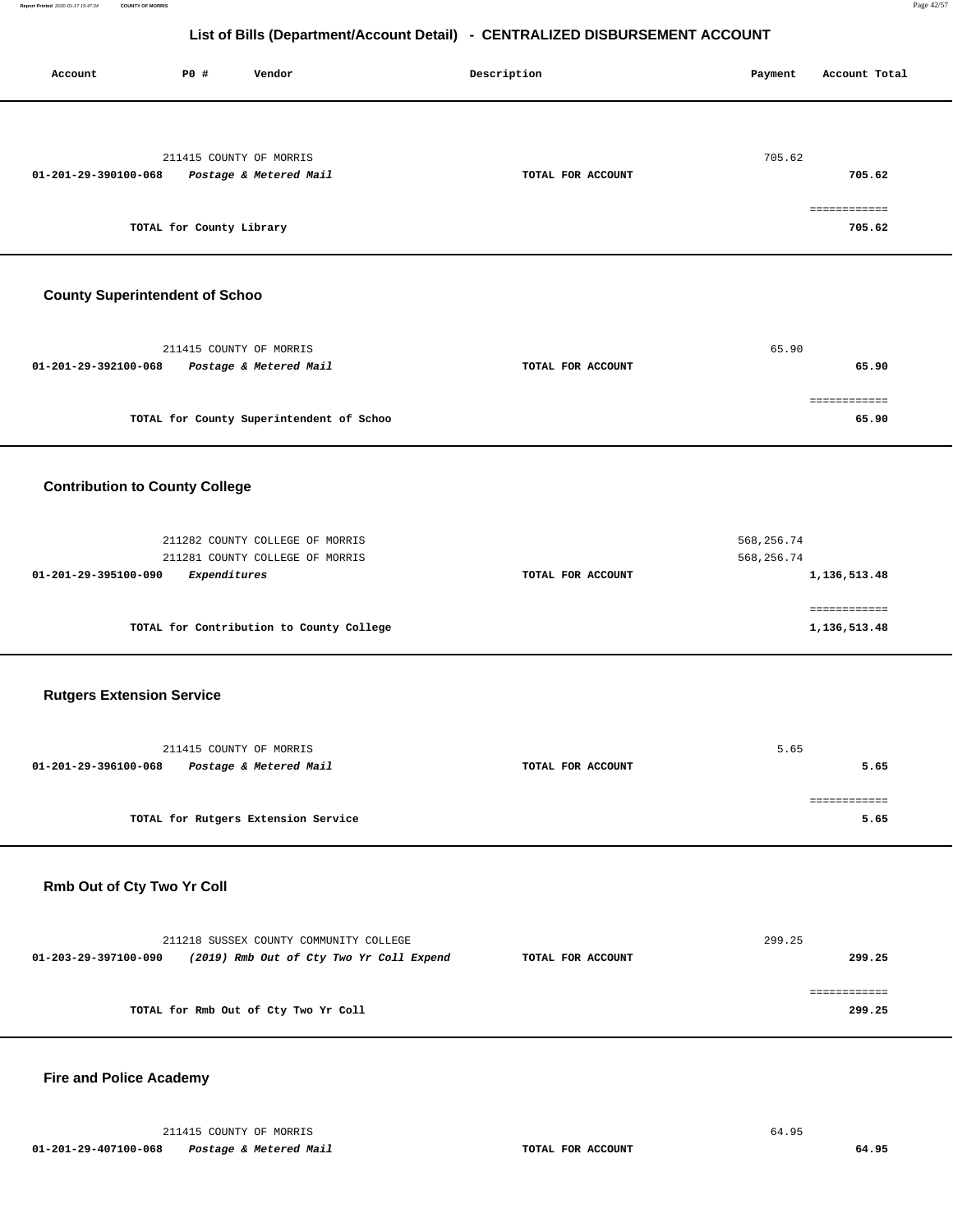# List of Bills (Department/Account Detail) - CENTRALIZED DISBURSEMENT ACCOUNT

| Account | PO # | Vendor | Description | Payment | Account Total |
|---|---|---|---|---|---|
| | 211415 | COUNTY OF MORRIS | | 705.62 | |
| **01-201-29-390100-068** | | ***Postage & Metered Mail*** | **TOTAL FOR ACCOUNT** | | **705.62** |
| | | | | | ============ |
| | | **TOTAL for County Library** | | | **705.62** |

## County Superintendent of Schoo

| Account | PO # | Vendor | Description | Payment | Account Total |
|---|---|---|---|---|---|
| | 211415 | COUNTY OF MORRIS | | 65.90 | |
| **01-201-29-392100-068** | | ***Postage & Metered Mail*** | **TOTAL FOR ACCOUNT** | | **65.90** |
| | | | | | ============ |
| | | **TOTAL for County Superintendent of Schoo** | | | **65.90** |

## Contribution to County College

| Account | PO # | Vendor | Description | Payment | Account Total |
|---|---|---|---|---|---|
| | 211282 | COUNTY COLLEGE OF MORRIS | | 568,256.74 | |
| | 211281 | COUNTY COLLEGE OF MORRIS | | 568,256.74 | |
| **01-201-29-395100-090** | | ***Expenditures*** | **TOTAL FOR ACCOUNT** | | **1,136,513.48** |
| | | | | | ============ |
| | | **TOTAL for Contribution to County College** | | | **1,136,513.48** |

## Rutgers Extension Service

| Account | PO # | Vendor | Description | Payment | Account Total |
|---|---|---|---|---|---|
| | 211415 | COUNTY OF MORRIS | | 5.65 | |
| **01-201-29-396100-068** | | ***Postage & Metered Mail*** | **TOTAL FOR ACCOUNT** | | **5.65** |
| | | | | | ============ |
| | | **TOTAL for Rutgers Extension Service** | | | **5.65** |

## Rmb Out of Cty Two Yr Coll

| Account | PO # | Vendor | Description | Payment | Account Total |
|---|---|---|---|---|---|
| | 211218 | SUSSEX COUNTY COMMUNITY COLLEGE | | 299.25 | |
| **01-203-29-397100-090** | | ***(2019) Rmb Out of Cty Two Yr Coll Expend*** | **TOTAL FOR ACCOUNT** | | **299.25** |
| | | | | | ============ |
| | | **TOTAL for Rmb Out of Cty Two Yr Coll** | | | **299.25** |

## Fire and Police Academy

| Account | PO # | Vendor | Description | Payment | Account Total |
|---|---|---|---|---|---|
| | 211415 | COUNTY OF MORRIS | | 64.95 | |
| **01-201-29-407100-068** | | ***Postage & Metered Mail*** | **TOTAL FOR ACCOUNT** | | **64.95** |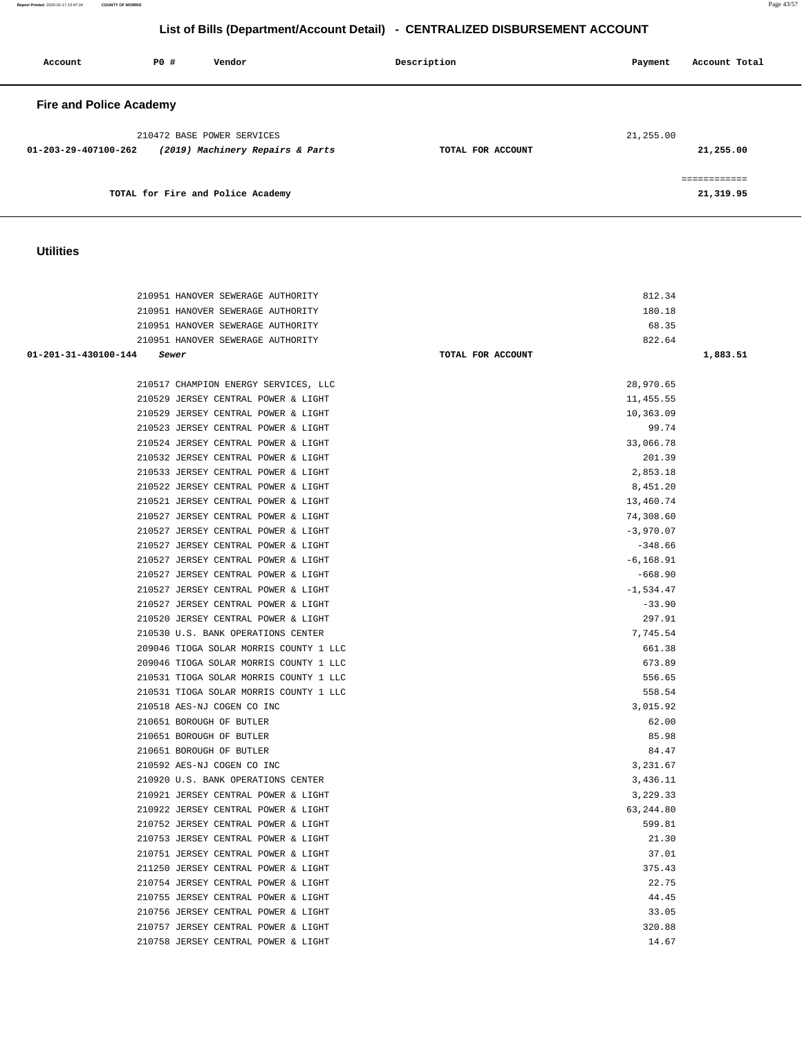# List of Bills (Department/Account Detail) - CENTRALIZED DISBURSEMENT ACCOUNT

| Account | PO # | Vendor | Description | Payment | Account Total |
|---|---|---|---|---|---|

## Fire and Police Academy

| Account | PO # | Vendor | Description | Payment | Account Total |
|---|---|---|---|---|---|
| | 210472 | BASE POWER SERVICES | | 21,255.00 | |
| 01-203-29-407100-262 | | *(2019) Machinery Repairs & Parts* | TOTAL FOR ACCOUNT | | 21,255.00 |
| | | TOTAL for Fire and Police Academy | | | 21,319.95 |

## Utilities

| Account | PO # | Vendor | Description | Payment | Account Total |
|---|---|---|---|---|---|
| | 210951 | HANOVER SEWERAGE AUTHORITY | | 812.34 | |
| | 210951 | HANOVER SEWERAGE AUTHORITY | | 180.18 | |
| | 210951 | HANOVER SEWERAGE AUTHORITY | | 68.35 | |
| | 210951 | HANOVER SEWERAGE AUTHORITY | | 822.64 | |
| 01-201-31-430100-144 | | *Sewer* | TOTAL FOR ACCOUNT | | 1,883.51 |
| | 210517 | CHAMPION ENERGY SERVICES, LLC | | 28,970.65 | |
| | 210529 | JERSEY CENTRAL POWER & LIGHT | | 11,455.55 | |
| | 210529 | JERSEY CENTRAL POWER & LIGHT | | 10,363.09 | |
| | 210523 | JERSEY CENTRAL POWER & LIGHT | | 99.74 | |
| | 210524 | JERSEY CENTRAL POWER & LIGHT | | 33,066.78 | |
| | 210532 | JERSEY CENTRAL POWER & LIGHT | | 201.39 | |
| | 210533 | JERSEY CENTRAL POWER & LIGHT | | 2,853.18 | |
| | 210522 | JERSEY CENTRAL POWER & LIGHT | | 8,451.20 | |
| | 210521 | JERSEY CENTRAL POWER & LIGHT | | 13,460.74 | |
| | 210527 | JERSEY CENTRAL POWER & LIGHT | | 74,308.60 | |
| | 210527 | JERSEY CENTRAL POWER & LIGHT | | -3,970.07 | |
| | 210527 | JERSEY CENTRAL POWER & LIGHT | | -348.66 | |
| | 210527 | JERSEY CENTRAL POWER & LIGHT | | -6,168.91 | |
| | 210527 | JERSEY CENTRAL POWER & LIGHT | | -668.90 | |
| | 210527 | JERSEY CENTRAL POWER & LIGHT | | -1,534.47 | |
| | 210527 | JERSEY CENTRAL POWER & LIGHT | | -33.90 | |
| | 210520 | JERSEY CENTRAL POWER & LIGHT | | 297.91 | |
| | 210530 | U.S. BANK OPERATIONS CENTER | | 7,745.54 | |
| | 209046 | TIOGA SOLAR MORRIS COUNTY 1 LLC | | 661.38 | |
| | 209046 | TIOGA SOLAR MORRIS COUNTY 1 LLC | | 673.89 | |
| | 210531 | TIOGA SOLAR MORRIS COUNTY 1 LLC | | 556.65 | |
| | 210531 | TIOGA SOLAR MORRIS COUNTY 1 LLC | | 558.54 | |
| | 210518 | AES-NJ COGEN CO INC | | 3,015.92 | |
| | 210651 | BOROUGH OF BUTLER | | 62.00 | |
| | 210651 | BOROUGH OF BUTLER | | 85.98 | |
| | 210651 | BOROUGH OF BUTLER | | 84.47 | |
| | 210592 | AES-NJ COGEN CO INC | | 3,231.67 | |
| | 210920 | U.S. BANK OPERATIONS CENTER | | 3,436.11 | |
| | 210921 | JERSEY CENTRAL POWER & LIGHT | | 3,229.33 | |
| | 210922 | JERSEY CENTRAL POWER & LIGHT | | 63,244.80 | |
| | 210752 | JERSEY CENTRAL POWER & LIGHT | | 599.81 | |
| | 210753 | JERSEY CENTRAL POWER & LIGHT | | 21.30 | |
| | 210751 | JERSEY CENTRAL POWER & LIGHT | | 37.01 | |
| | 211250 | JERSEY CENTRAL POWER & LIGHT | | 375.43 | |
| | 210754 | JERSEY CENTRAL POWER & LIGHT | | 22.75 | |
| | 210755 | JERSEY CENTRAL POWER & LIGHT | | 44.45 | |
| | 210756 | JERSEY CENTRAL POWER & LIGHT | | 33.05 | |
| | 210757 | JERSEY CENTRAL POWER & LIGHT | | 320.88 | |
| | 210758 | JERSEY CENTRAL POWER & LIGHT | | 14.67 | |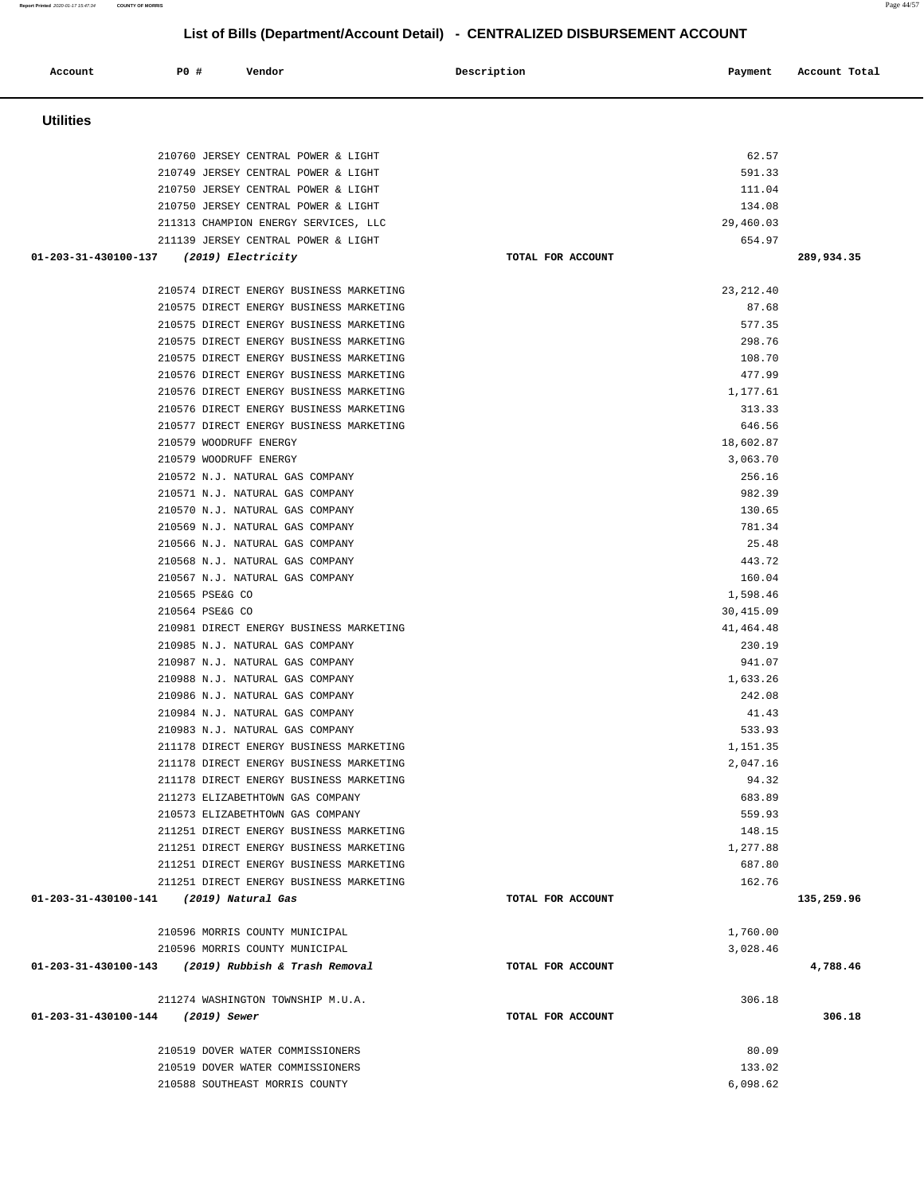## List of Bills (Department/Account Detail) - CENTRALIZED DISBURSEMENT ACCOUNT

| Account | PO # | Vendor | Description | Payment | Account Total |
|---|---|---|---|---|---|
| **Utilities** | | | | | |
| | 210760 | JERSEY CENTRAL POWER & LIGHT | | 62.57 | |
| | 210749 | JERSEY CENTRAL POWER & LIGHT | | 591.33 | |
| | 210750 | JERSEY CENTRAL POWER & LIGHT | | 111.04 | |
| | 210750 | JERSEY CENTRAL POWER & LIGHT | | 134.08 | |
| | 211313 | CHAMPION ENERGY SERVICES, LLC | | 29,460.03 | |
| | 211139 | JERSEY CENTRAL POWER & LIGHT | | 654.97 | |
| **01-203-31-430100-137** | | *(2019) Electricity* | TOTAL FOR ACCOUNT | | **289,934.35** |
| | 210574 | DIRECT ENERGY BUSINESS MARKETING | | 23,212.40 | |
| | 210575 | DIRECT ENERGY BUSINESS MARKETING | | 87.68 | |
| | 210575 | DIRECT ENERGY BUSINESS MARKETING | | 577.35 | |
| | 210575 | DIRECT ENERGY BUSINESS MARKETING | | 298.76 | |
| | 210575 | DIRECT ENERGY BUSINESS MARKETING | | 108.70 | |
| | 210576 | DIRECT ENERGY BUSINESS MARKETING | | 477.99 | |
| | 210576 | DIRECT ENERGY BUSINESS MARKETING | | 1,177.61 | |
| | 210576 | DIRECT ENERGY BUSINESS MARKETING | | 313.33 | |
| | 210577 | DIRECT ENERGY BUSINESS MARKETING | | 646.56 | |
| | 210579 | WOODRUFF ENERGY | | 18,602.87 | |
| | 210579 | WOODRUFF ENERGY | | 3,063.70 | |
| | 210572 | N.J. NATURAL GAS COMPANY | | 256.16 | |
| | 210571 | N.J. NATURAL GAS COMPANY | | 982.39 | |
| | 210570 | N.J. NATURAL GAS COMPANY | | 130.65 | |
| | 210569 | N.J. NATURAL GAS COMPANY | | 781.34 | |
| | 210566 | N.J. NATURAL GAS COMPANY | | 25.48 | |
| | 210568 | N.J. NATURAL GAS COMPANY | | 443.72 | |
| | 210567 | N.J. NATURAL GAS COMPANY | | 160.04 | |
| | 210565 | PSE&G CO | | 1,598.46 | |
| | 210564 | PSE&G CO | | 30,415.09 | |
| | 210981 | DIRECT ENERGY BUSINESS MARKETING | | 41,464.48 | |
| | 210985 | N.J. NATURAL GAS COMPANY | | 230.19 | |
| | 210987 | N.J. NATURAL GAS COMPANY | | 941.07 | |
| | 210988 | N.J. NATURAL GAS COMPANY | | 1,633.26 | |
| | 210986 | N.J. NATURAL GAS COMPANY | | 242.08 | |
| | 210984 | N.J. NATURAL GAS COMPANY | | 41.43 | |
| | 210983 | N.J. NATURAL GAS COMPANY | | 533.93 | |
| | 211178 | DIRECT ENERGY BUSINESS MARKETING | | 1,151.35 | |
| | 211178 | DIRECT ENERGY BUSINESS MARKETING | | 2,047.16 | |
| | 211178 | DIRECT ENERGY BUSINESS MARKETING | | 94.32 | |
| | 211273 | ELIZABETHTOWN GAS COMPANY | | 683.89 | |
| | 210573 | ELIZABETHTOWN GAS COMPANY | | 559.93 | |
| | 211251 | DIRECT ENERGY BUSINESS MARKETING | | 148.15 | |
| | 211251 | DIRECT ENERGY BUSINESS MARKETING | | 1,277.88 | |
| | 211251 | DIRECT ENERGY BUSINESS MARKETING | | 687.80 | |
| | 211251 | DIRECT ENERGY BUSINESS MARKETING | | 162.76 | |
| **01-203-31-430100-141** | | *(2019) Natural Gas* | TOTAL FOR ACCOUNT | | **135,259.96** |
| | 210596 | MORRIS COUNTY MUNICIPAL | | 1,760.00 | |
| | 210596 | MORRIS COUNTY MUNICIPAL | | 3,028.46 | |
| **01-203-31-430100-143** | | *(2019) Rubbish & Trash Removal* | TOTAL FOR ACCOUNT | | **4,788.46** |
| | 211274 | WASHINGTON TOWNSHIP M.U.A. | | 306.18 | |
| **01-203-31-430100-144** | | *(2019) Sewer* | TOTAL FOR ACCOUNT | | **306.18** |
| | 210519 | DOVER WATER COMMISSIONERS | | 80.09 | |
| | 210519 | DOVER WATER COMMISSIONERS | | 133.02 | |
| | 210588 | SOUTHEAST MORRIS COUNTY | | 6,098.62 | |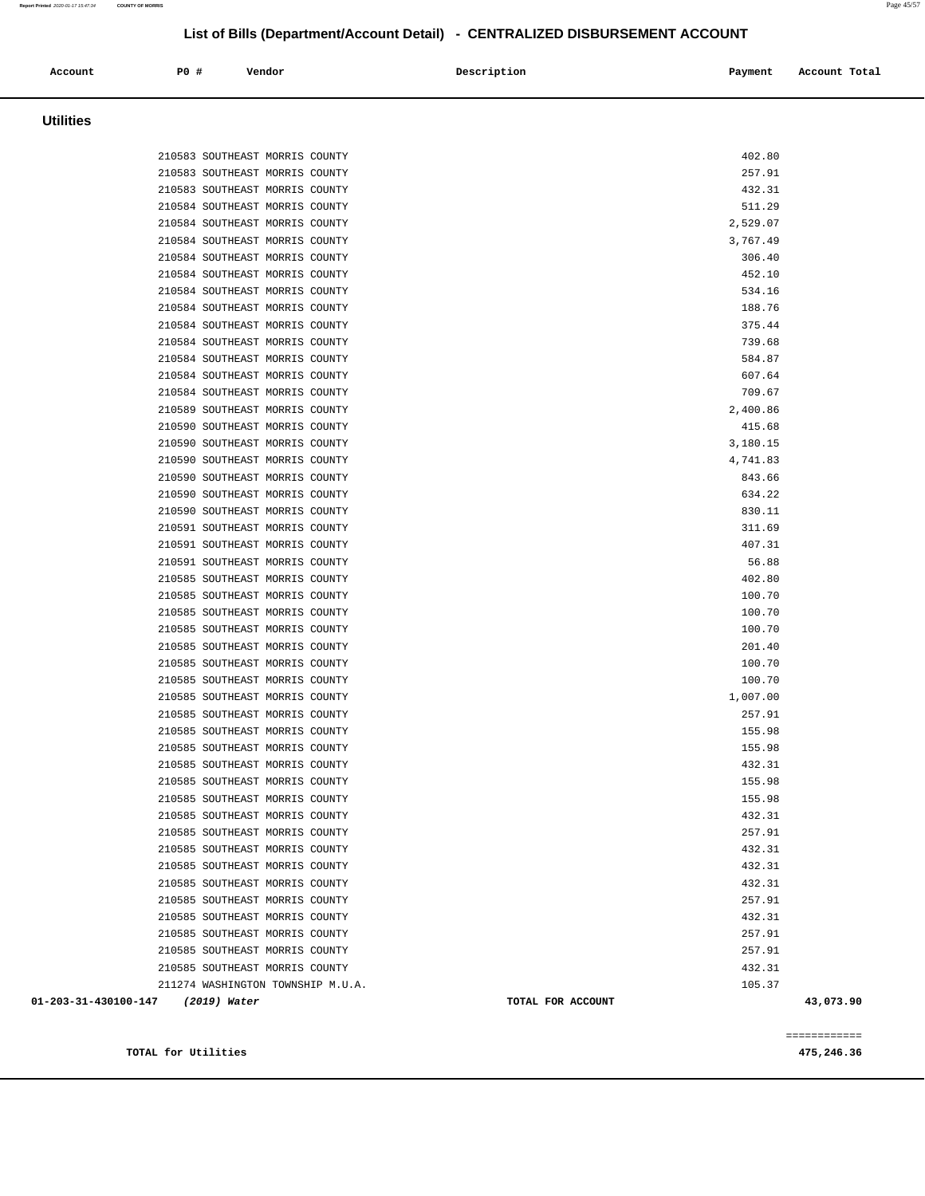## List of Bills (Department/Account Detail) - CENTRALIZED DISBURSEMENT ACCOUNT

| Account | PO # | Vendor | Description | Payment | Account Total |
|---|---|---|---|---|---|

### Utilities

| Account | PO # | Vendor | Description | Payment | Account Total |
|---|---|---|---|---|---|
| | 210583 | SOUTHEAST MORRIS COUNTY | | 402.80 | |
| | 210583 | SOUTHEAST MORRIS COUNTY | | 257.91 | |
| | 210583 | SOUTHEAST MORRIS COUNTY | | 432.31 | |
| | 210584 | SOUTHEAST MORRIS COUNTY | | 511.29 | |
| | 210584 | SOUTHEAST MORRIS COUNTY | | 2,529.07 | |
| | 210584 | SOUTHEAST MORRIS COUNTY | | 3,767.49 | |
| | 210584 | SOUTHEAST MORRIS COUNTY | | 306.40 | |
| | 210584 | SOUTHEAST MORRIS COUNTY | | 452.10 | |
| | 210584 | SOUTHEAST MORRIS COUNTY | | 534.16 | |
| | 210584 | SOUTHEAST MORRIS COUNTY | | 188.76 | |
| | 210584 | SOUTHEAST MORRIS COUNTY | | 375.44 | |
| | 210584 | SOUTHEAST MORRIS COUNTY | | 739.68 | |
| | 210584 | SOUTHEAST MORRIS COUNTY | | 584.87 | |
| | 210584 | SOUTHEAST MORRIS COUNTY | | 607.64 | |
| | 210584 | SOUTHEAST MORRIS COUNTY | | 709.67 | |
| | 210589 | SOUTHEAST MORRIS COUNTY | | 2,400.86 | |
| | 210590 | SOUTHEAST MORRIS COUNTY | | 415.68 | |
| | 210590 | SOUTHEAST MORRIS COUNTY | | 3,180.15 | |
| | 210590 | SOUTHEAST MORRIS COUNTY | | 4,741.83 | |
| | 210590 | SOUTHEAST MORRIS COUNTY | | 843.66 | |
| | 210590 | SOUTHEAST MORRIS COUNTY | | 634.22 | |
| | 210590 | SOUTHEAST MORRIS COUNTY | | 830.11 | |
| | 210591 | SOUTHEAST MORRIS COUNTY | | 311.69 | |
| | 210591 | SOUTHEAST MORRIS COUNTY | | 407.31 | |
| | 210591 | SOUTHEAST MORRIS COUNTY | | 56.88 | |
| | 210585 | SOUTHEAST MORRIS COUNTY | | 402.80 | |
| | 210585 | SOUTHEAST MORRIS COUNTY | | 100.70 | |
| | 210585 | SOUTHEAST MORRIS COUNTY | | 100.70 | |
| | 210585 | SOUTHEAST MORRIS COUNTY | | 100.70 | |
| | 210585 | SOUTHEAST MORRIS COUNTY | | 201.40 | |
| | 210585 | SOUTHEAST MORRIS COUNTY | | 100.70 | |
| | 210585 | SOUTHEAST MORRIS COUNTY | | 100.70 | |
| | 210585 | SOUTHEAST MORRIS COUNTY | | 1,007.00 | |
| | 210585 | SOUTHEAST MORRIS COUNTY | | 257.91 | |
| | 210585 | SOUTHEAST MORRIS COUNTY | | 155.98 | |
| | 210585 | SOUTHEAST MORRIS COUNTY | | 155.98 | |
| | 210585 | SOUTHEAST MORRIS COUNTY | | 432.31 | |
| | 210585 | SOUTHEAST MORRIS COUNTY | | 155.98 | |
| | 210585 | SOUTHEAST MORRIS COUNTY | | 155.98 | |
| | 210585 | SOUTHEAST MORRIS COUNTY | | 432.31 | |
| | 210585 | SOUTHEAST MORRIS COUNTY | | 257.91 | |
| | 210585 | SOUTHEAST MORRIS COUNTY | | 432.31 | |
| | 210585 | SOUTHEAST MORRIS COUNTY | | 432.31 | |
| | 210585 | SOUTHEAST MORRIS COUNTY | | 432.31 | |
| | 210585 | SOUTHEAST MORRIS COUNTY | | 257.91 | |
| | 210585 | SOUTHEAST MORRIS COUNTY | | 432.31 | |
| | 210585 | SOUTHEAST MORRIS COUNTY | | 257.91 | |
| | 210585 | SOUTHEAST MORRIS COUNTY | | 257.91 | |
| | 210585 | SOUTHEAST MORRIS COUNTY | | 432.31 | |
| | 211274 | WASHINGTON TOWNSHIP M.U.A. | | 105.37 | |
| **01-203-31-430100-147** | ***(2019) Water*** | | **TOTAL FOR ACCOUNT** | | **43,073.90** |

| | |
|---|---|
| **TOTAL for Utilities** | **475,246.36** |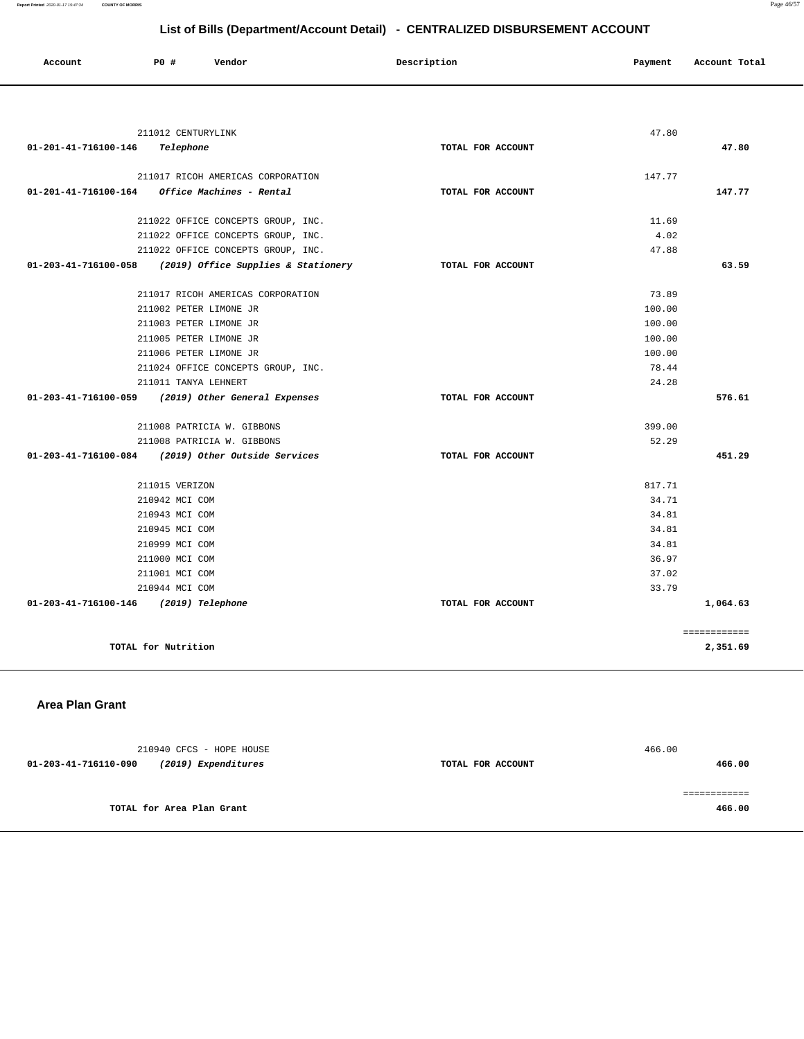## List of Bills (Department/Account Detail) - CENTRALIZED DISBURSEMENT ACCOUNT

| Account | PO # | Vendor | Description | Payment | Account Total |
|---|---|---|---|---|---|
| | 211012 | CENTURYLINK | | 47.80 | |
| **01-201-41-716100-146** | | ***Telephone*** | **TOTAL FOR ACCOUNT** | | **47.80** |
| | 211017 | RICOH AMERICAS CORPORATION | | 147.77 | |
| **01-201-41-716100-164** | | ***Office Machines - Rental*** | **TOTAL FOR ACCOUNT** | | **147.77** |
| | 211022 | OFFICE CONCEPTS GROUP, INC. | | 11.69 | |
| | 211022 | OFFICE CONCEPTS GROUP, INC. | | 4.02 | |
| | 211022 | OFFICE CONCEPTS GROUP, INC. | | 47.88 | |
| **01-203-41-716100-058** | | ***(2019) Office Supplies & Stationery*** | **TOTAL FOR ACCOUNT** | | **63.59** |
| | 211017 | RICOH AMERICAS CORPORATION | | 73.89 | |
| | 211002 | PETER LIMONE JR | | 100.00 | |
| | 211003 | PETER LIMONE JR | | 100.00 | |
| | 211005 | PETER LIMONE JR | | 100.00 | |
| | 211006 | PETER LIMONE JR | | 100.00 | |
| | 211024 | OFFICE CONCEPTS GROUP, INC. | | 78.44 | |
| | 211011 | TANYA LEHNERT | | 24.28 | |
| **01-203-41-716100-059** | | ***(2019) Other General Expenses*** | **TOTAL FOR ACCOUNT** | | **576.61** |
| | 211008 | PATRICIA W. GIBBONS | | 399.00 | |
| | 211008 | PATRICIA W. GIBBONS | | 52.29 | |
| **01-203-41-716100-084** | | ***(2019) Other Outside Services*** | **TOTAL FOR ACCOUNT** | | **451.29** |
| | 211015 | VERIZON | | 817.71 | |
| | 210942 | MCI COM | | 34.71 | |
| | 210943 | MCI COM | | 34.81 | |
| | 210945 | MCI COM | | 34.81 | |
| | 210999 | MCI COM | | 34.81 | |
| | 211000 | MCI COM | | 36.97 | |
| | 211001 | MCI COM | | 37.02 | |
| | 210944 | MCI COM | | 33.79 | |
| **01-203-41-716100-146** | | ***(2019) Telephone*** | **TOTAL FOR ACCOUNT** | | **1,064.63** |
| | | | | | ============ |
| | **TOTAL for Nutrition** | | | | **2,351.69** |

### Area Plan Grant

| Account | PO # | Vendor | Description | Payment | Account Total |
|---|---|---|---|---|---|
| | 210940 | CFCS - HOPE HOUSE | | 466.00 | |
| **01-203-41-716110-090** | | ***(2019) Expenditures*** | **TOTAL FOR ACCOUNT** | | **466.00** |
| | | | | | ============ |
| | **TOTAL for Area Plan Grant** | | | | **466.00** |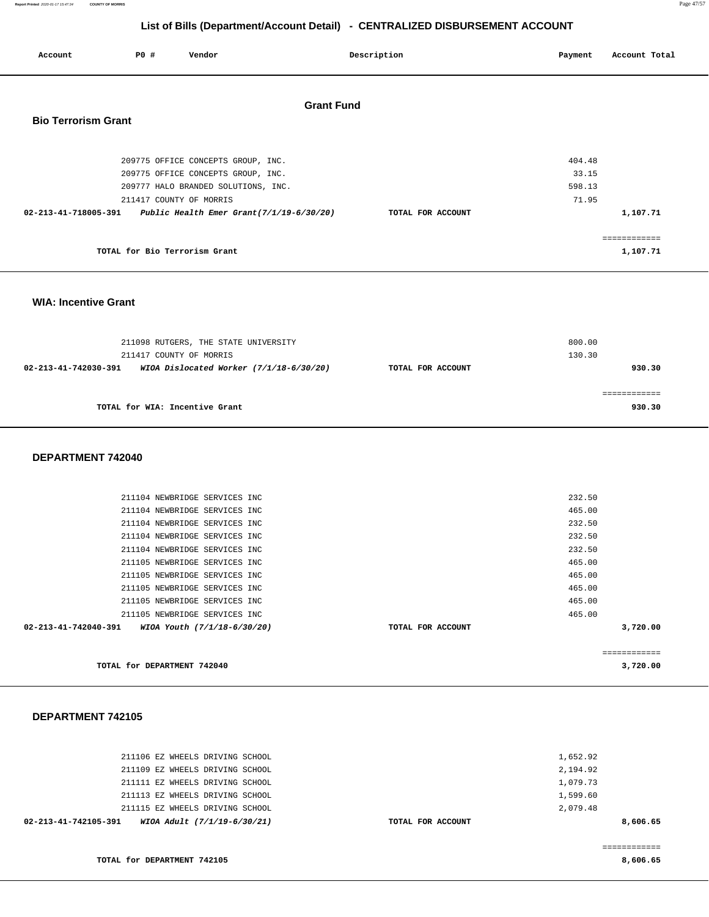## List of Bills (Department/Account Detail) - CENTRALIZED DISBURSEMENT ACCOUNT

| Account | PO # | Vendor | Description | Payment | Account Total |
|---|---|---|---|---|---|

# Grant Fund

### Bio Terrorism Grant

| Account | PO # | Vendor | Description | Payment | Account Total |
|---|---|---|---|---|---|
| | 209775 | OFFICE CONCEPTS GROUP, INC. | | 404.48 | |
| | 209775 | OFFICE CONCEPTS GROUP, INC. | | 33.15 | |
| | 209777 | HALO BRANDED SOLUTIONS, INC. | | 598.13 | |
| | 211417 | COUNTY OF MORRIS | | 71.95 | |
| **02-213-41-718005-391** | | ***Public Health Emer Grant(7/1/19-6/30/20)*** | **TOTAL FOR ACCOUNT** | | **1,107.71** |
| | | | | | ============ |
| | | **TOTAL for Bio Terrorism Grant** | | | **1,107.71** |

### WIA: Incentive Grant

| Account | PO # | Vendor | Description | Payment | Account Total |
|---|---|---|---|---|---|
| | 211098 | RUTGERS, THE STATE UNIVERSITY | | 800.00 | |
| | 211417 | COUNTY OF MORRIS | | 130.30 | |
| **02-213-41-742030-391** | | ***WIOA Dislocated Worker (7/1/18-6/30/20)*** | **TOTAL FOR ACCOUNT** | | **930.30** |
| | | | | | ============ |
| | | **TOTAL for WIA: Incentive Grant** | | | **930.30** |

### DEPARTMENT 742040

| Account | PO # | Vendor | Description | Payment | Account Total |
|---|---|---|---|---|---|
| | 211104 | NEWBRIDGE SERVICES INC | | 232.50 | |
| | 211104 | NEWBRIDGE SERVICES INC | | 465.00 | |
| | 211104 | NEWBRIDGE SERVICES INC | | 232.50 | |
| | 211104 | NEWBRIDGE SERVICES INC | | 232.50 | |
| | 211104 | NEWBRIDGE SERVICES INC | | 232.50 | |
| | 211105 | NEWBRIDGE SERVICES INC | | 465.00 | |
| | 211105 | NEWBRIDGE SERVICES INC | | 465.00 | |
| | 211105 | NEWBRIDGE SERVICES INC | | 465.00 | |
| | 211105 | NEWBRIDGE SERVICES INC | | 465.00 | |
| | 211105 | NEWBRIDGE SERVICES INC | | 465.00 | |
| **02-213-41-742040-391** | | ***WIOA Youth (7/1/18-6/30/20)*** | **TOTAL FOR ACCOUNT** | | **3,720.00** |
| | | | | | ============ |
| | | **TOTAL for DEPARTMENT 742040** | | | **3,720.00** |

### DEPARTMENT 742105

| Account | PO # | Vendor | Description | Payment | Account Total |
|---|---|---|---|---|---|
| | 211106 | EZ WHEELS DRIVING SCHOOL | | 1,652.92 | |
| | 211109 | EZ WHEELS DRIVING SCHOOL | | 2,194.92 | |
| | 211111 | EZ WHEELS DRIVING SCHOOL | | 1,079.73 | |
| | 211113 | EZ WHEELS DRIVING SCHOOL | | 1,599.60 | |
| | 211115 | EZ WHEELS DRIVING SCHOOL | | 2,079.48 | |
| **02-213-41-742105-391** | | ***WIOA Adult (7/1/19-6/30/21)*** | **TOTAL FOR ACCOUNT** | | **8,606.65** |
| | | | | | ============ |
| | | **TOTAL for DEPARTMENT 742105** | | | **8,606.65** |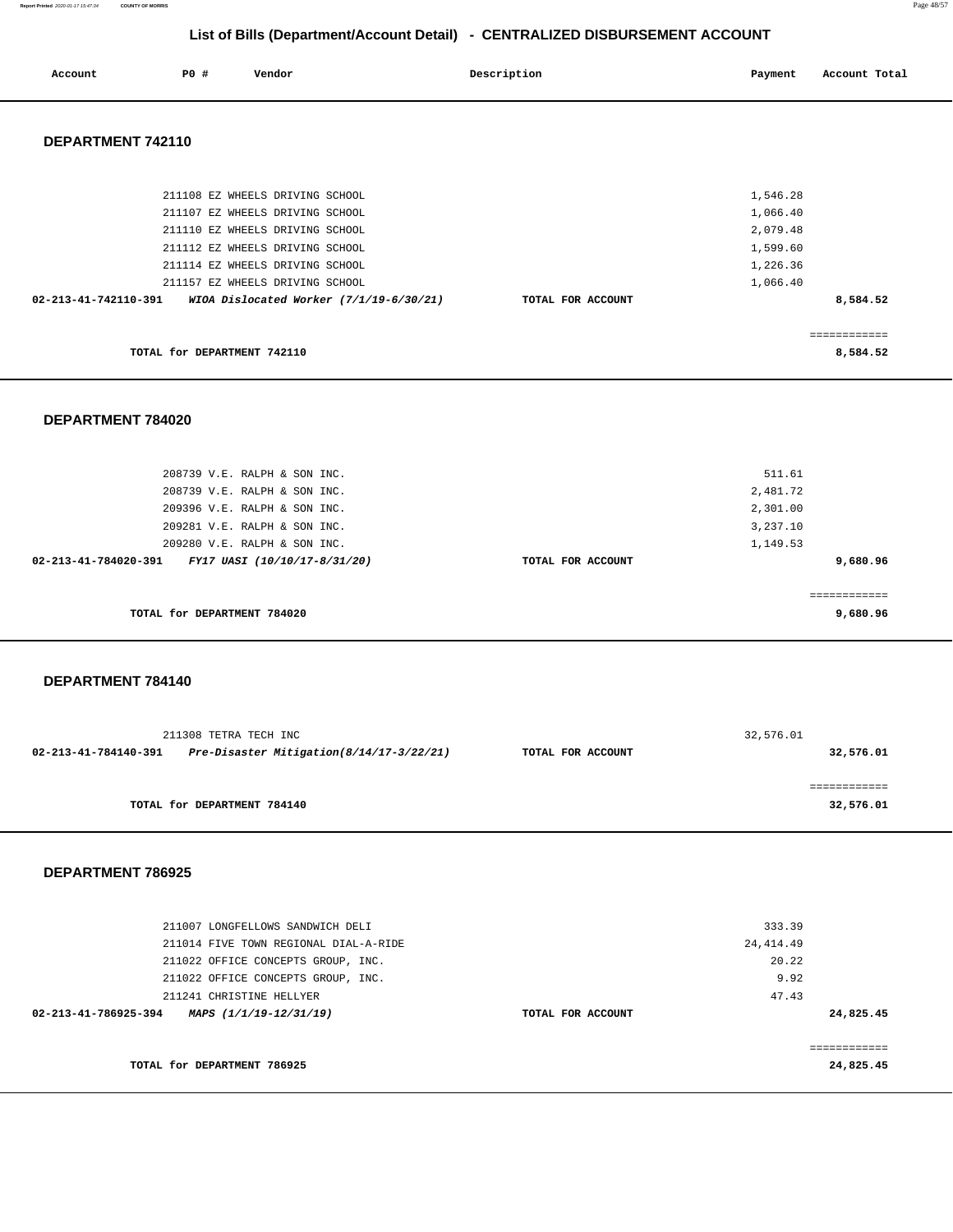## List of Bills (Department/Account Detail) - CENTRALIZED DISBURSEMENT ACCOUNT

| Account | PO # | Vendor | Description | Payment | Account Total |
|---|---|---|---|---|---|

### DEPARTMENT 742110

| Account | PO # | Vendor | Description | Payment | Account Total |
|---|---|---|---|---|---|
| | 211108 | EZ WHEELS DRIVING SCHOOL | | 1,546.28 | |
| | 211107 | EZ WHEELS DRIVING SCHOOL | | 1,066.40 | |
| | 211110 | EZ WHEELS DRIVING SCHOOL | | 2,079.48 | |
| | 211112 | EZ WHEELS DRIVING SCHOOL | | 1,599.60 | |
| | 211114 | EZ WHEELS DRIVING SCHOOL | | 1,226.36 | |
| | 211157 | EZ WHEELS DRIVING SCHOOL | | 1,066.40 | |
| **02-213-41-742110-391** | | ***WIOA Dislocated Worker (7/1/19-6/30/21)*** | **TOTAL FOR ACCOUNT** | | **8,584.52** |
| | | **TOTAL for DEPARTMENT 742110** | | | **8,584.52** |

### DEPARTMENT 784020

| Account | PO # | Vendor | Description | Payment | Account Total |
|---|---|---|---|---|---|
| | 208739 | V.E. RALPH & SON INC. | | 511.61 | |
| | 208739 | V.E. RALPH & SON INC. | | 2,481.72 | |
| | 209396 | V.E. RALPH & SON INC. | | 2,301.00 | |
| | 209281 | V.E. RALPH & SON INC. | | 3,237.10 | |
| | 209280 | V.E. RALPH & SON INC. | | 1,149.53 | |
| **02-213-41-784020-391** | | ***FY17 UASI (10/10/17-8/31/20)*** | **TOTAL FOR ACCOUNT** | | **9,680.96** |
| | | **TOTAL for DEPARTMENT 784020** | | | **9,680.96** |

### DEPARTMENT 784140

| Account | PO # | Vendor | Description | Payment | Account Total |
|---|---|---|---|---|---|
| | 211308 | TETRA TECH INC | | 32,576.01 | |
| **02-213-41-784140-391** | | ***Pre-Disaster Mitigation(8/14/17-3/22/21)*** | **TOTAL FOR ACCOUNT** | | **32,576.01** |
| | | **TOTAL for DEPARTMENT 784140** | | | **32,576.01** |

### DEPARTMENT 786925

| Account | PO # | Vendor | Description | Payment | Account Total |
|---|---|---|---|---|---|
| | 211007 | LONGFELLOWS SANDWICH DELI | | 333.39 | |
| | 211014 | FIVE TOWN REGIONAL DIAL-A-RIDE | | 24,414.49 | |
| | 211022 | OFFICE CONCEPTS GROUP, INC. | | 20.22 | |
| | 211022 | OFFICE CONCEPTS GROUP, INC. | | 9.92 | |
| | 211241 | CHRISTINE HELLYER | | 47.43 | |
| **02-213-41-786925-394** | | ***MAPS (1/1/19-12/31/19)*** | **TOTAL FOR ACCOUNT** | | **24,825.45** |
| | | **TOTAL for DEPARTMENT 786925** | | | **24,825.45** |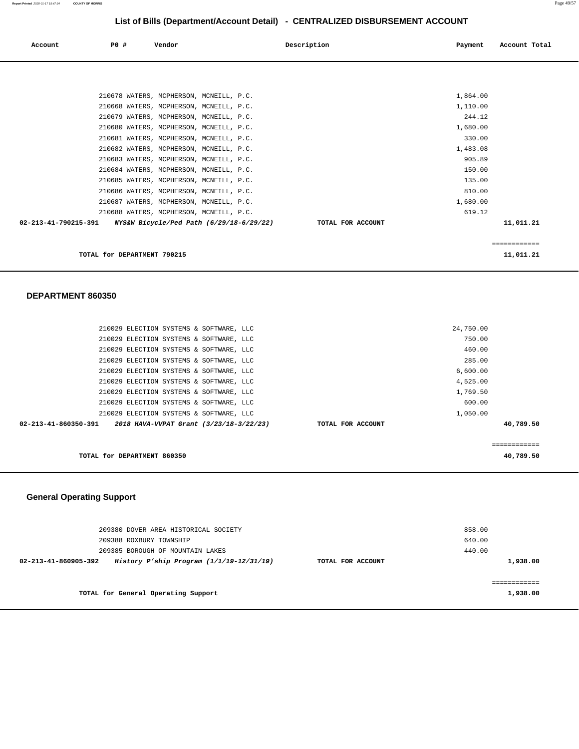# List of Bills (Department/Account Detail) - CENTRALIZED DISBURSEMENT ACCOUNT

| Account | PO # | Vendor | Description | Payment | Account Total |
|---|---|---|---|---|---|
| | 210678 | WATERS, MCPHERSON, MCNEILL, P.C. | | 1,864.00 | |
| | 210668 | WATERS, MCPHERSON, MCNEILL, P.C. | | 1,110.00 | |
| | 210679 | WATERS, MCPHERSON, MCNEILL, P.C. | | 244.12 | |
| | 210680 | WATERS, MCPHERSON, MCNEILL, P.C. | | 1,680.00 | |
| | 210681 | WATERS, MCPHERSON, MCNEILL, P.C. | | 330.00 | |
| | 210682 | WATERS, MCPHERSON, MCNEILL, P.C. | | 1,483.08 | |
| | 210683 | WATERS, MCPHERSON, MCNEILL, P.C. | | 905.89 | |
| | 210684 | WATERS, MCPHERSON, MCNEILL, P.C. | | 150.00 | |
| | 210685 | WATERS, MCPHERSON, MCNEILL, P.C. | | 135.00 | |
| | 210686 | WATERS, MCPHERSON, MCNEILL, P.C. | | 810.00 | |
| | 210687 | WATERS, MCPHERSON, MCNEILL, P.C. | | 1,680.00 | |
| | 210688 | WATERS, MCPHERSON, MCNEILL, P.C. | | 619.12 | |
| **02-213-41-790215-391** | | ***NYS&W Bicycle/Ped Path (6/29/18-6/29/22)*** | **TOTAL FOR ACCOUNT** | | **11,011.21** |
| | | | | | ============ |
| | **TOTAL for DEPARTMENT 790215** | | | | **11,011.21** |

## DEPARTMENT 860350

| Account | PO # | Vendor | Description | Payment | Account Total |
|---|---|---|---|---|---|
| | 210029 | ELECTION SYSTEMS & SOFTWARE, LLC | | 24,750.00 | |
| | 210029 | ELECTION SYSTEMS & SOFTWARE, LLC | | 750.00 | |
| | 210029 | ELECTION SYSTEMS & SOFTWARE, LLC | | 460.00 | |
| | 210029 | ELECTION SYSTEMS & SOFTWARE, LLC | | 285.00 | |
| | 210029 | ELECTION SYSTEMS & SOFTWARE, LLC | | 6,600.00 | |
| | 210029 | ELECTION SYSTEMS & SOFTWARE, LLC | | 4,525.00 | |
| | 210029 | ELECTION SYSTEMS & SOFTWARE, LLC | | 1,769.50 | |
| | 210029 | ELECTION SYSTEMS & SOFTWARE, LLC | | 600.00 | |
| | 210029 | ELECTION SYSTEMS & SOFTWARE, LLC | | 1,050.00 | |
| **02-213-41-860350-391** | | ***2018 HAVA-VVPAT Grant (3/23/18-3/22/23)*** | **TOTAL FOR ACCOUNT** | | **40,789.50** |
| | | | | | ============ |
| | **TOTAL for DEPARTMENT 860350** | | | | **40,789.50** |

## General Operating Support

| Account | PO # | Vendor | Description | Payment | Account Total |
|---|---|---|---|---|---|
| | 209380 | DOVER AREA HISTORICAL SOCIETY | | 858.00 | |
| | 209388 | ROXBURY TOWNSHIP | | 640.00 | |
| | 209385 | BOROUGH OF MOUNTAIN LAKES | | 440.00 | |
| **02-213-41-860905-392** | | ***History P'ship Program (1/1/19-12/31/19)*** | **TOTAL FOR ACCOUNT** | | **1,938.00** |
| | | | | | ============ |
| | **TOTAL for General Operating Support** | | | | **1,938.00** |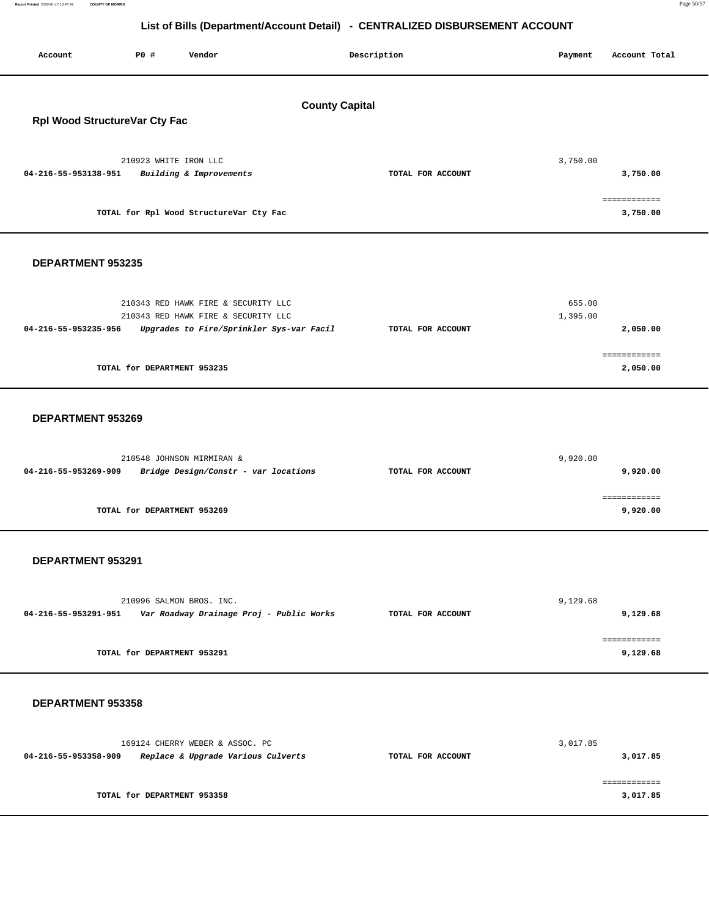# List of Bills (Department/Account Detail) - CENTRALIZED DISBURSEMENT ACCOUNT

| Account | PO # | Vendor | Description | Payment | Account Total |
|---|---|---|---|---|---|

## County Capital

### Rpl Wood StructureVar Cty Fac

| Account | PO # | Vendor | Description | Payment | Account Total |
|---|---|---|---|---|---|
| | 210923 | WHITE IRON LLC | | 3,750.00 | |
| **04-216-55-953138-951** | | ***Building & Improvements*** | **TOTAL FOR ACCOUNT** | | **3,750.00** |
| | | | | | ============ |
| | | **TOTAL for Rpl Wood StructureVar Cty Fac** | | | **3,750.00** |

### DEPARTMENT 953235

| Account | PO # | Vendor | Description | Payment | Account Total |
|---|---|---|---|---|---|
| | 210343 | RED HAWK FIRE & SECURITY LLC | | 655.00 | |
| | 210343 | RED HAWK FIRE & SECURITY LLC | | 1,395.00 | |
| **04-216-55-953235-956** | | ***Upgrades to Fire/Sprinkler Sys-var Facil*** | **TOTAL FOR ACCOUNT** | | **2,050.00** |
| | | | | | ============ |
| | | **TOTAL for DEPARTMENT 953235** | | | **2,050.00** |

### DEPARTMENT 953269

| Account | PO # | Vendor | Description | Payment | Account Total |
|---|---|---|---|---|---|
| | 210548 | JOHNSON MIRMIRAN & | | 9,920.00 | |
| **04-216-55-953269-909** | | ***Bridge Design/Constr - var locations*** | **TOTAL FOR ACCOUNT** | | **9,920.00** |
| | | | | | ============ |
| | | **TOTAL for DEPARTMENT 953269** | | | **9,920.00** |

### DEPARTMENT 953291

| Account | PO # | Vendor | Description | Payment | Account Total |
|---|---|---|---|---|---|
| | 210996 | SALMON BROS. INC. | | 9,129.68 | |
| **04-216-55-953291-951** | | ***Var Roadway Drainage Proj - Public Works*** | **TOTAL FOR ACCOUNT** | | **9,129.68** |
| | | | | | ============ |
| | | **TOTAL for DEPARTMENT 953291** | | | **9,129.68** |

### DEPARTMENT 953358

| Account | PO # | Vendor | Description | Payment | Account Total |
|---|---|---|---|---|---|
| | 169124 | CHERRY WEBER & ASSOC. PC | | 3,017.85 | |
| **04-216-55-953358-909** | | ***Replace & Upgrade Various Culverts*** | **TOTAL FOR ACCOUNT** | | **3,017.85** |
| | | | | | ============ |
| | | **TOTAL for DEPARTMENT 953358** | | | **3,017.85** |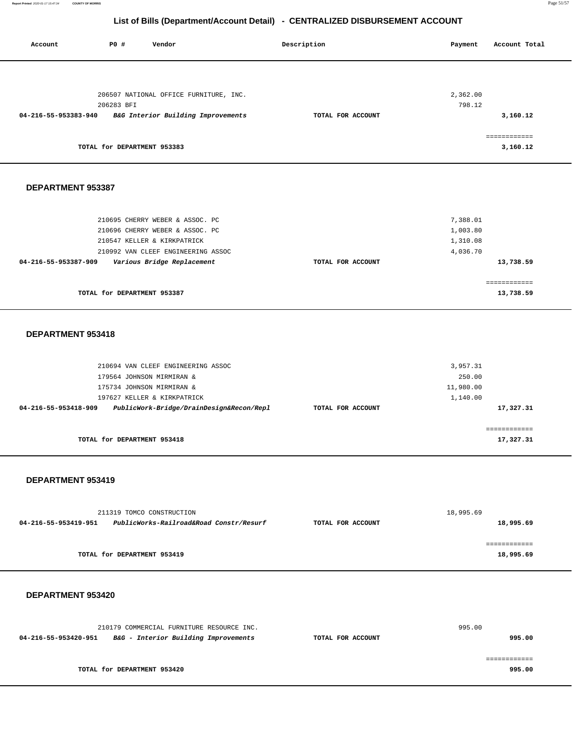# List of Bills (Department/Account Detail) - CENTRALIZED DISBURSEMENT ACCOUNT

| Account | PO # | Vendor | Description | Payment | Account Total |
|---|---|---|---|---|---|
| | 206507 | NATIONAL OFFICE FURNITURE, INC. | | 2,362.00 | |
| | 206283 | BFI | | 798.12 | |
| **04-216-55-953383-940** | | ***B&G Interior Building Improvements*** | **TOTAL FOR ACCOUNT** | | **3,160.12** |
| | | | | | ============ |
| | **TOTAL for DEPARTMENT 953383** | | | | **3,160.12** |

## DEPARTMENT 953387

| Account | PO # | Vendor | Description | Payment | Account Total |
|---|---|---|---|---|---|
| | 210695 | CHERRY WEBER & ASSOC. PC | | 7,388.01 | |
| | 210696 | CHERRY WEBER & ASSOC. PC | | 1,003.80 | |
| | 210547 | KELLER & KIRKPATRICK | | 1,310.08 | |
| | 210992 | VAN CLEEF ENGINEERING ASSOC | | 4,036.70 | |
| **04-216-55-953387-909** | | ***Various Bridge Replacement*** | **TOTAL FOR ACCOUNT** | | **13,738.59** |
| | | | | | ============ |
| | **TOTAL for DEPARTMENT 953387** | | | | **13,738.59** |

## DEPARTMENT 953418

| Account | PO # | Vendor | Description | Payment | Account Total |
|---|---|---|---|---|---|
| | 210694 | VAN CLEEF ENGINEERING ASSOC | | 3,957.31 | |
| | 179564 | JOHNSON MIRMIRAN & | | 250.00 | |
| | 175734 | JOHNSON MIRMIRAN & | | 11,980.00 | |
| | 197627 | KELLER & KIRKPATRICK | | 1,140.00 | |
| **04-216-55-953418-909** | | ***PublicWork-Bridge/DrainDesign&Recon/Repl*** | **TOTAL FOR ACCOUNT** | | **17,327.31** |
| | | | | | ============ |
| | **TOTAL for DEPARTMENT 953418** | | | | **17,327.31** |

## DEPARTMENT 953419

| Account | PO # | Vendor | Description | Payment | Account Total |
|---|---|---|---|---|---|
| | 211319 | TOMCO CONSTRUCTION | | 18,995.69 | |
| **04-216-55-953419-951** | | ***PublicWorks-Railroad&Road Constr/Resurf*** | **TOTAL FOR ACCOUNT** | | **18,995.69** |
| | | | | | ============ |
| | **TOTAL for DEPARTMENT 953419** | | | | **18,995.69** |

## DEPARTMENT 953420

| Account | PO # | Vendor | Description | Payment | Account Total |
|---|---|---|---|---|---|
| | 210179 | COMMERCIAL FURNITURE RESOURCE INC. | | 995.00 | |
| **04-216-55-953420-951** | | ***B&G - Interior Building Improvements*** | **TOTAL FOR ACCOUNT** | | **995.00** |
| | | | | | ============ |
| | **TOTAL for DEPARTMENT 953420** | | | | **995.00** |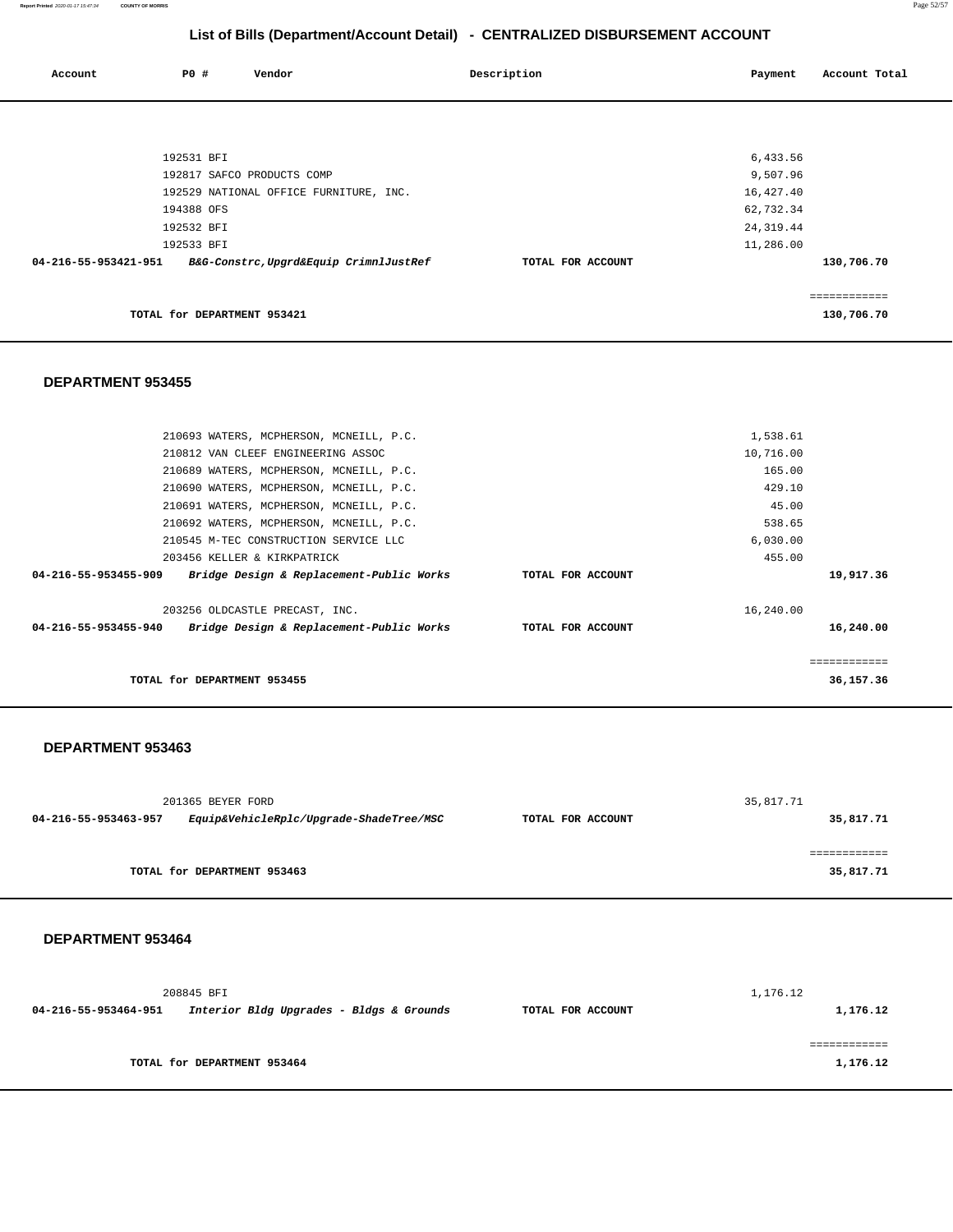## List of Bills (Department/Account Detail) - CENTRALIZED DISBURSEMENT ACCOUNT

| Account | PO # | Vendor | Description | Payment | Account Total |
|---|---|---|---|---|---|
| | 192531 | BFI | | 6,433.56 | |
| | 192817 | SAFCO PRODUCTS COMP | | 9,507.96 | |
| | 192529 | NATIONAL OFFICE FURNITURE, INC. | | 16,427.40 | |
| | 194388 | OFS | | 62,732.34 | |
| | 192532 | BFI | | 24,319.44 | |
| | 192533 | BFI | | 11,286.00 | |
| **04-216-55-953421-951** | | ***B&G-Constrc,Upgrd&Equip CrimnlJustRef*** | **TOTAL FOR ACCOUNT** | | **130,706.70** |
| | | | | | ============ |
| | **TOTAL for DEPARTMENT 953421** | | | | **130,706.70** |

### DEPARTMENT 953455

| Account | PO # | Vendor | Description | Payment | Account Total |
|---|---|---|---|---|---|
| | 210693 | WATERS, MCPHERSON, MCNEILL, P.C. | | 1,538.61 | |
| | 210812 | VAN CLEEF ENGINEERING ASSOC | | 10,716.00 | |
| | 210689 | WATERS, MCPHERSON, MCNEILL, P.C. | | 165.00 | |
| | 210690 | WATERS, MCPHERSON, MCNEILL, P.C. | | 429.10 | |
| | 210691 | WATERS, MCPHERSON, MCNEILL, P.C. | | 45.00 | |
| | 210692 | WATERS, MCPHERSON, MCNEILL, P.C. | | 538.65 | |
| | 210545 | M-TEC CONSTRUCTION SERVICE LLC | | 6,030.00 | |
| | 203456 | KELLER & KIRKPATRICK | | 455.00 | |
| **04-216-55-953455-909** | | ***Bridge Design & Replacement-Public Works*** | **TOTAL FOR ACCOUNT** | | **19,917.36** |
| | 203256 | OLDCASTLE PRECAST, INC. | | 16,240.00 | |
| **04-216-55-953455-940** | | ***Bridge Design & Replacement-Public Works*** | **TOTAL FOR ACCOUNT** | | **16,240.00** |
| | | | | | ============ |
| | **TOTAL for DEPARTMENT 953455** | | | | **36,157.36** |

### DEPARTMENT 953463

| Account | PO # | Vendor | Description | Payment | Account Total |
|---|---|---|---|---|---|
| | 201365 | BEYER FORD | | 35,817.71 | |
| **04-216-55-953463-957** | | ***Equip&VehicleRplc/Upgrade-ShadeTree/MSC*** | **TOTAL FOR ACCOUNT** | | **35,817.71** |
| | | | | | ============ |
| | **TOTAL for DEPARTMENT 953463** | | | | **35,817.71** |

### DEPARTMENT 953464

| Account | PO # | Vendor | Description | Payment | Account Total |
|---|---|---|---|---|---|
| | 208845 | BFI | | 1,176.12 | |
| **04-216-55-953464-951** | | ***Interior Bldg Upgrades - Bldgs & Grounds*** | **TOTAL FOR ACCOUNT** | | **1,176.12** |
| | | | | | ============ |
| | **TOTAL for DEPARTMENT 953464** | | | | **1,176.12** |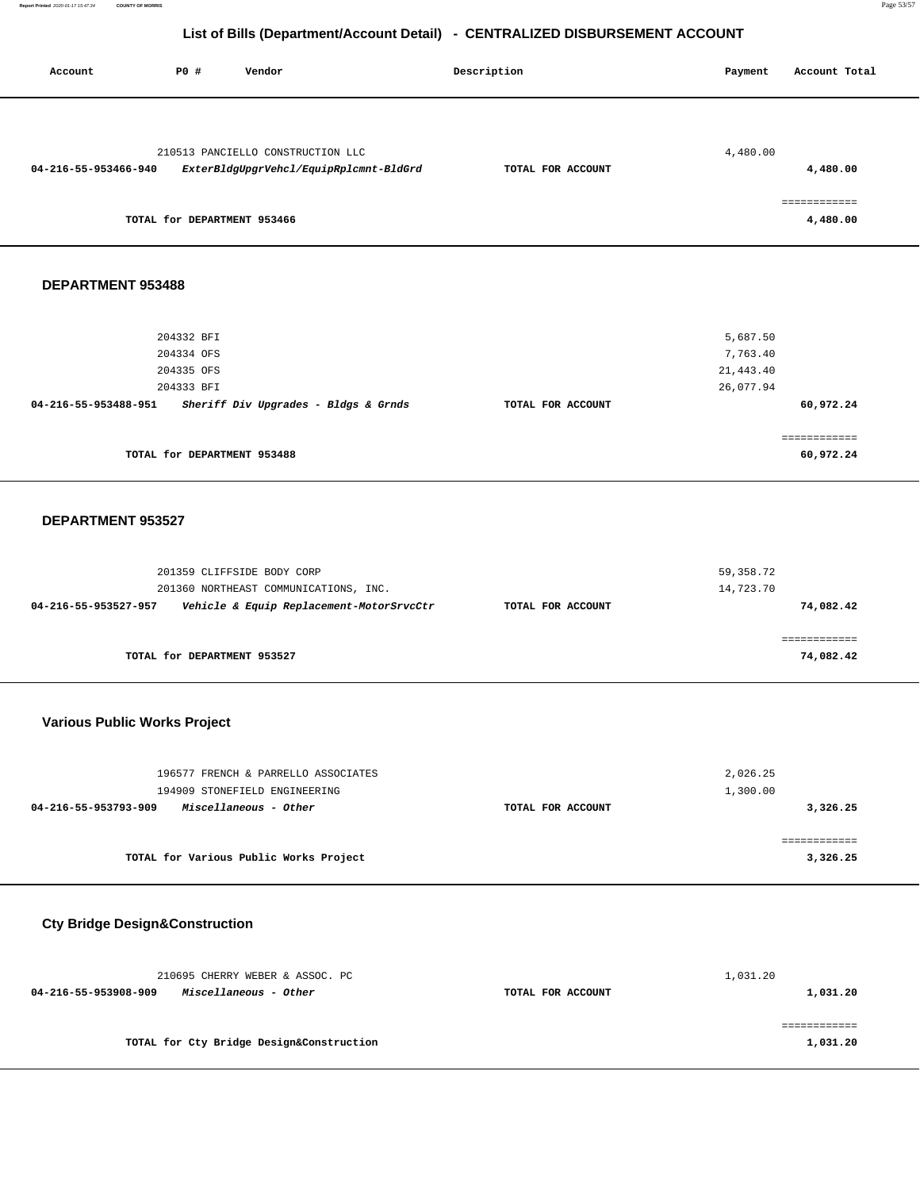## List of Bills (Department/Account Detail) - CENTRALIZED DISBURSEMENT ACCOUNT

| Account | PO # | Vendor | Description | Payment | Account Total |
|---|---|---|---|---|---|
| | 210513 | PANCIELLO CONSTRUCTION LLC | | 4,480.00 | |
| **04-216-55-953466-940** | | ***ExterBldgUpgrVehcl/EquipRplcmnt-BldGrd*** | **TOTAL FOR ACCOUNT** | | **4,480.00** |
| | | | | | ============ |
| | **TOTAL for DEPARTMENT 953466** | | | | **4,480.00** |

### DEPARTMENT 953488

| Account | PO # | Vendor | Description | Payment | Account Total |
|---|---|---|---|---|---|
| | 204332 | BFI | | 5,687.50 | |
| | 204334 | OFS | | 7,763.40 | |
| | 204335 | OFS | | 21,443.40 | |
| | 204333 | BFI | | 26,077.94 | |
| **04-216-55-953488-951** | | ***Sheriff Div Upgrades - Bldgs & Grnds*** | **TOTAL FOR ACCOUNT** | | **60,972.24** |
| | | | | | ============ |
| | **TOTAL for DEPARTMENT 953488** | | | | **60,972.24** |

### DEPARTMENT 953527

| Account | PO # | Vendor | Description | Payment | Account Total |
|---|---|---|---|---|---|
| | 201359 | CLIFFSIDE BODY CORP | | 59,358.72 | |
| | 201360 | NORTHEAST COMMUNICATIONS, INC. | | 14,723.70 | |
| **04-216-55-953527-957** | | ***Vehicle & Equip Replacement-MotorSrvcCtr*** | **TOTAL FOR ACCOUNT** | | **74,082.42** |
| | | | | | ============ |
| | **TOTAL for DEPARTMENT 953527** | | | | **74,082.42** |

### Various Public Works Project

| Account | PO # | Vendor | Description | Payment | Account Total |
|---|---|---|---|---|---|
| | 196577 | FRENCH & PARRELLO ASSOCIATES | | 2,026.25 | |
| | 194909 | STONEFIELD ENGINEERING | | 1,300.00 | |
| **04-216-55-953793-909** | | ***Miscellaneous - Other*** | **TOTAL FOR ACCOUNT** | | **3,326.25** |
| | | | | | ============ |
| | **TOTAL for Various Public Works Project** | | | | **3,326.25** |

### Cty Bridge Design&Construction

| Account | PO # | Vendor | Description | Payment | Account Total |
|---|---|---|---|---|---|
| | 210695 | CHERRY WEBER & ASSOC. PC | | 1,031.20 | |
| **04-216-55-953908-909** | | ***Miscellaneous - Other*** | **TOTAL FOR ACCOUNT** | | **1,031.20** |
| | | | | | ============ |
| | **TOTAL for Cty Bridge Design&Construction** | | | | **1,031.20** |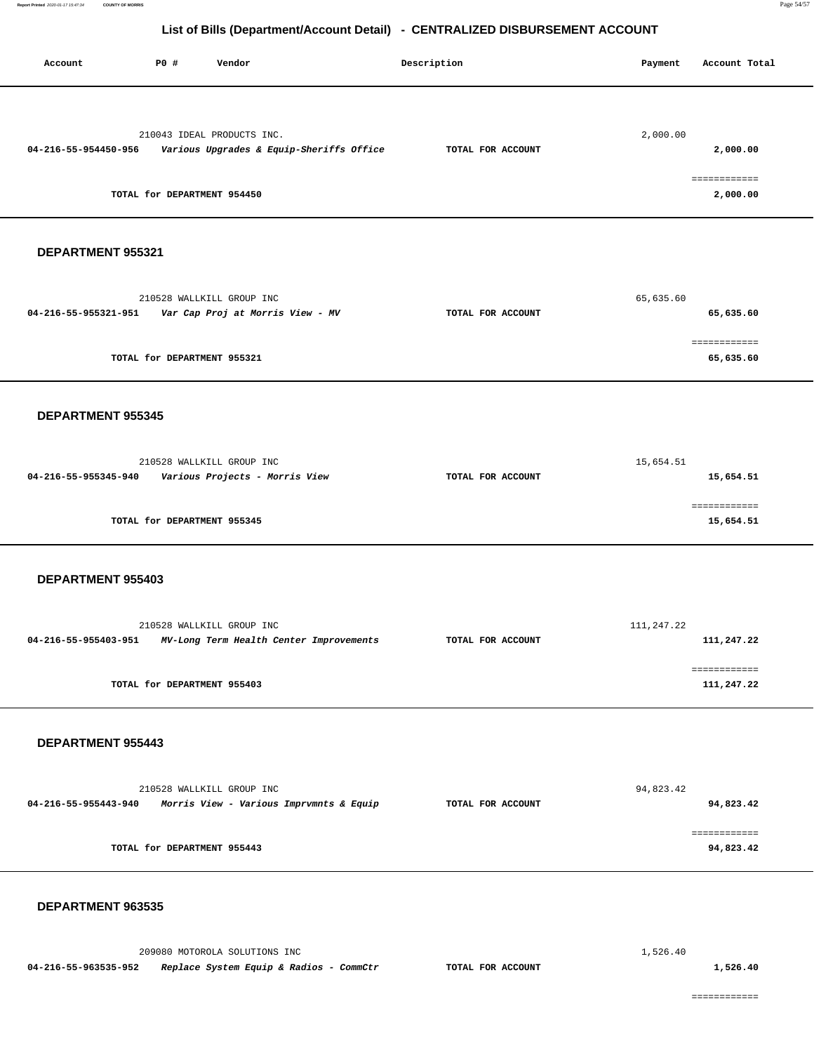# List of Bills (Department/Account Detail) - CENTRALIZED DISBURSEMENT ACCOUNT

| Account | PO # | Vendor | Description | Payment | Account Total |
|---|---|---|---|---|---|
| | 210043 | IDEAL PRODUCTS INC. | | 2,000.00 | |
| 04-216-55-954450-956 | | *Various Upgrades & Equip-Sheriffs Office* | TOTAL FOR ACCOUNT | | 2,000.00 |
| | | | | | ============ |
| | | TOTAL for DEPARTMENT 954450 | | | 2,000.00 |

**DEPARTMENT 955321**

| Account | PO # | Vendor | Description | Payment | Account Total |
|---|---|---|---|---|---|
| | 210528 | WALLKILL GROUP INC | | 65,635.60 | |
| 04-216-55-955321-951 | | *Var Cap Proj at Morris View - MV* | TOTAL FOR ACCOUNT | | 65,635.60 |
| | | | | | ============ |
| | | TOTAL for DEPARTMENT 955321 | | | 65,635.60 |

**DEPARTMENT 955345**

| Account | PO # | Vendor | Description | Payment | Account Total |
|---|---|---|---|---|---|
| | 210528 | WALLKILL GROUP INC | | 15,654.51 | |
| 04-216-55-955345-940 | | *Various Projects - Morris View* | TOTAL FOR ACCOUNT | | 15,654.51 |
| | | | | | ============ |
| | | TOTAL for DEPARTMENT 955345 | | | 15,654.51 |

**DEPARTMENT 955403**

| Account | PO # | Vendor | Description | Payment | Account Total |
|---|---|---|---|---|---|
| | 210528 | WALLKILL GROUP INC | | 111,247.22 | |
| 04-216-55-955403-951 | | *MV-Long Term Health Center Improvements* | TOTAL FOR ACCOUNT | | 111,247.22 |
| | | | | | ============ |
| | | TOTAL for DEPARTMENT 955403 | | | 111,247.22 |

**DEPARTMENT 955443**

| Account | PO # | Vendor | Description | Payment | Account Total |
|---|---|---|---|---|---|
| | 210528 | WALLKILL GROUP INC | | 94,823.42 | |
| 04-216-55-955443-940 | | *Morris View - Various Imprvmnts & Equip* | TOTAL FOR ACCOUNT | | 94,823.42 |
| | | | | | ============ |
| | | TOTAL for DEPARTMENT 955443 | | | 94,823.42 |

**DEPARTMENT 963535**

| Account | PO # | Vendor | Description | Payment | Account Total |
|---|---|---|---|---|---|
| | 209080 | MOTOROLA SOLUTIONS INC | | 1,526.40 | |
| 04-216-55-963535-952 | | *Replace System Equip & Radios - CommCtr* | TOTAL FOR ACCOUNT | | 1,526.40 |
| | | | | | ============ |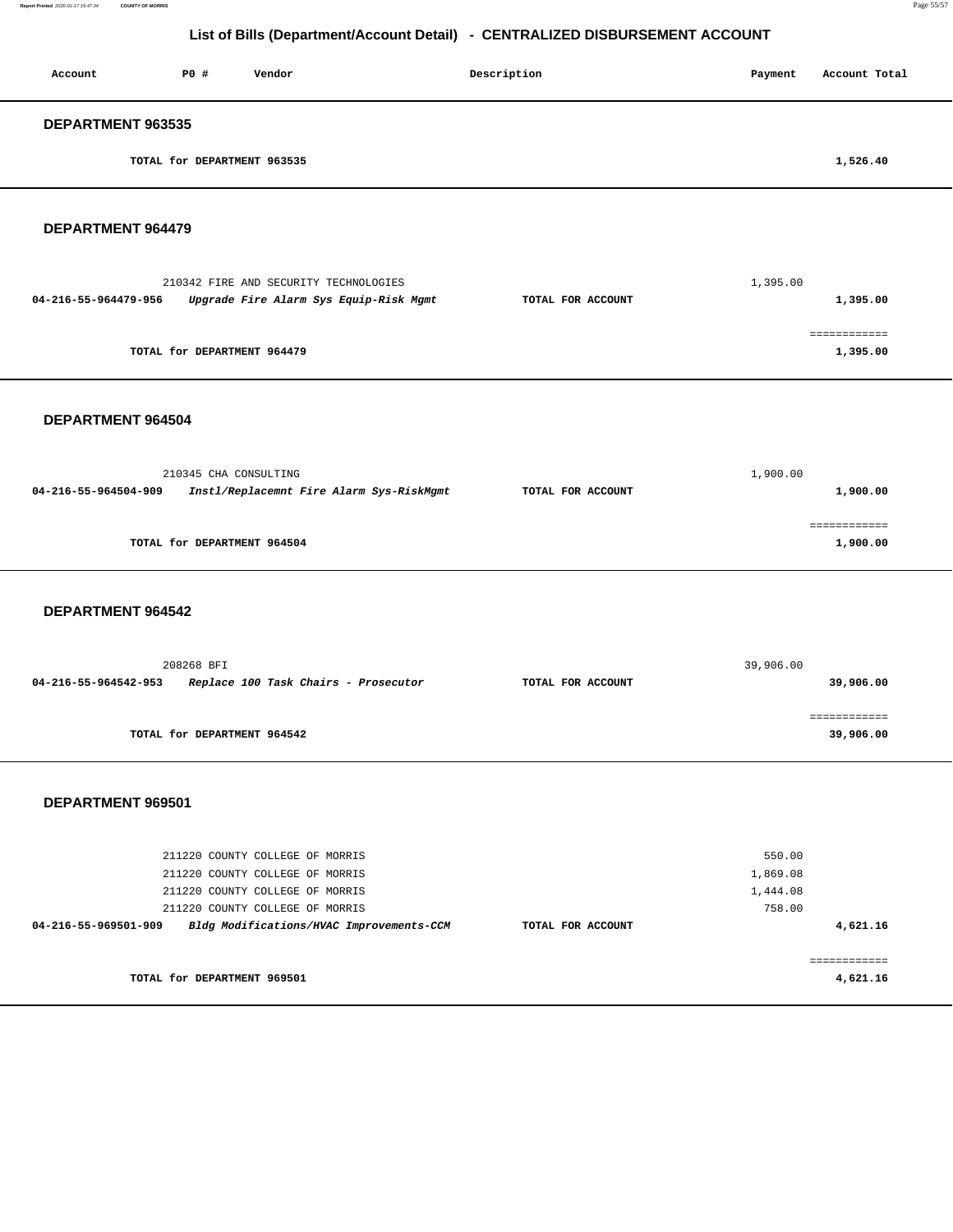## List of Bills (Department/Account Detail) - CENTRALIZED DISBURSEMENT ACCOUNT

| Account | PO # | Vendor | Description | Payment | Account Total |
|---|---|---|---|---|---|

### DEPARTMENT 963535

| | | | |
|---|---|---|---|
| TOTAL for DEPARTMENT 963535 | | | 1,526.40 |

### DEPARTMENT 964479

| Account | PO # / Vendor / Description | | Payment | Account Total |
|---|---|---|---|---|
| | 210342 FIRE AND SECURITY TECHNOLOGIES | | 1,395.00 | |
| 04-216-55-964479-956 | *Upgrade Fire Alarm Sys Equip-Risk Mgmt* | TOTAL FOR ACCOUNT | | 1,395.00 |
| | TOTAL for DEPARTMENT 964479 | | | 1,395.00 |

### DEPARTMENT 964504

| Account | PO # / Vendor / Description | | Payment | Account Total |
|---|---|---|---|---|
| | 210345 CHA CONSULTING | | 1,900.00 | |
| 04-216-55-964504-909 | *Instl/Replacemnt Fire Alarm Sys-RiskMgmt* | TOTAL FOR ACCOUNT | | 1,900.00 |
| | TOTAL for DEPARTMENT 964504 | | | 1,900.00 |

### DEPARTMENT 964542

| Account | PO # / Vendor / Description | | Payment | Account Total |
|---|---|---|---|---|
| | 208268 BFI | | 39,906.00 | |
| 04-216-55-964542-953 | *Replace 100 Task Chairs - Prosecutor* | TOTAL FOR ACCOUNT | | 39,906.00 |
| | TOTAL for DEPARTMENT 964542 | | | 39,906.00 |

### DEPARTMENT 969501

| Account | PO # / Vendor / Description | | Payment | Account Total |
|---|---|---|---|---|
| | 211220 COUNTY COLLEGE OF MORRIS | | 550.00 | |
| | 211220 COUNTY COLLEGE OF MORRIS | | 1,869.08 | |
| | 211220 COUNTY COLLEGE OF MORRIS | | 1,444.08 | |
| | 211220 COUNTY COLLEGE OF MORRIS | | 758.00 | |
| 04-216-55-969501-909 | *Bldg Modifications/HVAC Improvements-CCM* | TOTAL FOR ACCOUNT | | 4,621.16 |
| | TOTAL for DEPARTMENT 969501 | | | 4,621.16 |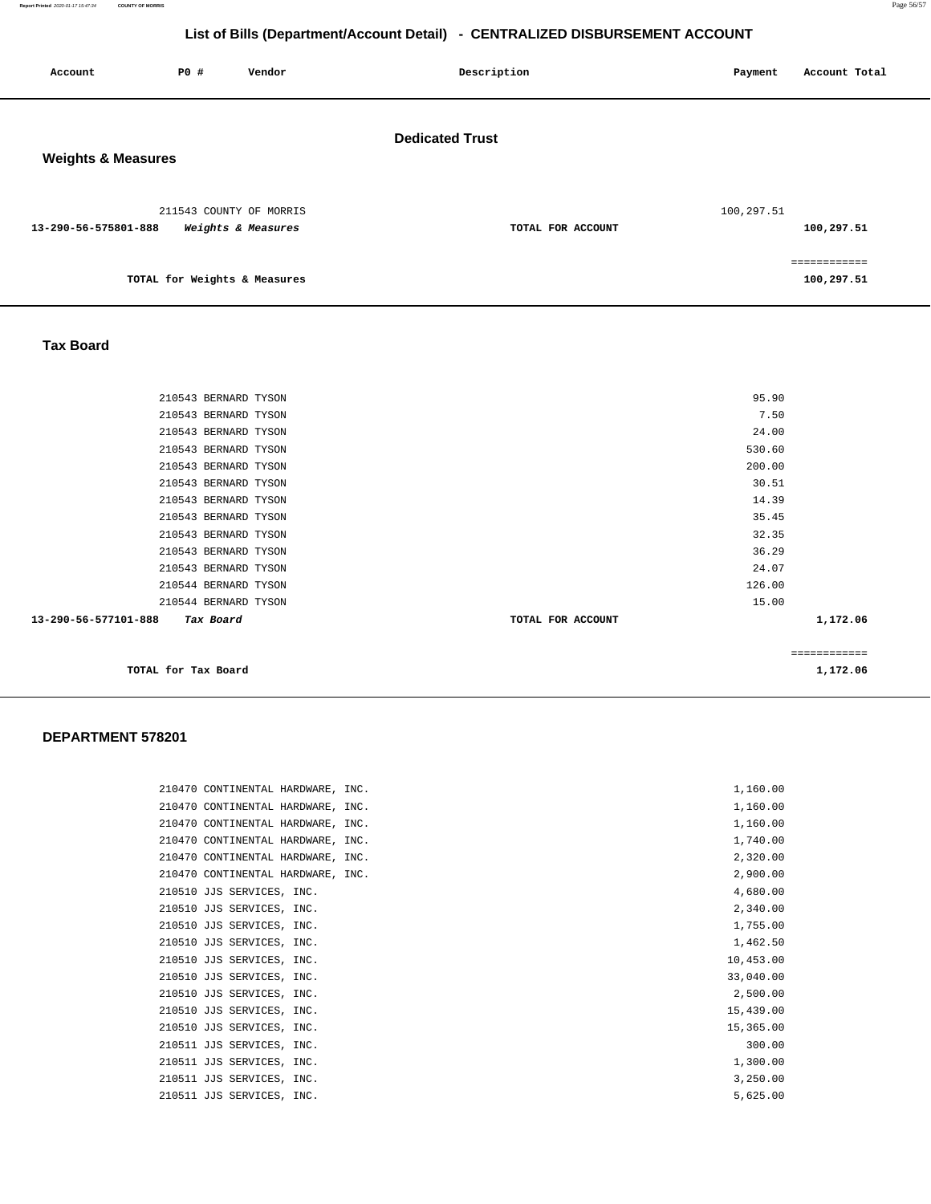# List of Bills (Department/Account Detail) - CENTRALIZED DISBURSEMENT ACCOUNT

| Account | PO # | Vendor | Description | Payment | Account Total |
|---|---|---|---|---|---|

## Dedicated Trust

### Weights & Measures

| Account | PO # | Vendor | Description | Payment | Account Total |
|---|---|---|---|---|---|
| | 211543 | COUNTY OF MORRIS | | 100,297.51 | |
| **13-290-56-575801-888** | | ***Weights & Measures*** | **TOTAL FOR ACCOUNT** | | **100,297.51** |
| | | | | | ============ |
| | | **TOTAL for Weights & Measures** | | | **100,297.51** |

### Tax Board

| Account | PO # | Vendor | Description | Payment | Account Total |
|---|---|---|---|---|---|
| | 210543 | BERNARD TYSON | | 95.90 | |
| | 210543 | BERNARD TYSON | | 7.50 | |
| | 210543 | BERNARD TYSON | | 24.00 | |
| | 210543 | BERNARD TYSON | | 530.60 | |
| | 210543 | BERNARD TYSON | | 200.00 | |
| | 210543 | BERNARD TYSON | | 30.51 | |
| | 210543 | BERNARD TYSON | | 14.39 | |
| | 210543 | BERNARD TYSON | | 35.45 | |
| | 210543 | BERNARD TYSON | | 32.35 | |
| | 210543 | BERNARD TYSON | | 36.29 | |
| | 210543 | BERNARD TYSON | | 24.07 | |
| | 210544 | BERNARD TYSON | | 126.00 | |
| | 210544 | BERNARD TYSON | | 15.00 | |
| **13-290-56-577101-888** | | ***Tax Board*** | **TOTAL FOR ACCOUNT** | | **1,172.06** |
| | | | | | ============ |
| | | **TOTAL for Tax Board** | | | **1,172.06** |

### DEPARTMENT 578201

| Account | PO # | Vendor | Description | Payment | Account Total |
|---|---|---|---|---|---|
| | 210470 | CONTINENTAL HARDWARE, INC. | | 1,160.00 | |
| | 210470 | CONTINENTAL HARDWARE, INC. | | 1,160.00 | |
| | 210470 | CONTINENTAL HARDWARE, INC. | | 1,160.00 | |
| | 210470 | CONTINENTAL HARDWARE, INC. | | 1,740.00 | |
| | 210470 | CONTINENTAL HARDWARE, INC. | | 2,320.00 | |
| | 210470 | CONTINENTAL HARDWARE, INC. | | 2,900.00 | |
| | 210510 | JJS SERVICES, INC. | | 4,680.00 | |
| | 210510 | JJS SERVICES, INC. | | 2,340.00 | |
| | 210510 | JJS SERVICES, INC. | | 1,755.00 | |
| | 210510 | JJS SERVICES, INC. | | 1,462.50 | |
| | 210510 | JJS SERVICES, INC. | | 10,453.00 | |
| | 210510 | JJS SERVICES, INC. | | 33,040.00 | |
| | 210510 | JJS SERVICES, INC. | | 2,500.00 | |
| | 210510 | JJS SERVICES, INC. | | 15,439.00 | |
| | 210510 | JJS SERVICES, INC. | | 15,365.00 | |
| | 210511 | JJS SERVICES, INC. | | 300.00 | |
| | 210511 | JJS SERVICES, INC. | | 1,300.00 | |
| | 210511 | JJS SERVICES, INC. | | 3,250.00 | |
| | 210511 | JJS SERVICES, INC. | | 5,625.00 | |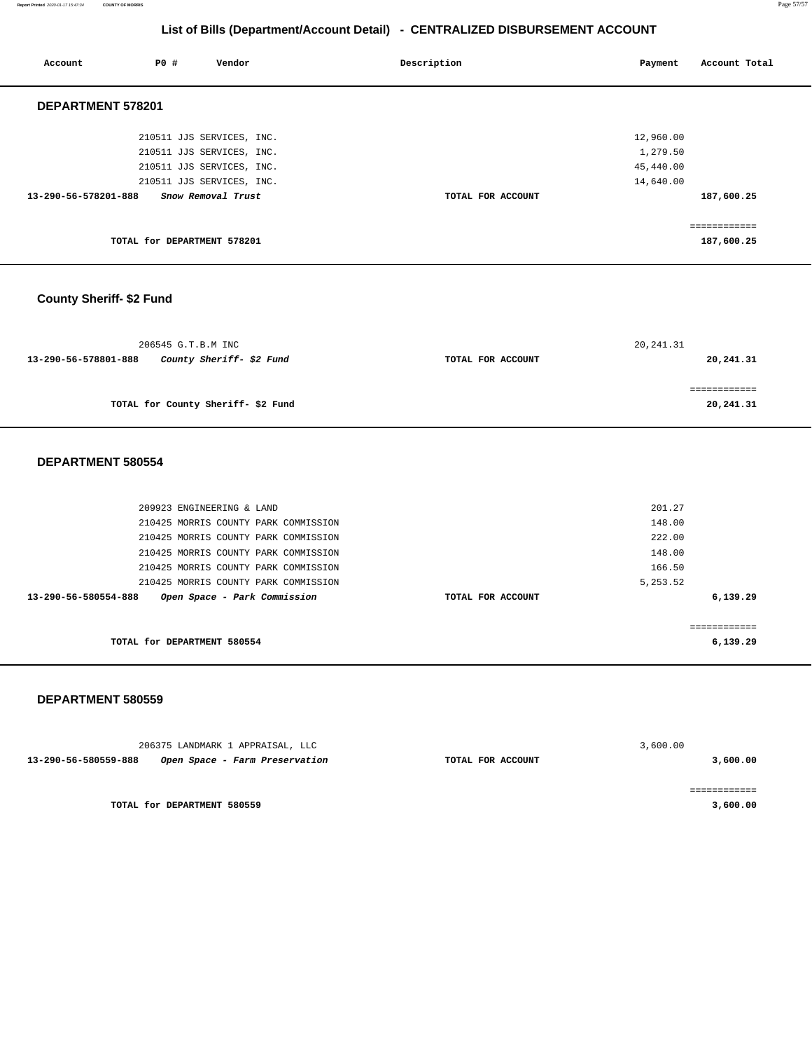## List of Bills (Department/Account Detail) - CENTRALIZED DISBURSEMENT ACCOUNT

| Account | PO # | Vendor | Description | Payment | Account Total |
|---|---|---|---|---|---|

### DEPARTMENT 578201

| Account | PO # | Vendor | Description | Payment | Account Total |
|---|---|---|---|---|---|
| | 210511 | JJS SERVICES, INC. | | 12,960.00 | |
| | 210511 | JJS SERVICES, INC. | | 1,279.50 | |
| | 210511 | JJS SERVICES, INC. | | 45,440.00 | |
| | 210511 | JJS SERVICES, INC. | | 14,640.00 | |
| **13-290-56-578201-888** | | ***Snow Removal Trust*** | **TOTAL FOR ACCOUNT** | | **187,600.25** |

============

**TOTAL for DEPARTMENT 578201** **187,600.25**

### County Sheriff- $2 Fund

| Account | PO # | Vendor | Description | Payment | Account Total |
|---|---|---|---|---|---|
| | 206545 | G.T.B.M INC | | 20,241.31 | |
| **13-290-56-578801-888** | | ***County Sheriff- $2 Fund*** | **TOTAL FOR ACCOUNT** | | **20,241.31** |

============

**TOTAL for County Sheriff- $2 Fund** **20,241.31**

### DEPARTMENT 580554

| Account | PO # | Vendor | Description | Payment | Account Total |
|---|---|---|---|---|---|
| | 209923 | ENGINEERING & LAND | | 201.27 | |
| | 210425 | MORRIS COUNTY PARK COMMISSION | | 148.00 | |
| | 210425 | MORRIS COUNTY PARK COMMISSION | | 222.00 | |
| | 210425 | MORRIS COUNTY PARK COMMISSION | | 148.00 | |
| | 210425 | MORRIS COUNTY PARK COMMISSION | | 166.50 | |
| | 210425 | MORRIS COUNTY PARK COMMISSION | | 5,253.52 | |
| **13-290-56-580554-888** | | ***Open Space - Park Commission*** | **TOTAL FOR ACCOUNT** | | **6,139.29** |

============

**TOTAL for DEPARTMENT 580554** **6,139.29**

### DEPARTMENT 580559

| Account | PO # | Vendor | Description | Payment | Account Total |
|---|---|---|---|---|---|
| | 206375 | LANDMARK 1 APPRAISAL, LLC | | 3,600.00 | |
| **13-290-56-580559-888** | | ***Open Space - Farm Preservation*** | **TOTAL FOR ACCOUNT** | | **3,600.00** |

============

**TOTAL for DEPARTMENT 580559** **3,600.00**